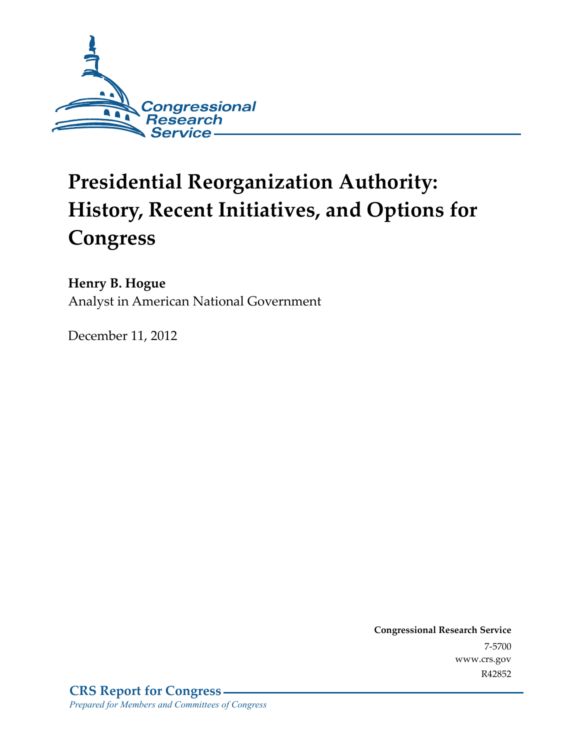Congressional Research Service

# Presidential Reorganization Authority: History, Recent Initiatives, and Options for Congress

**Henry B. Hogue**
Analyst in American National Government

December 11, 2012

**Congressional Research Service**
7-5700
www.crs.gov
R42852

**CRS Report for Congress**
*Prepared for Members and Committees of Congress*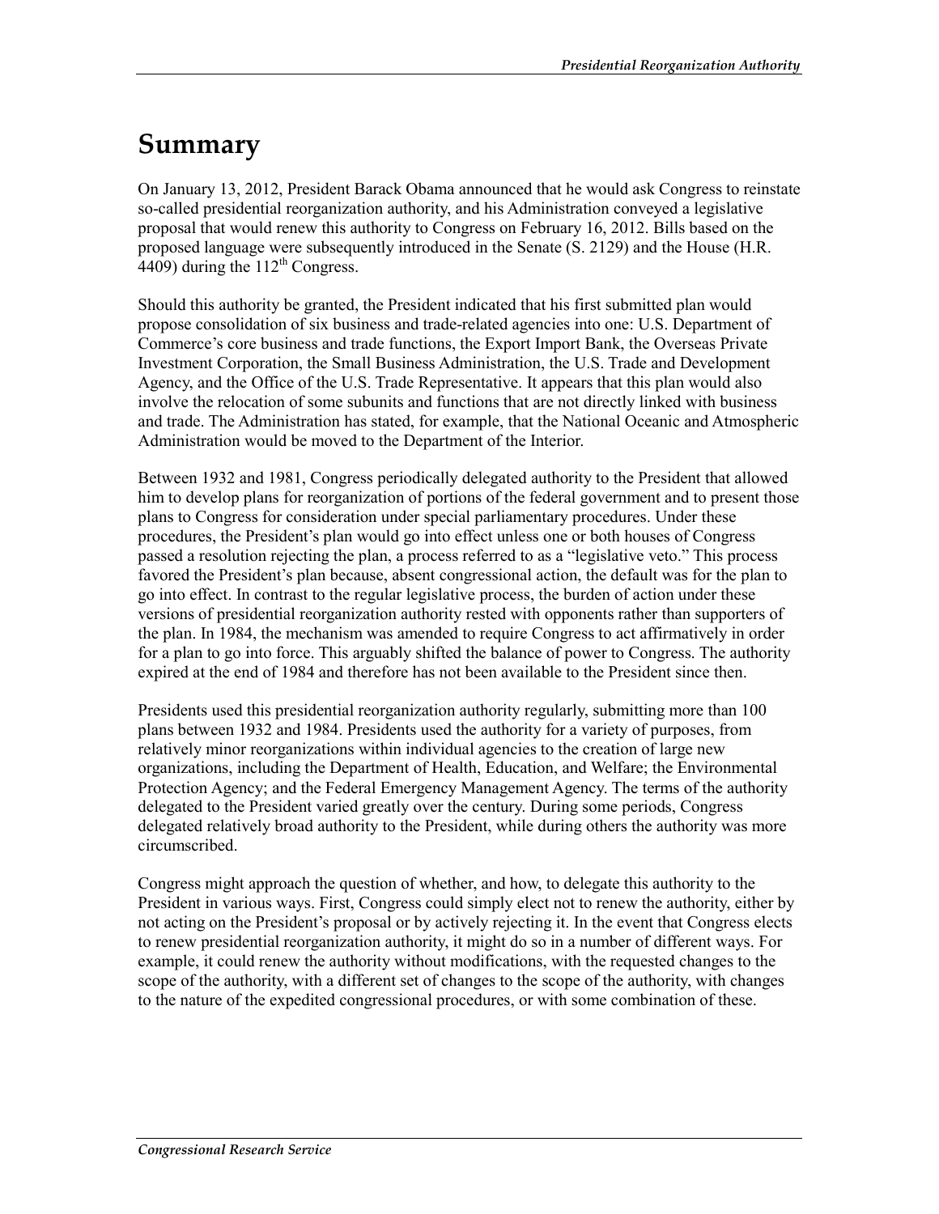# Summary

On January 13, 2012, President Barack Obama announced that he would ask Congress to reinstate so-called presidential reorganization authority, and his Administration conveyed a legislative proposal that would renew this authority to Congress on February 16, 2012. Bills based on the proposed language were subsequently introduced in the Senate (S. 2129) and the House (H.R. 4409) during the 112th Congress.

Should this authority be granted, the President indicated that his first submitted plan would propose consolidation of six business and trade-related agencies into one: U.S. Department of Commerce's core business and trade functions, the Export Import Bank, the Overseas Private Investment Corporation, the Small Business Administration, the U.S. Trade and Development Agency, and the Office of the U.S. Trade Representative. It appears that this plan would also involve the relocation of some subunits and functions that are not directly linked with business and trade. The Administration has stated, for example, that the National Oceanic and Atmospheric Administration would be moved to the Department of the Interior.

Between 1932 and 1981, Congress periodically delegated authority to the President that allowed him to develop plans for reorganization of portions of the federal government and to present those plans to Congress for consideration under special parliamentary procedures. Under these procedures, the President's plan would go into effect unless one or both houses of Congress passed a resolution rejecting the plan, a process referred to as a "legislative veto." This process favored the President's plan because, absent congressional action, the default was for the plan to go into effect. In contrast to the regular legislative process, the burden of action under these versions of presidential reorganization authority rested with opponents rather than supporters of the plan. In 1984, the mechanism was amended to require Congress to act affirmatively in order for a plan to go into force. This arguably shifted the balance of power to Congress. The authority expired at the end of 1984 and therefore has not been available to the President since then.

Presidents used this presidential reorganization authority regularly, submitting more than 100 plans between 1932 and 1984. Presidents used the authority for a variety of purposes, from relatively minor reorganizations within individual agencies to the creation of large new organizations, including the Department of Health, Education, and Welfare; the Environmental Protection Agency; and the Federal Emergency Management Agency. The terms of the authority delegated to the President varied greatly over the century. During some periods, Congress delegated relatively broad authority to the President, while during others the authority was more circumscribed.

Congress might approach the question of whether, and how, to delegate this authority to the President in various ways. First, Congress could simply elect not to renew the authority, either by not acting on the President's proposal or by actively rejecting it. In the event that Congress elects to renew presidential reorganization authority, it might do so in a number of different ways. For example, it could renew the authority without modifications, with the requested changes to the scope of the authority, with a different set of changes to the scope of the authority, with changes to the nature of the expedited congressional procedures, or with some combination of these.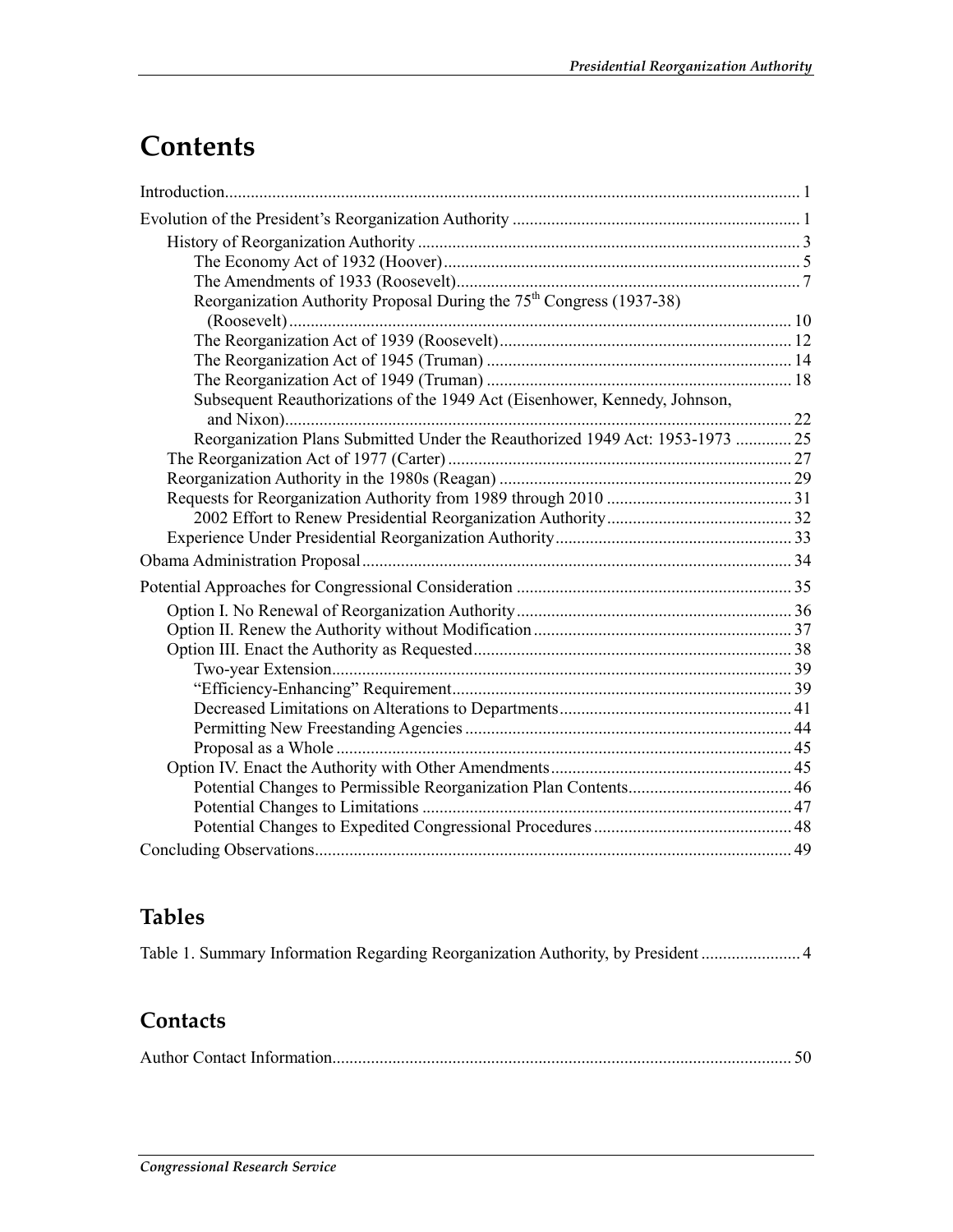# Contents

Introduction ..... 1

Evolution of the President's Reorganization Authority ..... 1

- History of Reorganization Authority ..... 3
  - The Economy Act of 1932 (Hoover) ..... 5
  - The Amendments of 1933 (Roosevelt) ..... 7
  - Reorganization Authority Proposal During the 75th Congress (1937-38) (Roosevelt) ..... 10
  - The Reorganization Act of 1939 (Roosevelt) ..... 12
  - The Reorganization Act of 1945 (Truman) ..... 14
  - The Reorganization Act of 1949 (Truman) ..... 18
  - Subsequent Reauthorizations of the 1949 Act (Eisenhower, Kennedy, Johnson, and Nixon) ..... 22
  - Reorganization Plans Submitted Under the Reauthorized 1949 Act: 1953-1973 ..... 25
- The Reorganization Act of 1977 (Carter) ..... 27
- Reorganization Authority in the 1980s (Reagan) ..... 29
- Requests for Reorganization Authority from 1989 through 2010 ..... 31
  - 2002 Effort to Renew Presidential Reorganization Authority ..... 32
- Experience Under Presidential Reorganization Authority ..... 33

Obama Administration Proposal ..... 34

Potential Approaches for Congressional Consideration ..... 35

- Option I. No Renewal of Reorganization Authority ..... 36
- Option II. Renew the Authority without Modification ..... 37
- Option III. Enact the Authority as Requested ..... 38
  - Two-year Extension ..... 39
  - "Efficiency-Enhancing" Requirement ..... 39
  - Decreased Limitations on Alterations to Departments ..... 41
  - Permitting New Freestanding Agencies ..... 44
  - Proposal as a Whole ..... 45
- Option IV. Enact the Authority with Other Amendments ..... 45
  - Potential Changes to Permissible Reorganization Plan Contents ..... 46
  - Potential Changes to Limitations ..... 47
  - Potential Changes to Expedited Congressional Procedures ..... 48

Concluding Observations ..... 49

## Tables

Table 1. Summary Information Regarding Reorganization Authority, by President ..... 4

## Contacts

Author Contact Information ..... 50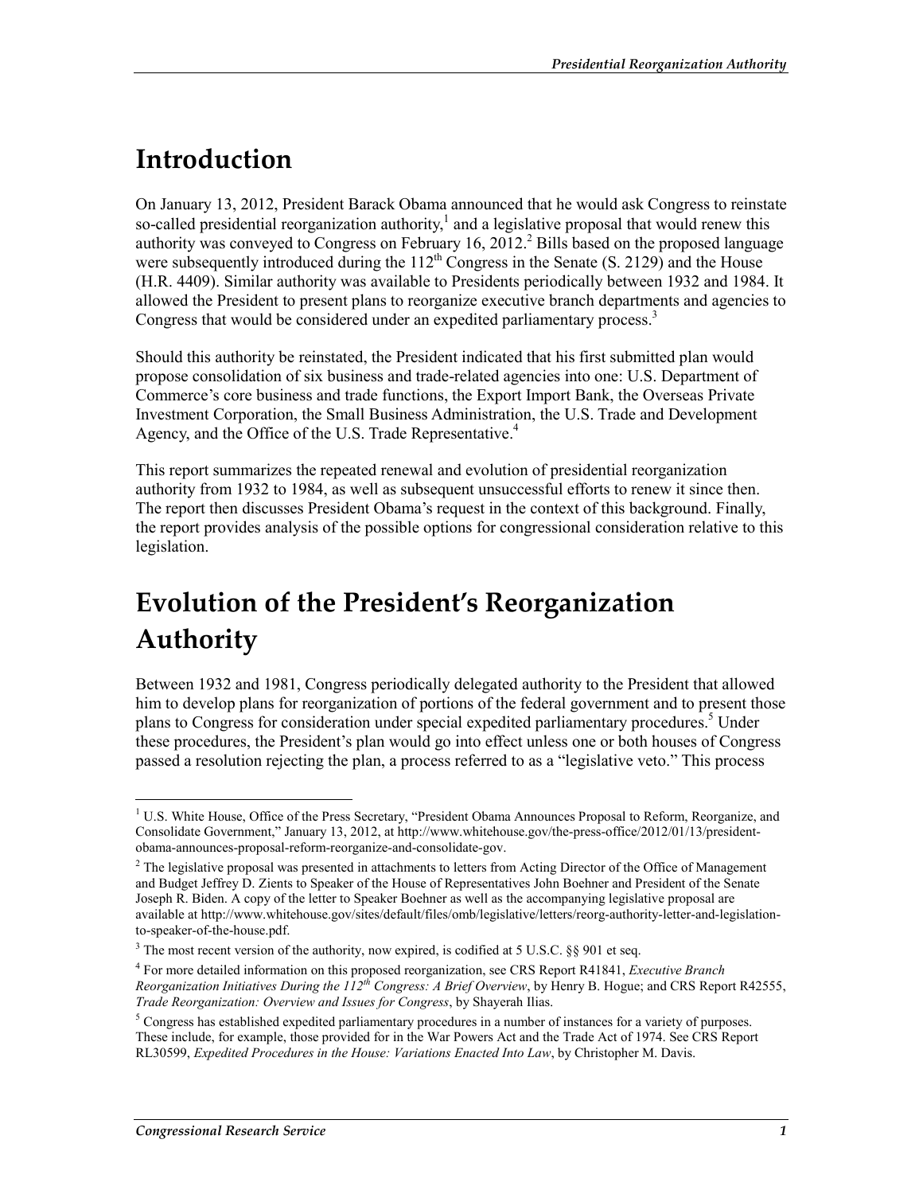# Introduction

On January 13, 2012, President Barack Obama announced that he would ask Congress to reinstate so-called presidential reorganization authority,[1] and a legislative proposal that would renew this authority was conveyed to Congress on February 16, 2012.[2] Bills based on the proposed language were subsequently introduced during the 112th Congress in the Senate (S. 2129) and the House (H.R. 4409). Similar authority was available to Presidents periodically between 1932 and 1984. It allowed the President to present plans to reorganize executive branch departments and agencies to Congress that would be considered under an expedited parliamentary process.[3]

Should this authority be reinstated, the President indicated that his first submitted plan would propose consolidation of six business and trade-related agencies into one: U.S. Department of Commerce's core business and trade functions, the Export Import Bank, the Overseas Private Investment Corporation, the Small Business Administration, the U.S. Trade and Development Agency, and the Office of the U.S. Trade Representative.[4]

This report summarizes the repeated renewal and evolution of presidential reorganization authority from 1932 to 1984, as well as subsequent unsuccessful efforts to renew it since then. The report then discusses President Obama's request in the context of this background. Finally, the report provides analysis of the possible options for congressional consideration relative to this legislation.

# Evolution of the President's Reorganization Authority

Between 1932 and 1981, Congress periodically delegated authority to the President that allowed him to develop plans for reorganization of portions of the federal government and to present those plans to Congress for consideration under special expedited parliamentary procedures.[5] Under these procedures, the President's plan would go into effect unless one or both houses of Congress passed a resolution rejecting the plan, a process referred to as a "legislative veto." This process

---

[1] U.S. White House, Office of the Press Secretary, "President Obama Announces Proposal to Reform, Reorganize, and Consolidate Government," January 13, 2012, at http://www.whitehouse.gov/the-press-office/2012/01/13/president-obama-announces-proposal-reform-reorganize-and-consolidate-gov.

[2] The legislative proposal was presented in attachments to letters from Acting Director of the Office of Management and Budget Jeffrey D. Zients to Speaker of the House of Representatives John Boehner and President of the Senate Joseph R. Biden. A copy of the letter to Speaker Boehner as well as the accompanying legislative proposal are available at http://www.whitehouse.gov/sites/default/files/omb/legislative/letters/reorg-authority-letter-and-legislation-to-speaker-of-the-house.pdf.

[3] The most recent version of the authority, now expired, is codified at 5 U.S.C. §§ 901 et seq.

[4] For more detailed information on this proposed reorganization, see CRS Report R41841, *Executive Branch Reorganization Initiatives During the 112th Congress: A Brief Overview*, by Henry B. Hogue; and CRS Report R42555, *Trade Reorganization: Overview and Issues for Congress*, by Shayerah Ilias.

[5] Congress has established expedited parliamentary procedures in a number of instances for a variety of purposes. These include, for example, those provided for in the War Powers Act and the Trade Act of 1974. See CRS Report RL30599, *Expedited Procedures in the House: Variations Enacted Into Law*, by Christopher M. Davis.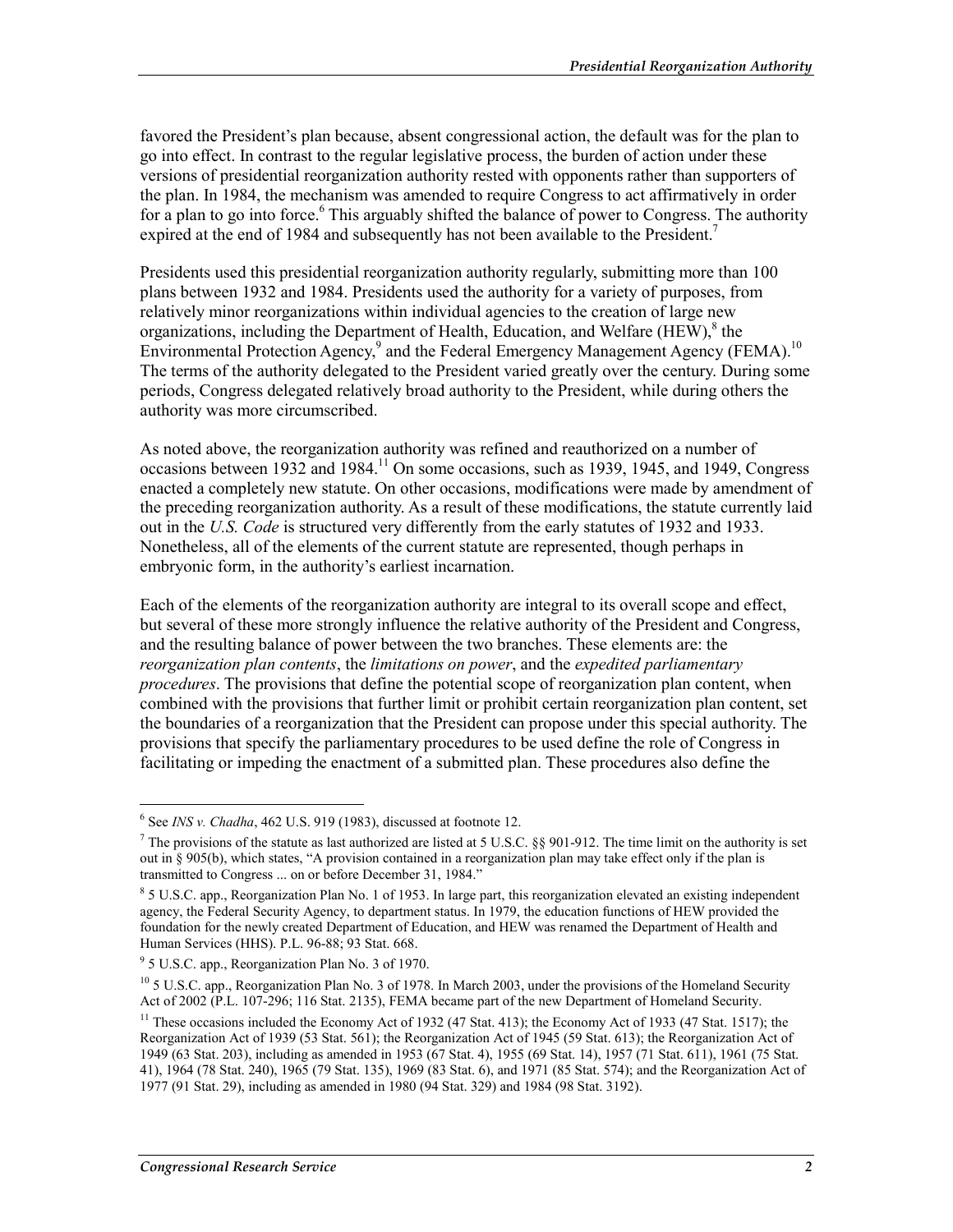favored the President's plan because, absent congressional action, the default was for the plan to go into effect. In contrast to the regular legislative process, the burden of action under these versions of presidential reorganization authority rested with opponents rather than supporters of the plan. In 1984, the mechanism was amended to require Congress to act affirmatively in order for a plan to go into force.[6] This arguably shifted the balance of power to Congress. The authority expired at the end of 1984 and subsequently has not been available to the President.[7]

Presidents used this presidential reorganization authority regularly, submitting more than 100 plans between 1932 and 1984. Presidents used the authority for a variety of purposes, from relatively minor reorganizations within individual agencies to the creation of large new organizations, including the Department of Health, Education, and Welfare (HEW),[8] the Environmental Protection Agency,[9] and the Federal Emergency Management Agency (FEMA).[10] The terms of the authority delegated to the President varied greatly over the century. During some periods, Congress delegated relatively broad authority to the President, while during others the authority was more circumscribed.

As noted above, the reorganization authority was refined and reauthorized on a number of occasions between 1932 and 1984.[11] On some occasions, such as 1939, 1945, and 1949, Congress enacted a completely new statute. On other occasions, modifications were made by amendment of the preceding reorganization authority. As a result of these modifications, the statute currently laid out in the *U.S. Code* is structured very differently from the early statutes of 1932 and 1933. Nonetheless, all of the elements of the current statute are represented, though perhaps in embryonic form, in the authority's earliest incarnation.

Each of the elements of the reorganization authority are integral to its overall scope and effect, but several of these more strongly influence the relative authority of the President and Congress, and the resulting balance of power between the two branches. These elements are: the *reorganization plan contents*, the *limitations on power*, and the *expedited parliamentary procedures*. The provisions that define the potential scope of reorganization plan content, when combined with the provisions that further limit or prohibit certain reorganization plan content, set the boundaries of a reorganization that the President can propose under this special authority. The provisions that specify the parliamentary procedures to be used define the role of Congress in facilitating or impeding the enactment of a submitted plan. These procedures also define the

---

[6] See *INS v. Chadha*, 462 U.S. 919 (1983), discussed at footnote 12.

[7] The provisions of the statute as last authorized are listed at 5 U.S.C. §§ 901-912. The time limit on the authority is set out in § 905(b), which states, "A provision contained in a reorganization plan may take effect only if the plan is transmitted to Congress ... on or before December 31, 1984."

[8] 5 U.S.C. app., Reorganization Plan No. 1 of 1953. In large part, this reorganization elevated an existing independent agency, the Federal Security Agency, to department status. In 1979, the education functions of HEW provided the foundation for the newly created Department of Education, and HEW was renamed the Department of Health and Human Services (HHS). P.L. 96-88; 93 Stat. 668.

[9] 5 U.S.C. app., Reorganization Plan No. 3 of 1970.

[10] 5 U.S.C. app., Reorganization Plan No. 3 of 1978. In March 2003, under the provisions of the Homeland Security Act of 2002 (P.L. 107-296; 116 Stat. 2135), FEMA became part of the new Department of Homeland Security.

[11] These occasions included the Economy Act of 1932 (47 Stat. 413); the Economy Act of 1933 (47 Stat. 1517); the Reorganization Act of 1939 (53 Stat. 561); the Reorganization Act of 1945 (59 Stat. 613); the Reorganization Act of 1949 (63 Stat. 203), including as amended in 1953 (67 Stat. 4), 1955 (69 Stat. 14), 1957 (71 Stat. 611), 1961 (75 Stat. 41), 1964 (78 Stat. 240), 1965 (79 Stat. 135), 1969 (83 Stat. 6), and 1971 (85 Stat. 574); and the Reorganization Act of 1977 (91 Stat. 29), including as amended in 1980 (94 Stat. 329) and 1984 (98 Stat. 3192).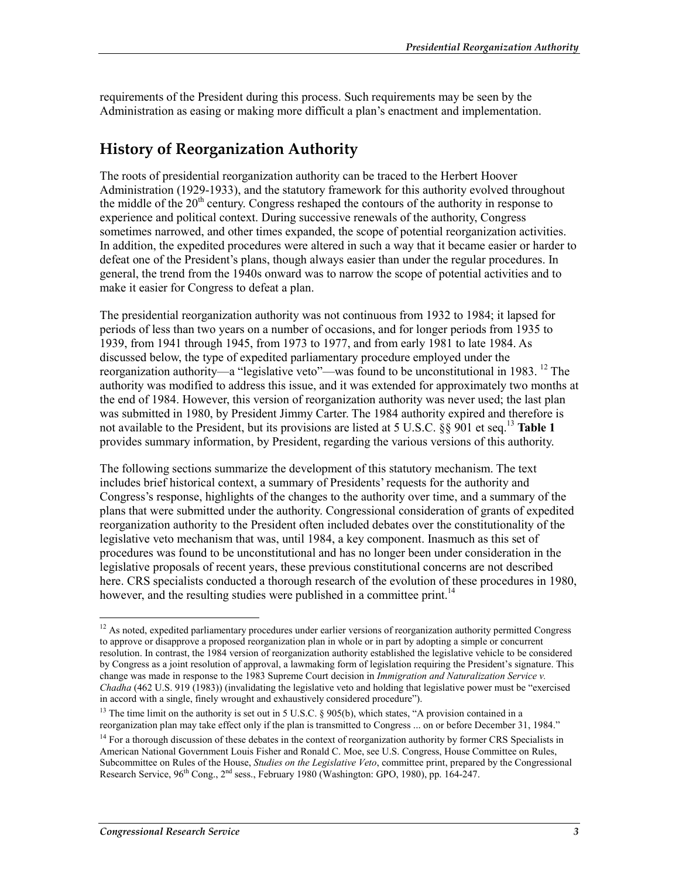requirements of the President during this process. Such requirements may be seen by the Administration as easing or making more difficult a plan's enactment and implementation.

## History of Reorganization Authority

The roots of presidential reorganization authority can be traced to the Herbert Hoover Administration (1929-1933), and the statutory framework for this authority evolved throughout the middle of the 20th century. Congress reshaped the contours of the authority in response to experience and political context. During successive renewals of the authority, Congress sometimes narrowed, and other times expanded, the scope of potential reorganization activities. In addition, the expedited procedures were altered in such a way that it became easier or harder to defeat one of the President's plans, though always easier than under the regular procedures. In general, the trend from the 1940s onward was to narrow the scope of potential activities and to make it easier for Congress to defeat a plan.

The presidential reorganization authority was not continuous from 1932 to 1984; it lapsed for periods of less than two years on a number of occasions, and for longer periods from 1935 to 1939, from 1941 through 1945, from 1973 to 1977, and from early 1981 to late 1984. As discussed below, the type of expedited parliamentary procedure employed under the reorganization authority—a "legislative veto"—was found to be unconstitutional in 1983. [12] The authority was modified to address this issue, and it was extended for approximately two months at the end of 1984. However, this version of reorganization authority was never used; the last plan was submitted in 1980, by President Jimmy Carter. The 1984 authority expired and therefore is not available to the President, but its provisions are listed at 5 U.S.C. §§ 901 et seq.[13] **Table 1** provides summary information, by President, regarding the various versions of this authority.

The following sections summarize the development of this statutory mechanism. The text includes brief historical context, a summary of Presidents' requests for the authority and Congress's response, highlights of the changes to the authority over time, and a summary of the plans that were submitted under the authority. Congressional consideration of grants of expedited reorganization authority to the President often included debates over the constitutionality of the legislative veto mechanism that was, until 1984, a key component. Inasmuch as this set of procedures was found to be unconstitutional and has no longer been under consideration in the legislative proposals of recent years, these previous constitutional concerns are not described here. CRS specialists conducted a thorough research of the evolution of these procedures in 1980, however, and the resulting studies were published in a committee print.[14]

---

[12] As noted, expedited parliamentary procedures under earlier versions of reorganization authority permitted Congress to approve or disapprove a proposed reorganization plan in whole or in part by adopting a simple or concurrent resolution. In contrast, the 1984 version of reorganization authority established the legislative vehicle to be considered by Congress as a joint resolution of approval, a lawmaking form of legislation requiring the President's signature. This change was made in response to the 1983 Supreme Court decision in *Immigration and Naturalization Service v. Chadha* (462 U.S. 919 (1983)) (invalidating the legislative veto and holding that legislative power must be "exercised in accord with a single, finely wrought and exhaustively considered procedure").

[13] The time limit on the authority is set out in 5 U.S.C. § 905(b), which states, "A provision contained in a reorganization plan may take effect only if the plan is transmitted to Congress ... on or before December 31, 1984."

[14] For a thorough discussion of these debates in the context of reorganization authority by former CRS Specialists in American National Government Louis Fisher and Ronald C. Moe, see U.S. Congress, House Committee on Rules, Subcommittee on Rules of the House, *Studies on the Legislative Veto*, committee print, prepared by the Congressional Research Service, 96th Cong., 2nd sess., February 1980 (Washington: GPO, 1980), pp. 164-247.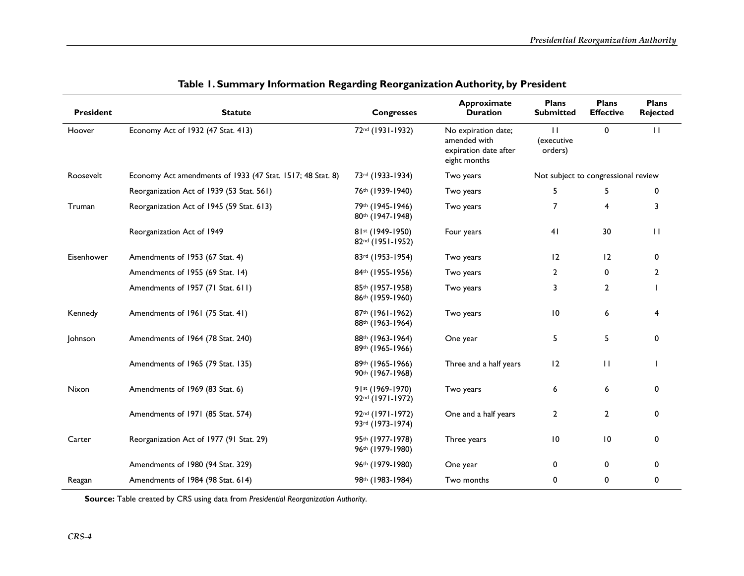**Table 1. Summary Information Regarding Reorganization Authority, by President**

| President | Statute | Congresses | Approximate Duration | Plans Submitted | Plans Effective | Plans Rejected |
|---|---|---|---|---|---|---|
| Hoover | Economy Act of 1932 (47 Stat. 413) | 72nd (1931-1932) | No expiration date; amended with expiration date after eight months | 11 (executive orders) | 0 | 11 |
| Roosevelt | Economy Act amendments of 1933 (47 Stat. 1517; 48 Stat. 8) | 73rd (1933-1934) | Two years | Not subject to congressional review | | |
| | Reorganization Act of 1939 (53 Stat. 561) | 76th (1939-1940) | Two years | 5 | 5 | 0 |
| Truman | Reorganization Act of 1945 (59 Stat. 613) | 79th (1945-1946) 80th (1947-1948) | Two years | 7 | 4 | 3 |
| | Reorganization Act of 1949 | 81st (1949-1950) 82nd (1951-1952) | Four years | 41 | 30 | 11 |
| Eisenhower | Amendments of 1953 (67 Stat. 4) | 83rd (1953-1954) | Two years | 12 | 12 | 0 |
| | Amendments of 1955 (69 Stat. 14) | 84th (1955-1956) | Two years | 2 | 0 | 2 |
| | Amendments of 1957 (71 Stat. 611) | 85th (1957-1958) 86th (1959-1960) | Two years | 3 | 2 | 1 |
| Kennedy | Amendments of 1961 (75 Stat. 41) | 87th (1961-1962) 88th (1963-1964) | Two years | 10 | 6 | 4 |
| Johnson | Amendments of 1964 (78 Stat. 240) | 88th (1963-1964) 89th (1965-1966) | One year | 5 | 5 | 0 |
| | Amendments of 1965 (79 Stat. 135) | 89th (1965-1966) 90th (1967-1968) | Three and a half years | 12 | 11 | 1 |
| Nixon | Amendments of 1969 (83 Stat. 6) | 91st (1969-1970) 92nd (1971-1972) | Two years | 6 | 6 | 0 |
| | Amendments of 1971 (85 Stat. 574) | 92nd (1971-1972) 93rd (1973-1974) | One and a half years | 2 | 2 | 0 |
| Carter | Reorganization Act of 1977 (91 Stat. 29) | 95th (1977-1978) 96th (1979-1980) | Three years | 10 | 10 | 0 |
| | Amendments of 1980 (94 Stat. 329) | 96th (1979-1980) | One year | 0 | 0 | 0 |
| Reagan | Amendments of 1984 (98 Stat. 614) | 98th (1983-1984) | Two months | 0 | 0 | 0 |

**Source:** Table created by CRS using data from *Presidential Reorganization Authority*.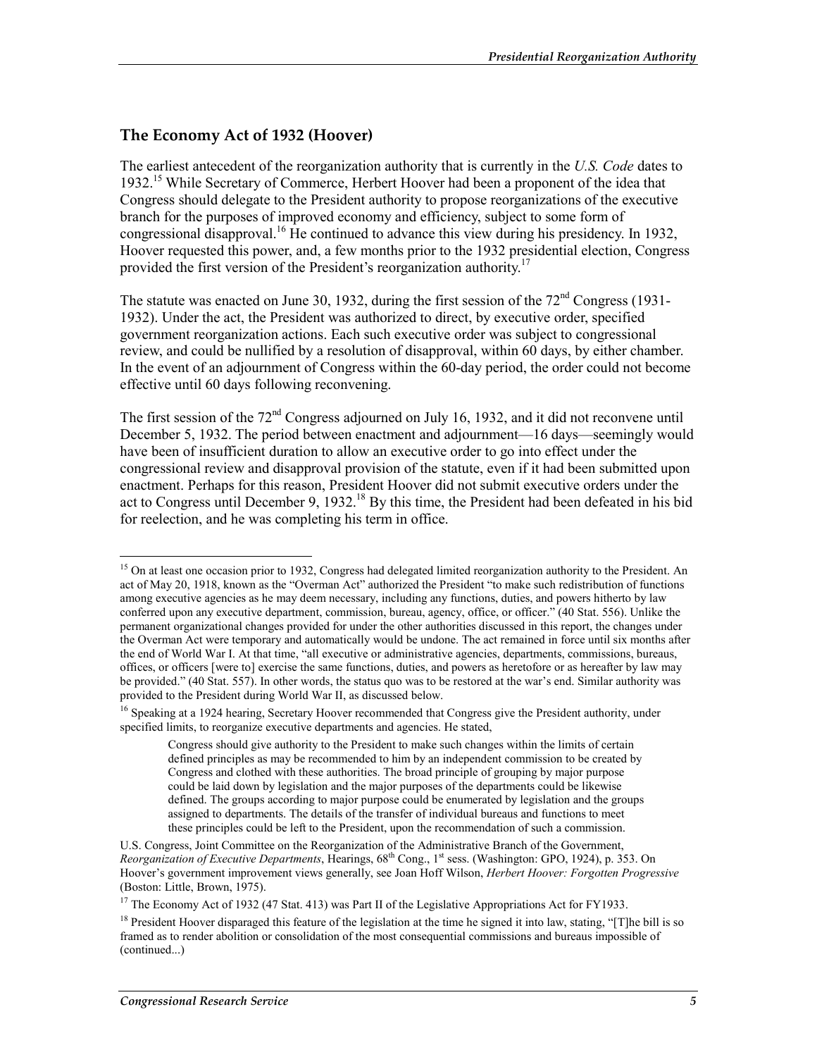## The Economy Act of 1932 (Hoover)

The earliest antecedent of the reorganization authority that is currently in the *U.S. Code* dates to 1932.[15] While Secretary of Commerce, Herbert Hoover had been a proponent of the idea that Congress should delegate to the President authority to propose reorganizations of the executive branch for the purposes of improved economy and efficiency, subject to some form of congressional disapproval.[16] He continued to advance this view during his presidency. In 1932, Hoover requested this power, and, a few months prior to the 1932 presidential election, Congress provided the first version of the President's reorganization authority.[17]

The statute was enacted on June 30, 1932, during the first session of the 72nd Congress (1931-1932). Under the act, the President was authorized to direct, by executive order, specified government reorganization actions. Each such executive order was subject to congressional review, and could be nullified by a resolution of disapproval, within 60 days, by either chamber. In the event of an adjournment of Congress within the 60-day period, the order could not become effective until 60 days following reconvening.

The first session of the 72nd Congress adjourned on July 16, 1932, and it did not reconvene until December 5, 1932. The period between enactment and adjournment—16 days—seemingly would have been of insufficient duration to allow an executive order to go into effect under the congressional review and disapproval provision of the statute, even if it had been submitted upon enactment. Perhaps for this reason, President Hoover did not submit executive orders under the act to Congress until December 9, 1932.[18] By this time, the President had been defeated in his bid for reelection, and he was completing his term in office.

---

[15] On at least one occasion prior to 1932, Congress had delegated limited reorganization authority to the President. An act of May 20, 1918, known as the "Overman Act" authorized the President "to make such redistribution of functions among executive agencies as he may deem necessary, including any functions, duties, and powers hitherto by law conferred upon any executive department, commission, bureau, agency, office, or officer." (40 Stat. 556). Unlike the permanent organizational changes provided for under the other authorities discussed in this report, the changes under the Overman Act were temporary and automatically would be undone. The act remained in force until six months after the end of World War I. At that time, "all executive or administrative agencies, departments, commissions, bureaus, offices, or officers [were to] exercise the same functions, duties, and powers as heretofore or as hereafter by law may be provided." (40 Stat. 557). In other words, the status quo was to be restored at the war's end. Similar authority was provided to the President during World War II, as discussed below.

[16] Speaking at a 1924 hearing, Secretary Hoover recommended that Congress give the President authority, under specified limits, to reorganize executive departments and agencies. He stated,

> Congress should give authority to the President to make such changes within the limits of certain defined principles as may be recommended to him by an independent commission to be created by Congress and clothed with these authorities. The broad principle of grouping by major purpose could be laid down by legislation and the major purposes of the departments could be likewise defined. The groups according to major purpose could be enumerated by legislation and the groups assigned to departments. The details of the transfer of individual bureaus and functions to meet these principles could be left to the President, upon the recommendation of such a commission.

U.S. Congress, Joint Committee on the Reorganization of the Administrative Branch of the Government, *Reorganization of Executive Departments*, Hearings, 68th Cong., 1st sess. (Washington: GPO, 1924), p. 353. On Hoover's government improvement views generally, see Joan Hoff Wilson, *Herbert Hoover: Forgotten Progressive* (Boston: Little, Brown, 1975).

[17] The Economy Act of 1932 (47 Stat. 413) was Part II of the Legislative Appropriations Act for FY1933.

[18] President Hoover disparaged this feature of the legislation at the time he signed it into law, stating, "[T]he bill is so framed as to render abolition or consolidation of the most consequential commissions and bureaus impossible of (continued...)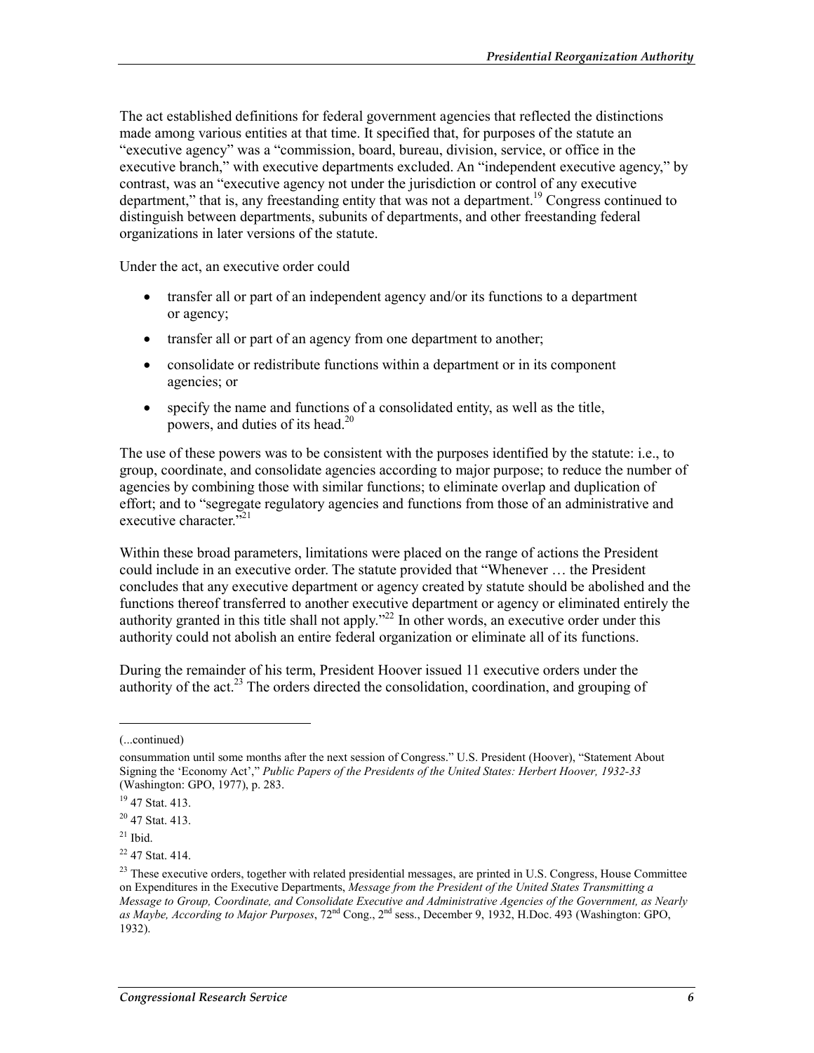The act established definitions for federal government agencies that reflected the distinctions made among various entities at that time. It specified that, for purposes of the statute an "executive agency" was a "commission, board, bureau, division, service, or office in the executive branch," with executive departments excluded. An "independent executive agency," by contrast, was an "executive agency not under the jurisdiction or control of any executive department," that is, any freestanding entity that was not a department.[19] Congress continued to distinguish between departments, subunits of departments, and other freestanding federal organizations in later versions of the statute.

Under the act, an executive order could

- transfer all or part of an independent agency and/or its functions to a department or agency;
- transfer all or part of an agency from one department to another;
- consolidate or redistribute functions within a department or in its component agencies; or
- specify the name and functions of a consolidated entity, as well as the title, powers, and duties of its head.[20]

The use of these powers was to be consistent with the purposes identified by the statute: i.e., to group, coordinate, and consolidate agencies according to major purpose; to reduce the number of agencies by combining those with similar functions; to eliminate overlap and duplication of effort; and to "segregate regulatory agencies and functions from those of an administrative and executive character."[21]

Within these broad parameters, limitations were placed on the range of actions the President could include in an executive order. The statute provided that "Whenever … the President concludes that any executive department or agency created by statute should be abolished and the functions thereof transferred to another executive department or agency or eliminated entirely the authority granted in this title shall not apply."[22] In other words, an executive order under this authority could not abolish an entire federal organization or eliminate all of its functions.

During the remainder of his term, President Hoover issued 11 executive orders under the authority of the act.[23] The orders directed the consolidation, coordination, and grouping of

---

(...continued)

consummation until some months after the next session of Congress." U.S. President (Hoover), "Statement About Signing the 'Economy Act'," *Public Papers of the Presidents of the United States: Herbert Hoover, 1932-33* (Washington: GPO, 1977), p. 283.

[19] 47 Stat. 413.

[20] 47 Stat. 413.

[21] Ibid.

[22] 47 Stat. 414.

[23] These executive orders, together with related presidential messages, are printed in U.S. Congress, House Committee on Expenditures in the Executive Departments, *Message from the President of the United States Transmitting a Message to Group, Coordinate, and Consolidate Executive and Administrative Agencies of the Government, as Nearly as Maybe, According to Major Purposes*, 72nd Cong., 2nd sess., December 9, 1932, H.Doc. 493 (Washington: GPO, 1932).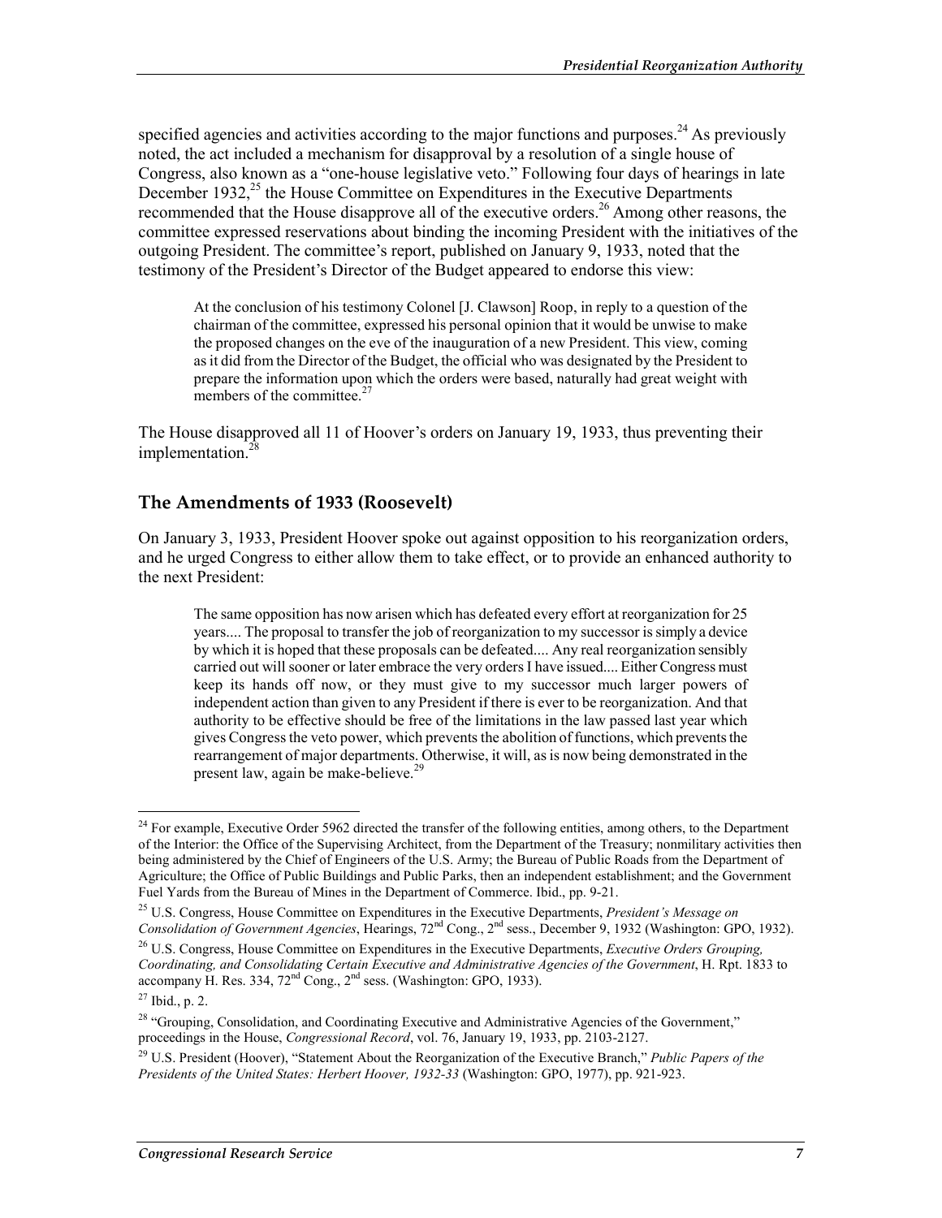specified agencies and activities according to the major functions and purposes.[24] As previously noted, the act included a mechanism for disapproval by a resolution of a single house of Congress, also known as a "one-house legislative veto." Following four days of hearings in late December 1932,[25] the House Committee on Expenditures in the Executive Departments recommended that the House disapprove all of the executive orders.[26] Among other reasons, the committee expressed reservations about binding the incoming President with the initiatives of the outgoing President. The committee's report, published on January 9, 1933, noted that the testimony of the President's Director of the Budget appeared to endorse this view:

> At the conclusion of his testimony Colonel [J. Clawson] Roop, in reply to a question of the chairman of the committee, expressed his personal opinion that it would be unwise to make the proposed changes on the eve of the inauguration of a new President. This view, coming as it did from the Director of the Budget, the official who was designated by the President to prepare the information upon which the orders were based, naturally had great weight with members of the committee.[27]

The House disapproved all 11 of Hoover's orders on January 19, 1933, thus preventing their implementation.[28]

## The Amendments of 1933 (Roosevelt)

On January 3, 1933, President Hoover spoke out against opposition to his reorganization orders, and he urged Congress to either allow them to take effect, or to provide an enhanced authority to the next President:

> The same opposition has now arisen which has defeated every effort at reorganization for 25 years.... The proposal to transfer the job of reorganization to my successor is simply a device by which it is hoped that these proposals can be defeated.... Any real reorganization sensibly carried out will sooner or later embrace the very orders I have issued.... Either Congress must keep its hands off now, or they must give to my successor much larger powers of independent action than given to any President if there is ever to be reorganization. And that authority to be effective should be free of the limitations in the law passed last year which gives Congress the veto power, which prevents the abolition of functions, which prevents the rearrangement of major departments. Otherwise, it will, as is now being demonstrated in the present law, again be make-believe.[29]

---

[24] For example, Executive Order 5962 directed the transfer of the following entities, among others, to the Department of the Interior: the Office of the Supervising Architect, from the Department of the Treasury; nonmilitary activities then being administered by the Chief of Engineers of the U.S. Army; the Bureau of Public Roads from the Department of Agriculture; the Office of Public Buildings and Public Parks, then an independent establishment; and the Government Fuel Yards from the Bureau of Mines in the Department of Commerce. Ibid., pp. 9-21.

[25] U.S. Congress, House Committee on Expenditures in the Executive Departments, *President's Message on Consolidation of Government Agencies*, Hearings, 72nd Cong., 2nd sess., December 9, 1932 (Washington: GPO, 1932).

[26] U.S. Congress, House Committee on Expenditures in the Executive Departments, *Executive Orders Grouping, Coordinating, and Consolidating Certain Executive and Administrative Agencies of the Government*, H. Rpt. 1833 to accompany H. Res. 334, 72nd Cong., 2nd sess. (Washington: GPO, 1933).

[27] Ibid., p. 2.

[28] "Grouping, Consolidation, and Coordinating Executive and Administrative Agencies of the Government," proceedings in the House, *Congressional Record*, vol. 76, January 19, 1933, pp. 2103-2127.

[29] U.S. President (Hoover), "Statement About the Reorganization of the Executive Branch," *Public Papers of the Presidents of the United States: Herbert Hoover, 1932-33* (Washington: GPO, 1977), pp. 921-923.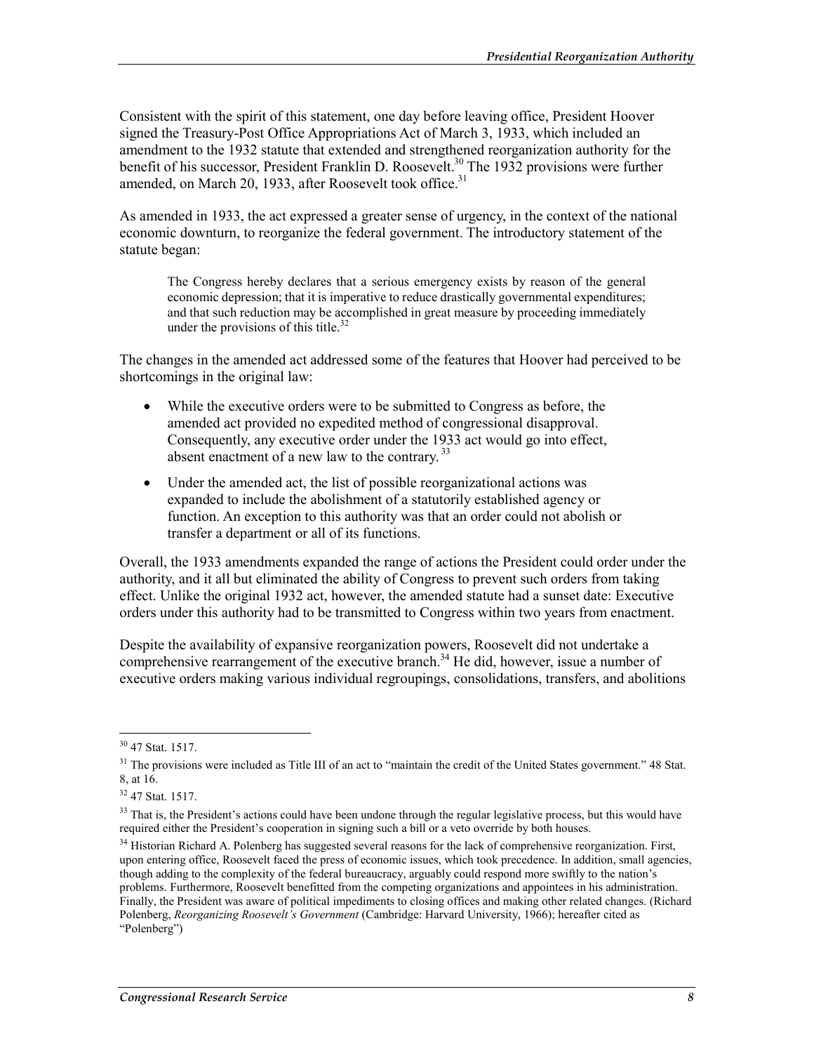Consistent with the spirit of this statement, one day before leaving office, President Hoover signed the Treasury-Post Office Appropriations Act of March 3, 1933, which included an amendment to the 1932 statute that extended and strengthened reorganization authority for the benefit of his successor, President Franklin D. Roosevelt.[30] The 1932 provisions were further amended, on March 20, 1933, after Roosevelt took office.[31]

As amended in 1933, the act expressed a greater sense of urgency, in the context of the national economic downturn, to reorganize the federal government. The introductory statement of the statute began:

> The Congress hereby declares that a serious emergency exists by reason of the general economic depression; that it is imperative to reduce drastically governmental expenditures; and that such reduction may be accomplished in great measure by proceeding immediately under the provisions of this title.[32]

The changes in the amended act addressed some of the features that Hoover had perceived to be shortcomings in the original law:

- While the executive orders were to be submitted to Congress as before, the amended act provided no expedited method of congressional disapproval. Consequently, any executive order under the 1933 act would go into effect, absent enactment of a new law to the contrary.[33]
- Under the amended act, the list of possible reorganizational actions was expanded to include the abolishment of a statutorily established agency or function. An exception to this authority was that an order could not abolish or transfer a department or all of its functions.

Overall, the 1933 amendments expanded the range of actions the President could order under the authority, and it all but eliminated the ability of Congress to prevent such orders from taking effect. Unlike the original 1932 act, however, the amended statute had a sunset date: Executive orders under this authority had to be transmitted to Congress within two years from enactment.

Despite the availability of expansive reorganization powers, Roosevelt did not undertake a comprehensive rearrangement of the executive branch.[34] He did, however, issue a number of executive orders making various individual regroupings, consolidations, transfers, and abolitions

---

[30] 47 Stat. 1517.

[31] The provisions were included as Title III of an act to "maintain the credit of the United States government." 48 Stat. 8, at 16.

[32] 47 Stat. 1517.

[33] That is, the President's actions could have been undone through the regular legislative process, but this would have required either the President's cooperation in signing such a bill or a veto override by both houses.

[34] Historian Richard A. Polenberg has suggested several reasons for the lack of comprehensive reorganization. First, upon entering office, Roosevelt faced the press of economic issues, which took precedence. In addition, small agencies, though adding to the complexity of the federal bureaucracy, arguably could respond more swiftly to the nation's problems. Furthermore, Roosevelt benefitted from the competing organizations and appointees in his administration. Finally, the President was aware of political impediments to closing offices and making other related changes. (Richard Polenberg, *Reorganizing Roosevelt's Government* (Cambridge: Harvard University, 1966); hereafter cited as "Polenberg")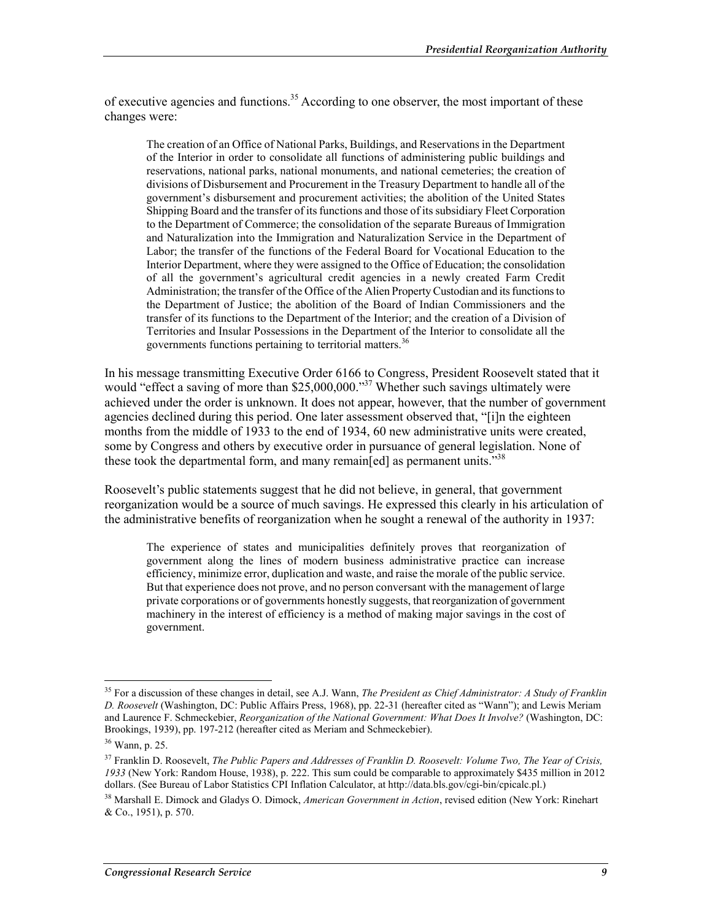of executive agencies and functions.[35] According to one observer, the most important of these changes were:

> The creation of an Office of National Parks, Buildings, and Reservations in the Department of the Interior in order to consolidate all functions of administering public buildings and reservations, national parks, national monuments, and national cemeteries; the creation of divisions of Disbursement and Procurement in the Treasury Department to handle all of the government's disbursement and procurement activities; the abolition of the United States Shipping Board and the transfer of its functions and those of its subsidiary Fleet Corporation to the Department of Commerce; the consolidation of the separate Bureaus of Immigration and Naturalization into the Immigration and Naturalization Service in the Department of Labor; the transfer of the functions of the Federal Board for Vocational Education to the Interior Department, where they were assigned to the Office of Education; the consolidation of all the government's agricultural credit agencies in a newly created Farm Credit Administration; the transfer of the Office of the Alien Property Custodian and its functions to the Department of Justice; the abolition of the Board of Indian Commissioners and the transfer of its functions to the Department of the Interior; and the creation of a Division of Territories and Insular Possessions in the Department of the Interior to consolidate all the governments functions pertaining to territorial matters.[36]

In his message transmitting Executive Order 6166 to Congress, President Roosevelt stated that it would "effect a saving of more than $25,000,000."[37] Whether such savings ultimately were achieved under the order is unknown. It does not appear, however, that the number of government agencies declined during this period. One later assessment observed that, "[i]n the eighteen months from the middle of 1933 to the end of 1934, 60 new administrative units were created, some by Congress and others by executive order in pursuance of general legislation. None of these took the departmental form, and many remain[ed] as permanent units."[38]

Roosevelt's public statements suggest that he did not believe, in general, that government reorganization would be a source of much savings. He expressed this clearly in his articulation of the administrative benefits of reorganization when he sought a renewal of the authority in 1937:

> The experience of states and municipalities definitely proves that reorganization of government along the lines of modern business administrative practice can increase efficiency, minimize error, duplication and waste, and raise the morale of the public service. But that experience does not prove, and no person conversant with the management of large private corporations or of governments honestly suggests, that reorganization of government machinery in the interest of efficiency is a method of making major savings in the cost of government.

---

[35] For a discussion of these changes in detail, see A.J. Wann, *The President as Chief Administrator: A Study of Franklin D. Roosevelt* (Washington, DC: Public Affairs Press, 1968), pp. 22-31 (hereafter cited as "Wann"); and Lewis Meriam and Laurence F. Schmeckebier, *Reorganization of the National Government: What Does It Involve?* (Washington, DC: Brookings, 1939), pp. 197-212 (hereafter cited as Meriam and Schmeckebier).

[36] Wann, p. 25.

[37] Franklin D. Roosevelt, *The Public Papers and Addresses of Franklin D. Roosevelt: Volume Two, The Year of Crisis, 1933* (New York: Random House, 1938), p. 222. This sum could be comparable to approximately $435 million in 2012 dollars. (See Bureau of Labor Statistics CPI Inflation Calculator, at http://data.bls.gov/cgi-bin/cpicalc.pl.)

[38] Marshall E. Dimock and Gladys O. Dimock, *American Government in Action*, revised edition (New York: Rinehart & Co., 1951), p. 570.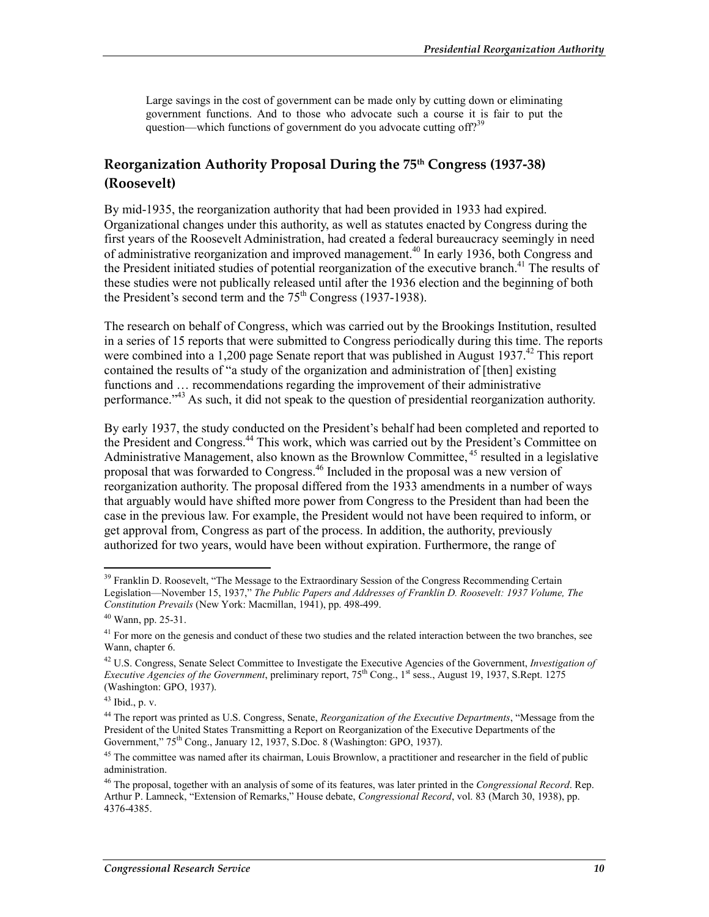> Large savings in the cost of government can be made only by cutting down or eliminating government functions. And to those who advocate such a course it is fair to put the question—which functions of government do you advocate cutting off?[39]

## Reorganization Authority Proposal During the 75th Congress (1937-38) (Roosevelt)

By mid-1935, the reorganization authority that had been provided in 1933 had expired. Organizational changes under this authority, as well as statutes enacted by Congress during the first years of the Roosevelt Administration, had created a federal bureaucracy seemingly in need of administrative reorganization and improved management.[40] In early 1936, both Congress and the President initiated studies of potential reorganization of the executive branch.[41] The results of these studies were not publically released until after the 1936 election and the beginning of both the President's second term and the 75th Congress (1937-1938).

The research on behalf of Congress, which was carried out by the Brookings Institution, resulted in a series of 15 reports that were submitted to Congress periodically during this time. The reports were combined into a 1,200 page Senate report that was published in August 1937.[42] This report contained the results of "a study of the organization and administration of [then] existing functions and … recommendations regarding the improvement of their administrative performance."[43] As such, it did not speak to the question of presidential reorganization authority.

By early 1937, the study conducted on the President's behalf had been completed and reported to the President and Congress.[44] This work, which was carried out by the President's Committee on Administrative Management, also known as the Brownlow Committee,[45] resulted in a legislative proposal that was forwarded to Congress.[46] Included in the proposal was a new version of reorganization authority. The proposal differed from the 1933 amendments in a number of ways that arguably would have shifted more power from Congress to the President than had been the case in the previous law. For example, the President would not have been required to inform, or get approval from, Congress as part of the process. In addition, the authority, previously authorized for two years, would have been without expiration. Furthermore, the range of

---

[39] Franklin D. Roosevelt, "The Message to the Extraordinary Session of the Congress Recommending Certain Legislation—November 15, 1937," *The Public Papers and Addresses of Franklin D. Roosevelt: 1937 Volume, The Constitution Prevails* (New York: Macmillan, 1941), pp. 498-499.

[40] Wann, pp. 25-31.

[41] For more on the genesis and conduct of these two studies and the related interaction between the two branches, see Wann, chapter 6.

[42] U.S. Congress, Senate Select Committee to Investigate the Executive Agencies of the Government, *Investigation of Executive Agencies of the Government*, preliminary report, 75th Cong., 1st sess., August 19, 1937, S.Rept. 1275 (Washington: GPO, 1937).

[43] Ibid., p. v.

[44] The report was printed as U.S. Congress, Senate, *Reorganization of the Executive Departments*, "Message from the President of the United States Transmitting a Report on Reorganization of the Executive Departments of the Government," 75th Cong., January 12, 1937, S.Doc. 8 (Washington: GPO, 1937).

[45] The committee was named after its chairman, Louis Brownlow, a practitioner and researcher in the field of public administration.

[46] The proposal, together with an analysis of some of its features, was later printed in the *Congressional Record*. Rep. Arthur P. Lamneck, "Extension of Remarks," House debate, *Congressional Record*, vol. 83 (March 30, 1938), pp. 4376-4385.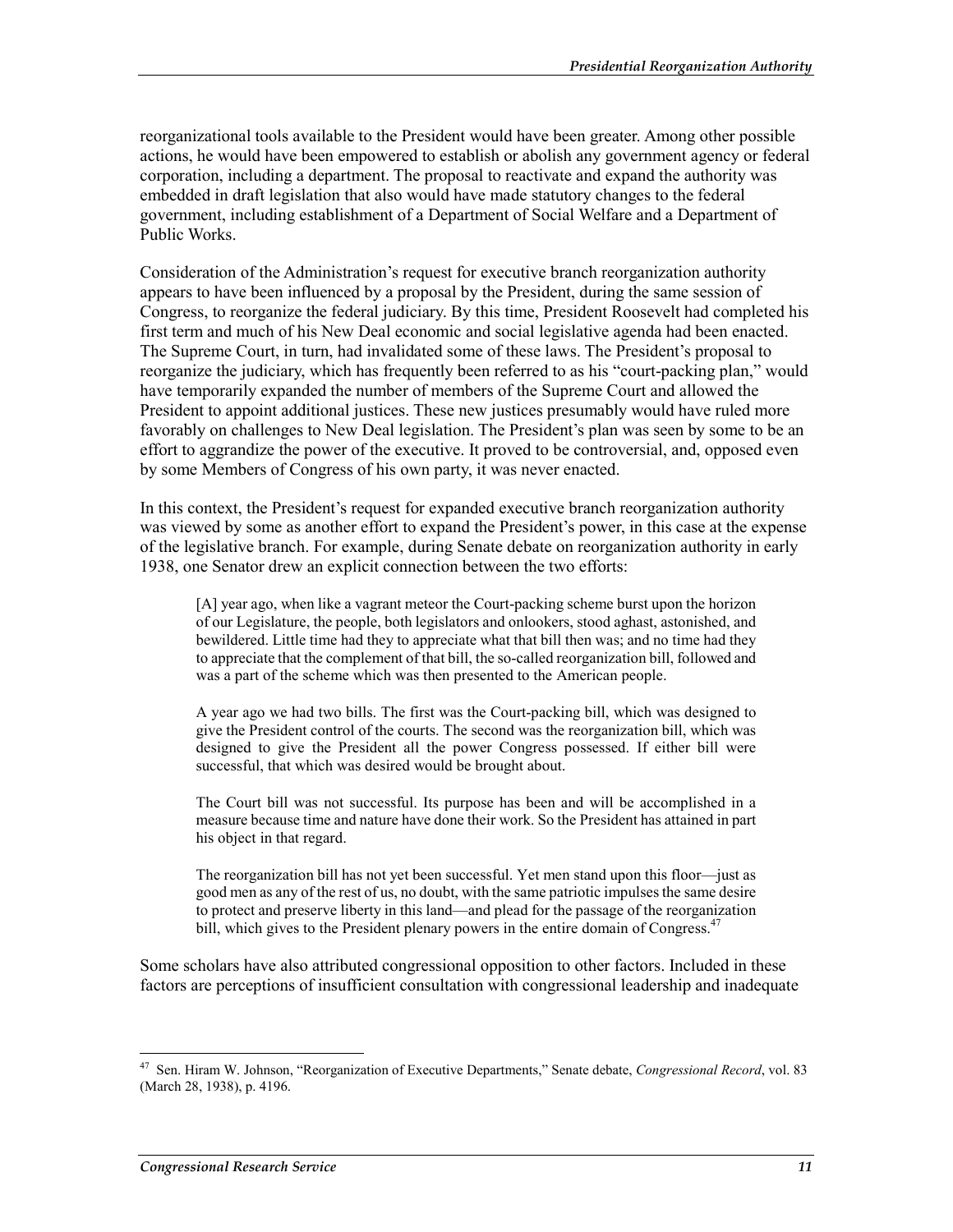reorganizational tools available to the President would have been greater. Among other possible actions, he would have been empowered to establish or abolish any government agency or federal corporation, including a department. The proposal to reactivate and expand the authority was embedded in draft legislation that also would have made statutory changes to the federal government, including establishment of a Department of Social Welfare and a Department of Public Works.

Consideration of the Administration's request for executive branch reorganization authority appears to have been influenced by a proposal by the President, during the same session of Congress, to reorganize the federal judiciary. By this time, President Roosevelt had completed his first term and much of his New Deal economic and social legislative agenda had been enacted. The Supreme Court, in turn, had invalidated some of these laws. The President's proposal to reorganize the judiciary, which has frequently been referred to as his "court-packing plan," would have temporarily expanded the number of members of the Supreme Court and allowed the President to appoint additional justices. These new justices presumably would have ruled more favorably on challenges to New Deal legislation. The President's plan was seen by some to be an effort to aggrandize the power of the executive. It proved to be controversial, and, opposed even by some Members of Congress of his own party, it was never enacted.

In this context, the President's request for expanded executive branch reorganization authority was viewed by some as another effort to expand the President's power, in this case at the expense of the legislative branch. For example, during Senate debate on reorganization authority in early 1938, one Senator drew an explicit connection between the two efforts:

> [A] year ago, when like a vagrant meteor the Court-packing scheme burst upon the horizon of our Legislature, the people, both legislators and onlookers, stood aghast, astonished, and bewildered. Little time had they to appreciate what that bill then was; and no time had they to appreciate that the complement of that bill, the so-called reorganization bill, followed and was a part of the scheme which was then presented to the American people.
>
> A year ago we had two bills. The first was the Court-packing bill, which was designed to give the President control of the courts. The second was the reorganization bill, which was designed to give the President all the power Congress possessed. If either bill were successful, that which was desired would be brought about.
>
> The Court bill was not successful. Its purpose has been and will be accomplished in a measure because time and nature have done their work. So the President has attained in part his object in that regard.
>
> The reorganization bill has not yet been successful. Yet men stand upon this floor—just as good men as any of the rest of us, no doubt, with the same patriotic impulses the same desire to protect and preserve liberty in this land—and plead for the passage of the reorganization bill, which gives to the President plenary powers in the entire domain of Congress.[47]

Some scholars have also attributed congressional opposition to other factors. Included in these factors are perceptions of insufficient consultation with congressional leadership and inadequate

---

[47] Sen. Hiram W. Johnson, "Reorganization of Executive Departments," Senate debate, *Congressional Record*, vol. 83 (March 28, 1938), p. 4196.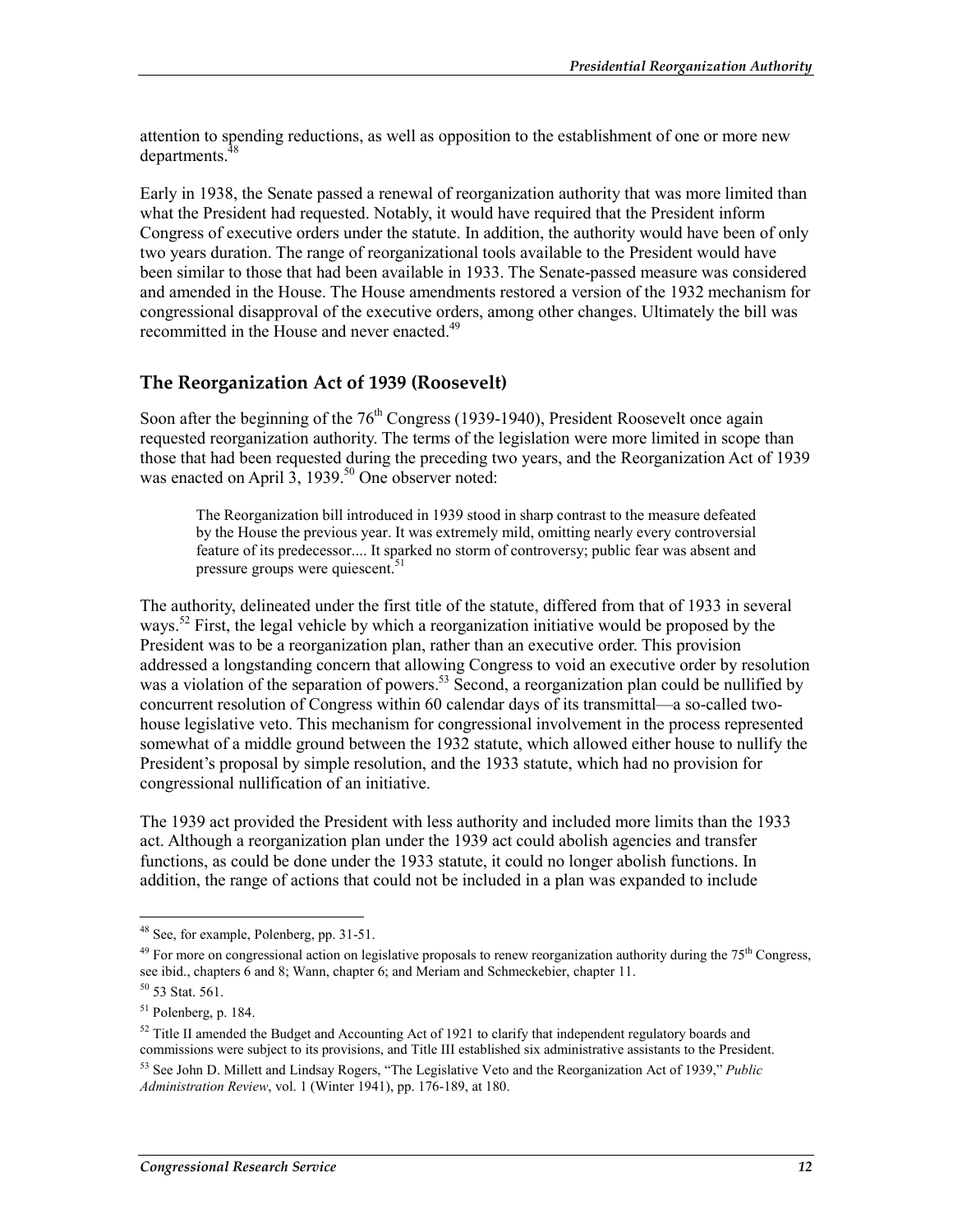attention to spending reductions, as well as opposition to the establishment of one or more new departments.[48]

Early in 1938, the Senate passed a renewal of reorganization authority that was more limited than what the President had requested. Notably, it would have required that the President inform Congress of executive orders under the statute. In addition, the authority would have been of only two years duration. The range of reorganizational tools available to the President would have been similar to those that had been available in 1933. The Senate-passed measure was considered and amended in the House. The House amendments restored a version of the 1932 mechanism for congressional disapproval of the executive orders, among other changes. Ultimately the bill was recommitted in the House and never enacted.[49]

### The Reorganization Act of 1939 (Roosevelt)

Soon after the beginning of the 76th Congress (1939-1940), President Roosevelt once again requested reorganization authority. The terms of the legislation were more limited in scope than those that had been requested during the preceding two years, and the Reorganization Act of 1939 was enacted on April 3, 1939.[50] One observer noted:

> The Reorganization bill introduced in 1939 stood in sharp contrast to the measure defeated by the House the previous year. It was extremely mild, omitting nearly every controversial feature of its predecessor.... It sparked no storm of controversy; public fear was absent and pressure groups were quiescent.[51]

The authority, delineated under the first title of the statute, differed from that of 1933 in several ways.[52] First, the legal vehicle by which a reorganization initiative would be proposed by the President was to be a reorganization plan, rather than an executive order. This provision addressed a longstanding concern that allowing Congress to void an executive order by resolution was a violation of the separation of powers.[53] Second, a reorganization plan could be nullified by concurrent resolution of Congress within 60 calendar days of its transmittal—a so-called two-house legislative veto. This mechanism for congressional involvement in the process represented somewhat of a middle ground between the 1932 statute, which allowed either house to nullify the President's proposal by simple resolution, and the 1933 statute, which had no provision for congressional nullification of an initiative.

The 1939 act provided the President with less authority and included more limits than the 1933 act. Although a reorganization plan under the 1939 act could abolish agencies and transfer functions, as could be done under the 1933 statute, it could no longer abolish functions. In addition, the range of actions that could not be included in a plan was expanded to include

---

[48] See, for example, Polenberg, pp. 31-51.

[49] For more on congressional action on legislative proposals to renew reorganization authority during the 75th Congress, see ibid., chapters 6 and 8; Wann, chapter 6; and Meriam and Schmeckebier, chapter 11.

[50] 53 Stat. 561.

[51] Polenberg, p. 184.

[52] Title II amended the Budget and Accounting Act of 1921 to clarify that independent regulatory boards and commissions were subject to its provisions, and Title III established six administrative assistants to the President.

[53] See John D. Millett and Lindsay Rogers, "The Legislative Veto and the Reorganization Act of 1939," *Public Administration Review*, vol. 1 (Winter 1941), pp. 176-189, at 180.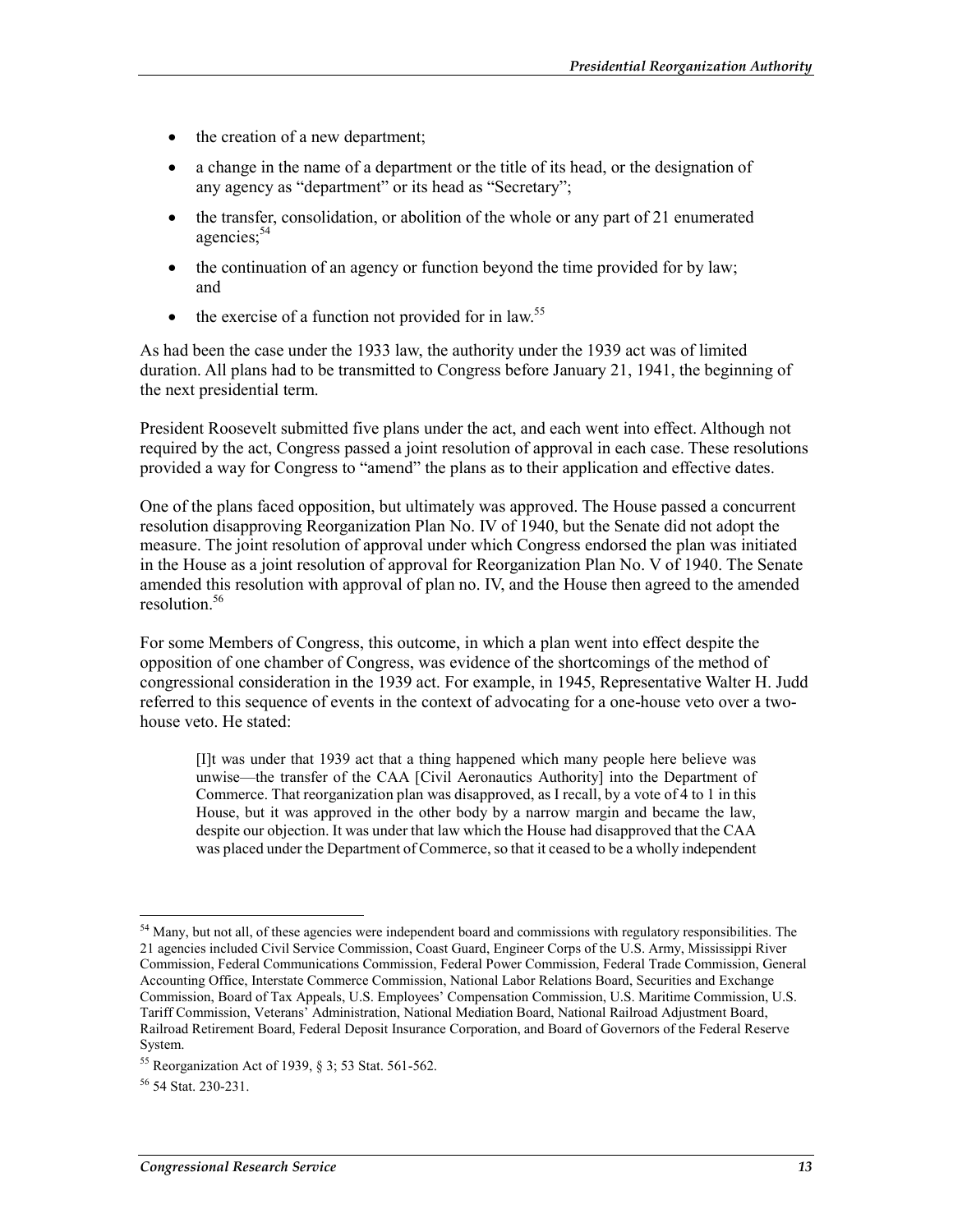- the creation of a new department;
- a change in the name of a department or the title of its head, or the designation of any agency as "department" or its head as "Secretary";
- the transfer, consolidation, or abolition of the whole or any part of 21 enumerated agencies;[54]
- the continuation of an agency or function beyond the time provided for by law; and
- the exercise of a function not provided for in law.[55]

As had been the case under the 1933 law, the authority under the 1939 act was of limited duration. All plans had to be transmitted to Congress before January 21, 1941, the beginning of the next presidential term.

President Roosevelt submitted five plans under the act, and each went into effect. Although not required by the act, Congress passed a joint resolution of approval in each case. These resolutions provided a way for Congress to "amend" the plans as to their application and effective dates.

One of the plans faced opposition, but ultimately was approved. The House passed a concurrent resolution disapproving Reorganization Plan No. IV of 1940, but the Senate did not adopt the measure. The joint resolution of approval under which Congress endorsed the plan was initiated in the House as a joint resolution of approval for Reorganization Plan No. V of 1940. The Senate amended this resolution with approval of plan no. IV, and the House then agreed to the amended resolution.[56]

For some Members of Congress, this outcome, in which a plan went into effect despite the opposition of one chamber of Congress, was evidence of the shortcomings of the method of congressional consideration in the 1939 act. For example, in 1945, Representative Walter H. Judd referred to this sequence of events in the context of advocating for a one-house veto over a two-house veto. He stated:

> [I]t was under that 1939 act that a thing happened which many people here believe was unwise—the transfer of the CAA [Civil Aeronautics Authority] into the Department of Commerce. That reorganization plan was disapproved, as I recall, by a vote of 4 to 1 in this House, but it was approved in the other body by a narrow margin and became the law, despite our objection. It was under that law which the House had disapproved that the CAA was placed under the Department of Commerce, so that it ceased to be a wholly independent

---

[54] Many, but not all, of these agencies were independent board and commissions with regulatory responsibilities. The 21 agencies included Civil Service Commission, Coast Guard, Engineer Corps of the U.S. Army, Mississippi River Commission, Federal Communications Commission, Federal Power Commission, Federal Trade Commission, General Accounting Office, Interstate Commerce Commission, National Labor Relations Board, Securities and Exchange Commission, Board of Tax Appeals, U.S. Employees' Compensation Commission, U.S. Maritime Commission, U.S. Tariff Commission, Veterans' Administration, National Mediation Board, National Railroad Adjustment Board, Railroad Retirement Board, Federal Deposit Insurance Corporation, and Board of Governors of the Federal Reserve System.

[55] Reorganization Act of 1939, § 3; 53 Stat. 561-562.

[56] 54 Stat. 230-231.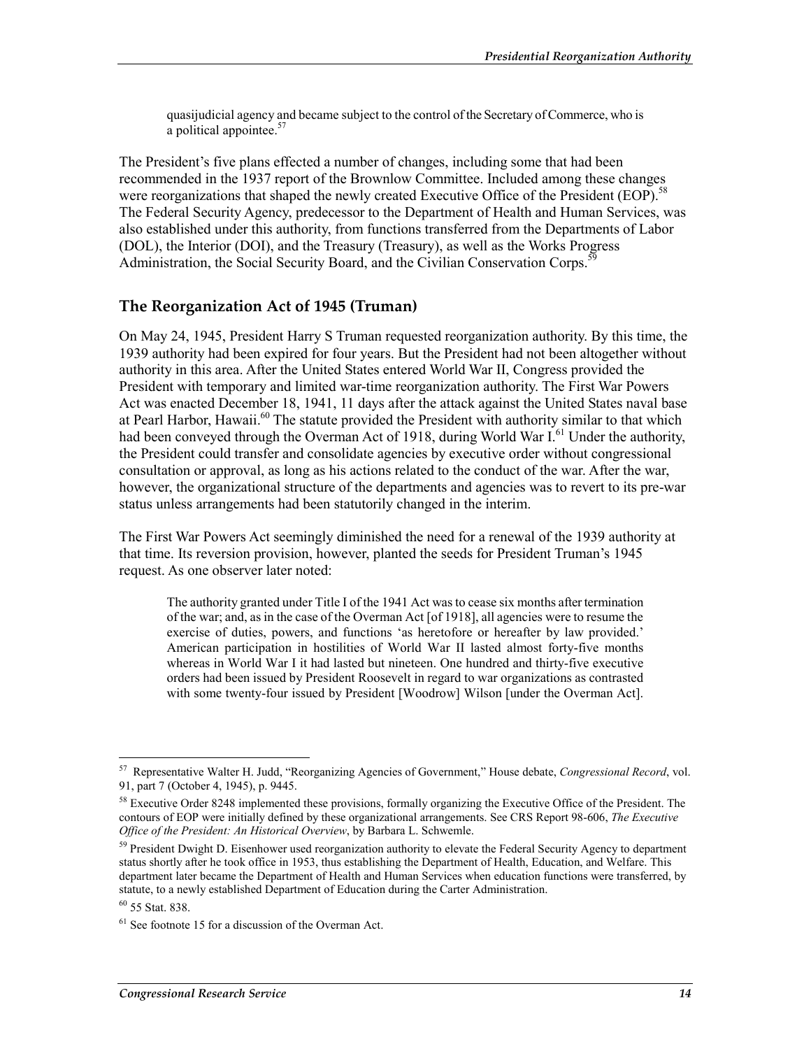> quasijudicial agency and became subject to the control of the Secretary of Commerce, who is a political appointee.[57]

The President's five plans effected a number of changes, including some that had been recommended in the 1937 report of the Brownlow Committee. Included among these changes were reorganizations that shaped the newly created Executive Office of the President (EOP).[58] The Federal Security Agency, predecessor to the Department of Health and Human Services, was also established under this authority, from functions transferred from the Departments of Labor (DOL), the Interior (DOI), and the Treasury (Treasury), as well as the Works Progress Administration, the Social Security Board, and the Civilian Conservation Corps.[59]

## The Reorganization Act of 1945 (Truman)

On May 24, 1945, President Harry S Truman requested reorganization authority. By this time, the 1939 authority had been expired for four years. But the President had not been altogether without authority in this area. After the United States entered World War II, Congress provided the President with temporary and limited war-time reorganization authority. The First War Powers Act was enacted December 18, 1941, 11 days after the attack against the United States naval base at Pearl Harbor, Hawaii.[60] The statute provided the President with authority similar to that which had been conveyed through the Overman Act of 1918, during World War I.[61] Under the authority, the President could transfer and consolidate agencies by executive order without congressional consultation or approval, as long as his actions related to the conduct of the war. After the war, however, the organizational structure of the departments and agencies was to revert to its pre-war status unless arrangements had been statutorily changed in the interim.

The First War Powers Act seemingly diminished the need for a renewal of the 1939 authority at that time. Its reversion provision, however, planted the seeds for President Truman's 1945 request. As one observer later noted:

> The authority granted under Title I of the 1941 Act was to cease six months after termination of the war; and, as in the case of the Overman Act [of 1918], all agencies were to resume the exercise of duties, powers, and functions 'as heretofore or hereafter by law provided.' American participation in hostilities of World War II lasted almost forty-five months whereas in World War I it had lasted but nineteen. One hundred and thirty-five executive orders had been issued by President Roosevelt in regard to war organizations as contrasted with some twenty-four issued by President [Woodrow] Wilson [under the Overman Act].

---

[57] Representative Walter H. Judd, "Reorganizing Agencies of Government," House debate, *Congressional Record*, vol. 91, part 7 (October 4, 1945), p. 9445.

[58] Executive Order 8248 implemented these provisions, formally organizing the Executive Office of the President. The contours of EOP were initially defined by these organizational arrangements. See CRS Report 98-606, *The Executive Office of the President: An Historical Overview*, by Barbara L. Schwemle.

[59] President Dwight D. Eisenhower used reorganization authority to elevate the Federal Security Agency to department status shortly after he took office in 1953, thus establishing the Department of Health, Education, and Welfare. This department later became the Department of Health and Human Services when education functions were transferred, by statute, to a newly established Department of Education during the Carter Administration.

[60] 55 Stat. 838.

[61] See footnote 15 for a discussion of the Overman Act.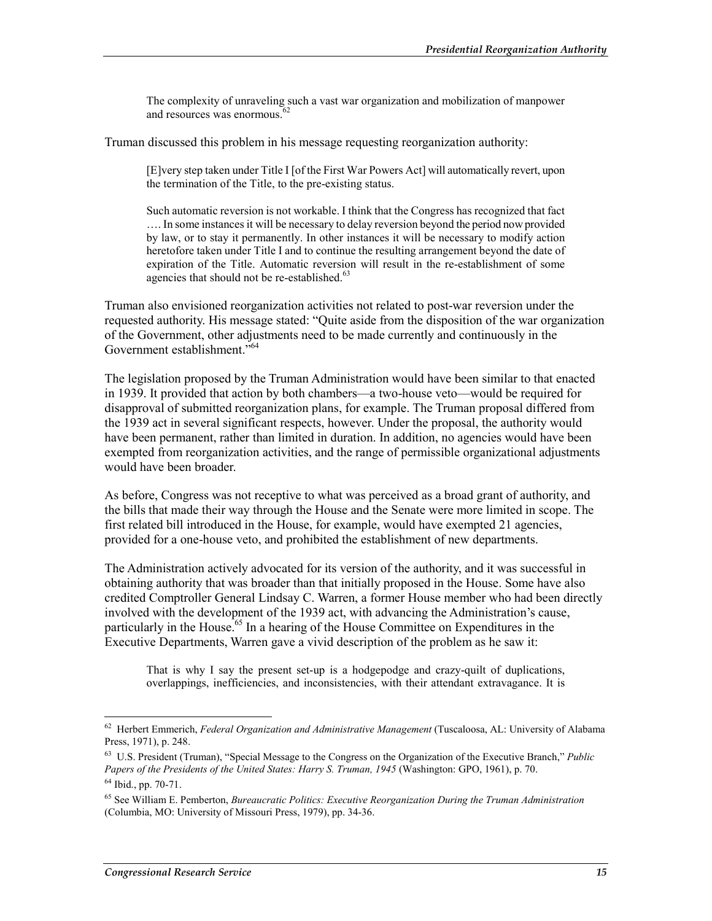> The complexity of unraveling such a vast war organization and mobilization of manpower and resources was enormous.[62]

Truman discussed this problem in his message requesting reorganization authority:

> [E]very step taken under Title I [of the First War Powers Act] will automatically revert, upon the termination of the Title, to the pre-existing status.
>
> Such automatic reversion is not workable. I think that the Congress has recognized that fact …. In some instances it will be necessary to delay reversion beyond the period now provided by law, or to stay it permanently. In other instances it will be necessary to modify action heretofore taken under Title I and to continue the resulting arrangement beyond the date of expiration of the Title. Automatic reversion will result in the re-establishment of some agencies that should not be re-established.[63]

Truman also envisioned reorganization activities not related to post-war reversion under the requested authority. His message stated: "Quite aside from the disposition of the war organization of the Government, other adjustments need to be made currently and continuously in the Government establishment."[64]

The legislation proposed by the Truman Administration would have been similar to that enacted in 1939. It provided that action by both chambers—a two-house veto—would be required for disapproval of submitted reorganization plans, for example. The Truman proposal differed from the 1939 act in several significant respects, however. Under the proposal, the authority would have been permanent, rather than limited in duration. In addition, no agencies would have been exempted from reorganization activities, and the range of permissible organizational adjustments would have been broader.

As before, Congress was not receptive to what was perceived as a broad grant of authority, and the bills that made their way through the House and the Senate were more limited in scope. The first related bill introduced in the House, for example, would have exempted 21 agencies, provided for a one-house veto, and prohibited the establishment of new departments.

The Administration actively advocated for its version of the authority, and it was successful in obtaining authority that was broader than that initially proposed in the House. Some have also credited Comptroller General Lindsay C. Warren, a former House member who had been directly involved with the development of the 1939 act, with advancing the Administration's cause, particularly in the House.[65] In a hearing of the House Committee on Expenditures in the Executive Departments, Warren gave a vivid description of the problem as he saw it:

> That is why I say the present set-up is a hodgepodge and crazy-quilt of duplications, overlappings, inefficiencies, and inconsistencies, with their attendant extravagance. It is

---

[62] Herbert Emmerich, *Federal Organization and Administrative Management* (Tuscaloosa, AL: University of Alabama Press, 1971), p. 248.

[63] U.S. President (Truman), "Special Message to the Congress on the Organization of the Executive Branch," *Public Papers of the Presidents of the United States: Harry S. Truman, 1945* (Washington: GPO, 1961), p. 70.

[64] Ibid., pp. 70-71.

[65] See William E. Pemberton, *Bureaucratic Politics: Executive Reorganization During the Truman Administration* (Columbia, MO: University of Missouri Press, 1979), pp. 34-36.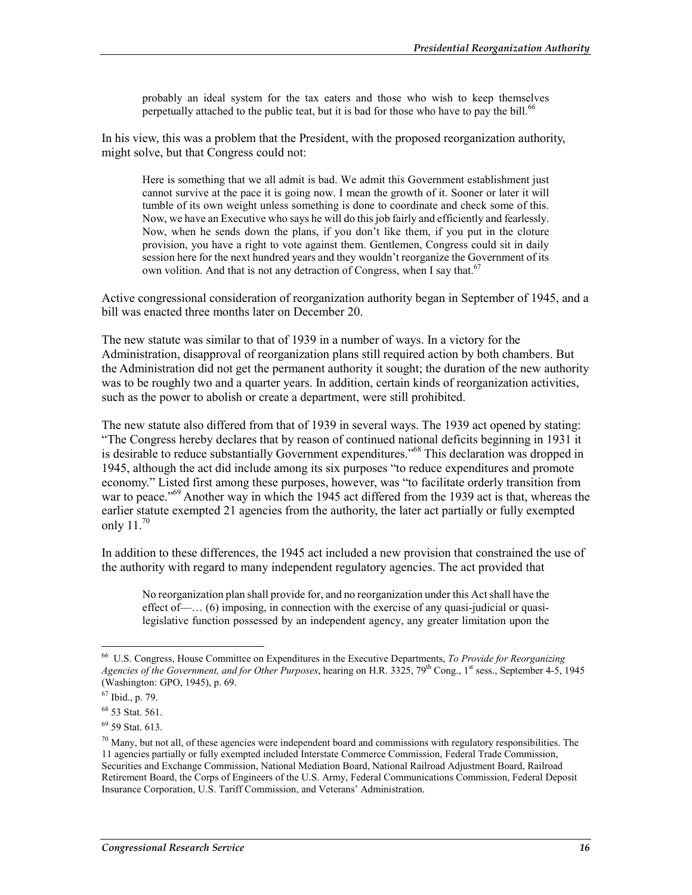> probably an ideal system for the tax eaters and those who wish to keep themselves perpetually attached to the public teat, but it is bad for those who have to pay the bill.[66]

In his view, this was a problem that the President, with the proposed reorganization authority, might solve, but that Congress could not:

> Here is something that we all admit is bad. We admit this Government establishment just cannot survive at the pace it is going now. I mean the growth of it. Sooner or later it will tumble of its own weight unless something is done to coordinate and check some of this. Now, we have an Executive who says he will do this job fairly and efficiently and fearlessly. Now, when he sends down the plans, if you don't like them, if you put in the cloture provision, you have a right to vote against them. Gentlemen, Congress could sit in daily session here for the next hundred years and they wouldn't reorganize the Government of its own volition. And that is not any detraction of Congress, when I say that.[67]

Active congressional consideration of reorganization authority began in September of 1945, and a bill was enacted three months later on December 20.

The new statute was similar to that of 1939 in a number of ways. In a victory for the Administration, disapproval of reorganization plans still required action by both chambers. But the Administration did not get the permanent authority it sought; the duration of the new authority was to be roughly two and a quarter years. In addition, certain kinds of reorganization activities, such as the power to abolish or create a department, were still prohibited.

The new statute also differed from that of 1939 in several ways. The 1939 act opened by stating: "The Congress hereby declares that by reason of continued national deficits beginning in 1931 it is desirable to reduce substantially Government expenditures."[68] This declaration was dropped in 1945, although the act did include among its six purposes "to reduce expenditures and promote economy." Listed first among these purposes, however, was "to facilitate orderly transition from war to peace."[69] Another way in which the 1945 act differed from the 1939 act is that, whereas the earlier statute exempted 21 agencies from the authority, the later act partially or fully exempted only 11.[70]

In addition to these differences, the 1945 act included a new provision that constrained the use of the authority with regard to many independent regulatory agencies. The act provided that

> No reorganization plan shall provide for, and no reorganization under this Act shall have the effect of—… (6) imposing, in connection with the exercise of any quasi-judicial or quasi-legislative function possessed by an independent agency, any greater limitation upon the

---

[66] U.S. Congress, House Committee on Expenditures in the Executive Departments, *To Provide for Reorganizing Agencies of the Government, and for Other Purposes*, hearing on H.R. 3325, 79th Cong., 1st sess., September 4-5, 1945 (Washington: GPO, 1945), p. 69.

[67] Ibid., p. 79.

[68] 53 Stat. 561.

[69] 59 Stat. 613.

[70] Many, but not all, of these agencies were independent board and commissions with regulatory responsibilities. The 11 agencies partially or fully exempted included Interstate Commerce Commission, Federal Trade Commission, Securities and Exchange Commission, National Mediation Board, National Railroad Adjustment Board, Railroad Retirement Board, the Corps of Engineers of the U.S. Army, Federal Communications Commission, Federal Deposit Insurance Corporation, U.S. Tariff Commission, and Veterans' Administration.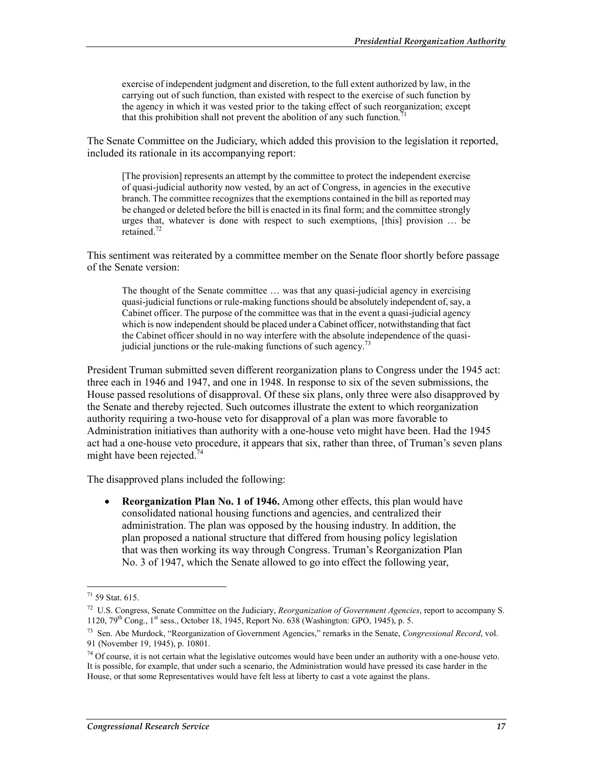> exercise of independent judgment and discretion, to the full extent authorized by law, in the carrying out of such function, than existed with respect to the exercise of such function by the agency in which it was vested prior to the taking effect of such reorganization; except that this prohibition shall not prevent the abolition of any such function.[71]

The Senate Committee on the Judiciary, which added this provision to the legislation it reported, included its rationale in its accompanying report:

> [The provision] represents an attempt by the committee to protect the independent exercise of quasi-judicial authority now vested, by an act of Congress, in agencies in the executive branch. The committee recognizes that the exemptions contained in the bill as reported may be changed or deleted before the bill is enacted in its final form; and the committee strongly urges that, whatever is done with respect to such exemptions, [this] provision … be retained.[72]

This sentiment was reiterated by a committee member on the Senate floor shortly before passage of the Senate version:

> The thought of the Senate committee … was that any quasi-judicial agency in exercising quasi-judicial functions or rule-making functions should be absolutely independent of, say, a Cabinet officer. The purpose of the committee was that in the event a quasi-judicial agency which is now independent should be placed under a Cabinet officer, notwithstanding that fact the Cabinet officer should in no way interfere with the absolute independence of the quasi-judicial junctions or the rule-making functions of such agency.[73]

President Truman submitted seven different reorganization plans to Congress under the 1945 act: three each in 1946 and 1947, and one in 1948. In response to six of the seven submissions, the House passed resolutions of disapproval. Of these six plans, only three were also disapproved by the Senate and thereby rejected. Such outcomes illustrate the extent to which reorganization authority requiring a two-house veto for disapproval of a plan was more favorable to Administration initiatives than authority with a one-house veto might have been. Had the 1945 act had a one-house veto procedure, it appears that six, rather than three, of Truman's seven plans might have been rejected.[74]

The disapproved plans included the following:

- **Reorganization Plan No. 1 of 1946.** Among other effects, this plan would have consolidated national housing functions and agencies, and centralized their administration. The plan was opposed by the housing industry. In addition, the plan proposed a national structure that differed from housing policy legislation that was then working its way through Congress. Truman's Reorganization Plan No. 3 of 1947, which the Senate allowed to go into effect the following year,

---

[71] 59 Stat. 615.

[72] U.S. Congress, Senate Committee on the Judiciary, *Reorganization of Government Agencies*, report to accompany S. 1120, 79th Cong., 1st sess., October 18, 1945, Report No. 638 (Washington: GPO, 1945), p. 5.

[73] Sen. Abe Murdock, "Reorganization of Government Agencies," remarks in the Senate, *Congressional Record*, vol. 91 (November 19, 1945), p. 10801.

[74] Of course, it is not certain what the legislative outcomes would have been under an authority with a one-house veto. It is possible, for example, that under such a scenario, the Administration would have pressed its case harder in the House, or that some Representatives would have felt less at liberty to cast a vote against the plans.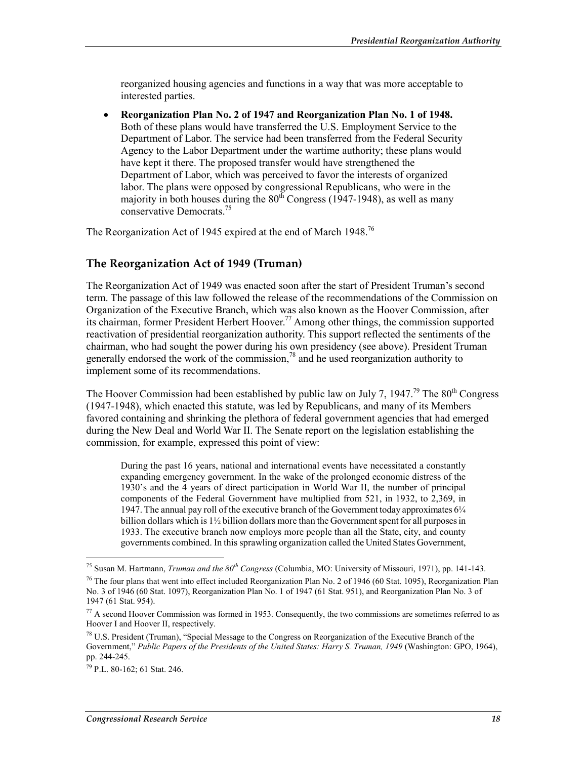reorganized housing agencies and functions in a way that was more acceptable to interested parties.

- **Reorganization Plan No. 2 of 1947 and Reorganization Plan No. 1 of 1948.** Both of these plans would have transferred the U.S. Employment Service to the Department of Labor. The service had been transferred from the Federal Security Agency to the Labor Department under the wartime authority; these plans would have kept it there. The proposed transfer would have strengthened the Department of Labor, which was perceived to favor the interests of organized labor. The plans were opposed by congressional Republicans, who were in the majority in both houses during the 80th Congress (1947-1948), as well as many conservative Democrats.[75]

The Reorganization Act of 1945 expired at the end of March 1948.[76]

## The Reorganization Act of 1949 (Truman)

The Reorganization Act of 1949 was enacted soon after the start of President Truman's second term. The passage of this law followed the release of the recommendations of the Commission on Organization of the Executive Branch, which was also known as the Hoover Commission, after its chairman, former President Herbert Hoover.[77] Among other things, the commission supported reactivation of presidential reorganization authority. This support reflected the sentiments of the chairman, who had sought the power during his own presidency (see above). President Truman generally endorsed the work of the commission,[78] and he used reorganization authority to implement some of its recommendations.

The Hoover Commission had been established by public law on July 7, 1947.[79] The 80th Congress (1947-1948), which enacted this statute, was led by Republicans, and many of its Members favored containing and shrinking the plethora of federal government agencies that had emerged during the New Deal and World War II. The Senate report on the legislation establishing the commission, for example, expressed this point of view:

> During the past 16 years, national and international events have necessitated a constantly expanding emergency government. In the wake of the prolonged economic distress of the 1930's and the 4 years of direct participation in World War II, the number of principal components of the Federal Government have multiplied from 521, in 1932, to 2,369, in 1947. The annual pay roll of the executive branch of the Government today approximates 6¼ billion dollars which is 1½ billion dollars more than the Government spent for all purposes in 1933. The executive branch now employs more people than all the State, city, and county governments combined. In this sprawling organization called the United States Government,

---

[75] Susan M. Hartmann, *Truman and the 80th Congress* (Columbia, MO: University of Missouri, 1971), pp. 141-143.

[76] The four plans that went into effect included Reorganization Plan No. 2 of 1946 (60 Stat. 1095), Reorganization Plan No. 3 of 1946 (60 Stat. 1097), Reorganization Plan No. 1 of 1947 (61 Stat. 951), and Reorganization Plan No. 3 of 1947 (61 Stat. 954).

[77] A second Hoover Commission was formed in 1953. Consequently, the two commissions are sometimes referred to as Hoover I and Hoover II, respectively.

[78] U.S. President (Truman), "Special Message to the Congress on Reorganization of the Executive Branch of the Government," *Public Papers of the Presidents of the United States: Harry S. Truman, 1949* (Washington: GPO, 1964), pp. 244-245.

[79] P.L. 80-162; 61 Stat. 246.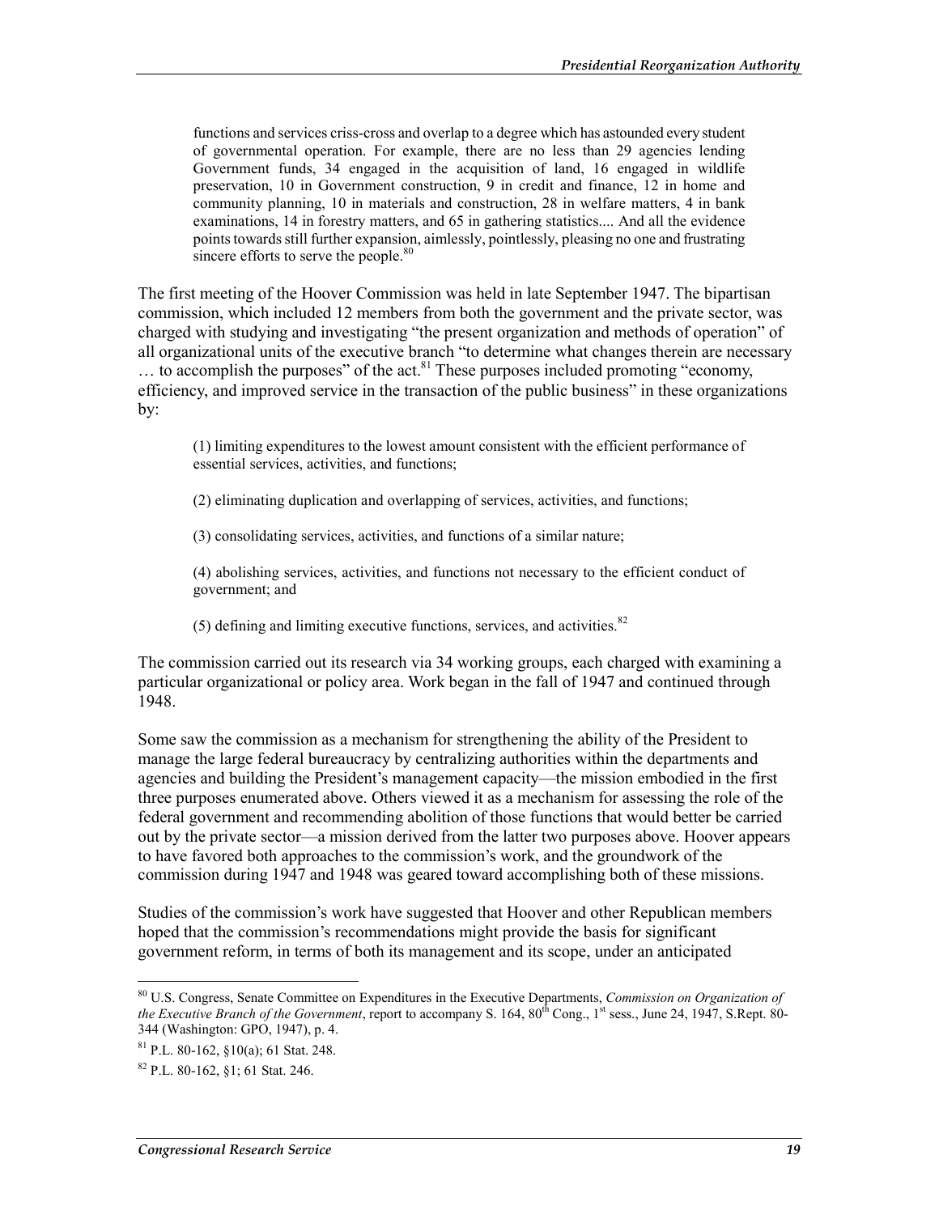> functions and services criss-cross and overlap to a degree which has astounded every student of governmental operation. For example, there are no less than 29 agencies lending Government funds, 34 engaged in the acquisition of land, 16 engaged in wildlife preservation, 10 in Government construction, 9 in credit and finance, 12 in home and community planning, 10 in materials and construction, 28 in welfare matters, 4 in bank examinations, 14 in forestry matters, and 65 in gathering statistics.... And all the evidence points towards still further expansion, aimlessly, pointlessly, pleasing no one and frustrating sincere efforts to serve the people.[80]

The first meeting of the Hoover Commission was held in late September 1947. The bipartisan commission, which included 12 members from both the government and the private sector, was charged with studying and investigating "the present organization and methods of operation" of all organizational units of the executive branch "to determine what changes therein are necessary … to accomplish the purposes" of the act.[81] These purposes included promoting "economy, efficiency, and improved service in the transaction of the public business" in these organizations by:

> (1) limiting expenditures to the lowest amount consistent with the efficient performance of essential services, activities, and functions;
>
> (2) eliminating duplication and overlapping of services, activities, and functions;
>
> (3) consolidating services, activities, and functions of a similar nature;
>
> (4) abolishing services, activities, and functions not necessary to the efficient conduct of government; and
>
> (5) defining and limiting executive functions, services, and activities.[82]

The commission carried out its research via 34 working groups, each charged with examining a particular organizational or policy area. Work began in the fall of 1947 and continued through 1948.

Some saw the commission as a mechanism for strengthening the ability of the President to manage the large federal bureaucracy by centralizing authorities within the departments and agencies and building the President's management capacity—the mission embodied in the first three purposes enumerated above. Others viewed it as a mechanism for assessing the role of the federal government and recommending abolition of those functions that would better be carried out by the private sector—a mission derived from the latter two purposes above. Hoover appears to have favored both approaches to the commission's work, and the groundwork of the commission during 1947 and 1948 was geared toward accomplishing both of these missions.

Studies of the commission's work have suggested that Hoover and other Republican members hoped that the commission's recommendations might provide the basis for significant government reform, in terms of both its management and its scope, under an anticipated

---

[80] U.S. Congress, Senate Committee on Expenditures in the Executive Departments, *Commission on Organization of the Executive Branch of the Government*, report to accompany S. 164, 80th Cong., 1st sess., June 24, 1947, S.Rept. 80-344 (Washington: GPO, 1947), p. 4.

[81] P.L. 80-162, §10(a); 61 Stat. 248.

[82] P.L. 80-162, §1; 61 Stat. 246.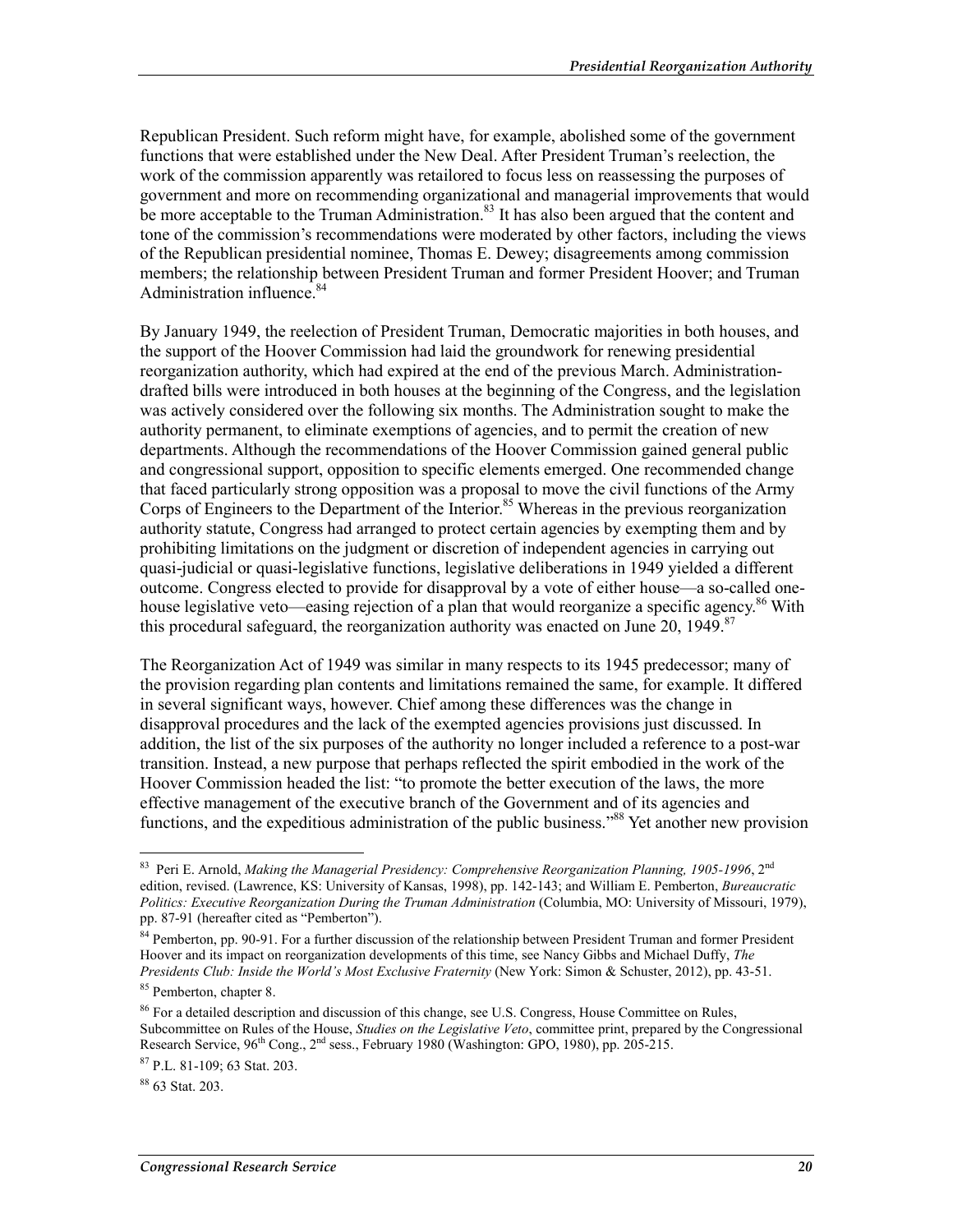Republican President. Such reform might have, for example, abolished some of the government functions that were established under the New Deal. After President Truman's reelection, the work of the commission apparently was retailored to focus less on reassessing the purposes of government and more on recommending organizational and managerial improvements that would be more acceptable to the Truman Administration.[83] It has also been argued that the content and tone of the commission's recommendations were moderated by other factors, including the views of the Republican presidential nominee, Thomas E. Dewey; disagreements among commission members; the relationship between President Truman and former President Hoover; and Truman Administration influence.[84]

By January 1949, the reelection of President Truman, Democratic majorities in both houses, and the support of the Hoover Commission had laid the groundwork for renewing presidential reorganization authority, which had expired at the end of the previous March. Administration-drafted bills were introduced in both houses at the beginning of the Congress, and the legislation was actively considered over the following six months. The Administration sought to make the authority permanent, to eliminate exemptions of agencies, and to permit the creation of new departments. Although the recommendations of the Hoover Commission gained general public and congressional support, opposition to specific elements emerged. One recommended change that faced particularly strong opposition was a proposal to move the civil functions of the Army Corps of Engineers to the Department of the Interior.[85] Whereas in the previous reorganization authority statute, Congress had arranged to protect certain agencies by exempting them and by prohibiting limitations on the judgment or discretion of independent agencies in carrying out quasi-judicial or quasi-legislative functions, legislative deliberations in 1949 yielded a different outcome. Congress elected to provide for disapproval by a vote of either house—a so-called one-house legislative veto—easing rejection of a plan that would reorganize a specific agency.[86] With this procedural safeguard, the reorganization authority was enacted on June 20, 1949.[87]

The Reorganization Act of 1949 was similar in many respects to its 1945 predecessor; many of the provision regarding plan contents and limitations remained the same, for example. It differed in several significant ways, however. Chief among these differences was the change in disapproval procedures and the lack of the exempted agencies provisions just discussed. In addition, the list of the six purposes of the authority no longer included a reference to a post-war transition. Instead, a new purpose that perhaps reflected the spirit embodied in the work of the Hoover Commission headed the list: "to promote the better execution of the laws, the more effective management of the executive branch of the Government and of its agencies and functions, and the expeditious administration of the public business."[88] Yet another new provision

---

[83] Peri E. Arnold, *Making the Managerial Presidency: Comprehensive Reorganization Planning, 1905-1996*, 2nd edition, revised. (Lawrence, KS: University of Kansas, 1998), pp. 142-143; and William E. Pemberton, *Bureaucratic Politics: Executive Reorganization During the Truman Administration* (Columbia, MO: University of Missouri, 1979), pp. 87-91 (hereafter cited as "Pemberton").

[84] Pemberton, pp. 90-91. For a further discussion of the relationship between President Truman and former President Hoover and its impact on reorganization developments of this time, see Nancy Gibbs and Michael Duffy, *The Presidents Club: Inside the World's Most Exclusive Fraternity* (New York: Simon & Schuster, 2012), pp. 43-51.

[85] Pemberton, chapter 8.

[86] For a detailed description and discussion of this change, see U.S. Congress, House Committee on Rules, Subcommittee on Rules of the House, *Studies on the Legislative Veto*, committee print, prepared by the Congressional Research Service, 96th Cong., 2nd sess., February 1980 (Washington: GPO, 1980), pp. 205-215.

[87] P.L. 81-109; 63 Stat. 203.

[88] 63 Stat. 203.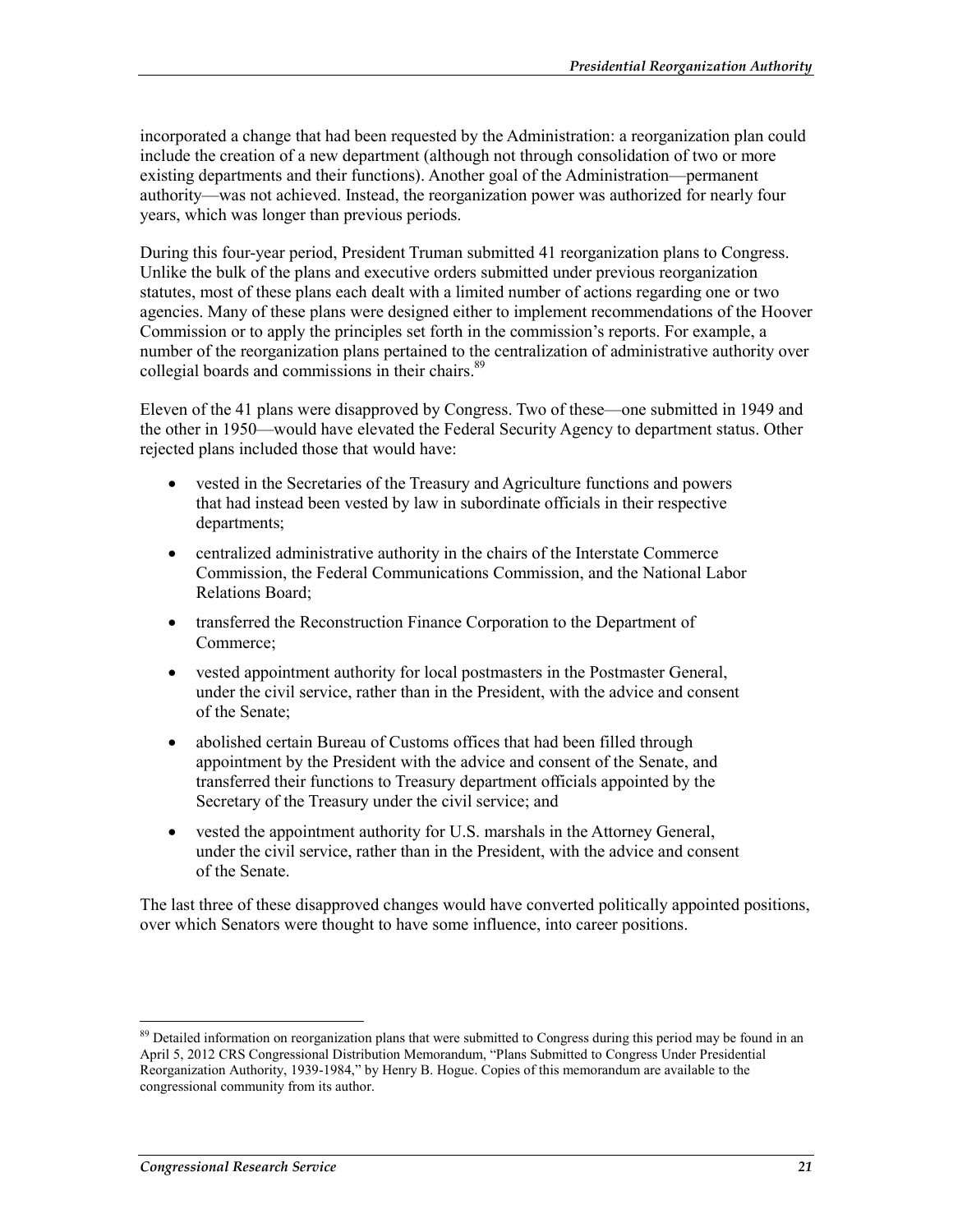incorporated a change that had been requested by the Administration: a reorganization plan could include the creation of a new department (although not through consolidation of two or more existing departments and their functions). Another goal of the Administration—permanent authority—was not achieved. Instead, the reorganization power was authorized for nearly four years, which was longer than previous periods.

During this four-year period, President Truman submitted 41 reorganization plans to Congress. Unlike the bulk of the plans and executive orders submitted under previous reorganization statutes, most of these plans each dealt with a limited number of actions regarding one or two agencies. Many of these plans were designed either to implement recommendations of the Hoover Commission or to apply the principles set forth in the commission's reports. For example, a number of the reorganization plans pertained to the centralization of administrative authority over collegial boards and commissions in their chairs.[89]

Eleven of the 41 plans were disapproved by Congress. Two of these—one submitted in 1949 and the other in 1950—would have elevated the Federal Security Agency to department status. Other rejected plans included those that would have:

- vested in the Secretaries of the Treasury and Agriculture functions and powers that had instead been vested by law in subordinate officials in their respective departments;
- centralized administrative authority in the chairs of the Interstate Commerce Commission, the Federal Communications Commission, and the National Labor Relations Board;
- transferred the Reconstruction Finance Corporation to the Department of Commerce;
- vested appointment authority for local postmasters in the Postmaster General, under the civil service, rather than in the President, with the advice and consent of the Senate;
- abolished certain Bureau of Customs offices that had been filled through appointment by the President with the advice and consent of the Senate, and transferred their functions to Treasury department officials appointed by the Secretary of the Treasury under the civil service; and
- vested the appointment authority for U.S. marshals in the Attorney General, under the civil service, rather than in the President, with the advice and consent of the Senate.

The last three of these disapproved changes would have converted politically appointed positions, over which Senators were thought to have some influence, into career positions.

[89] Detailed information on reorganization plans that were submitted to Congress during this period may be found in an April 5, 2012 CRS Congressional Distribution Memorandum, "Plans Submitted to Congress Under Presidential Reorganization Authority, 1939-1984," by Henry B. Hogue. Copies of this memorandum are available to the congressional community from its author.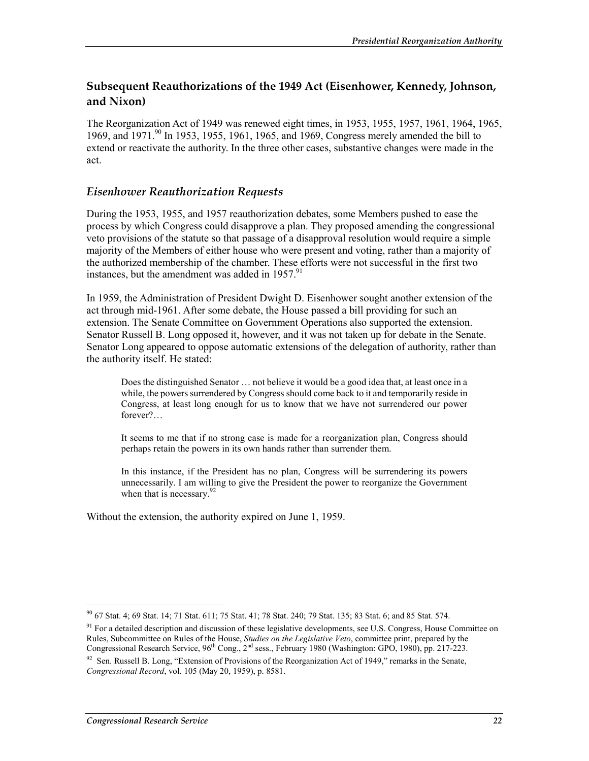## Subsequent Reauthorizations of the 1949 Act (Eisenhower, Kennedy, Johnson, and Nixon)

The Reorganization Act of 1949 was renewed eight times, in 1953, 1955, 1957, 1961, 1964, 1965, 1969, and 1971.[90] In 1953, 1955, 1961, 1965, and 1969, Congress merely amended the bill to extend or reactivate the authority. In the three other cases, substantive changes were made in the act.

### *Eisenhower Reauthorization Requests*

During the 1953, 1955, and 1957 reauthorization debates, some Members pushed to ease the process by which Congress could disapprove a plan. They proposed amending the congressional veto provisions of the statute so that passage of a disapproval resolution would require a simple majority of the Members of either house who were present and voting, rather than a majority of the authorized membership of the chamber. These efforts were not successful in the first two instances, but the amendment was added in 1957.[91]

In 1959, the Administration of President Dwight D. Eisenhower sought another extension of the act through mid-1961. After some debate, the House passed a bill providing for such an extension. The Senate Committee on Government Operations also supported the extension. Senator Russell B. Long opposed it, however, and it was not taken up for debate in the Senate. Senator Long appeared to oppose automatic extensions of the delegation of authority, rather than the authority itself. He stated:

> Does the distinguished Senator … not believe it would be a good idea that, at least once in a while, the powers surrendered by Congress should come back to it and temporarily reside in Congress, at least long enough for us to know that we have not surrendered our power forever?…
>
> It seems to me that if no strong case is made for a reorganization plan, Congress should perhaps retain the powers in its own hands rather than surrender them.
>
> In this instance, if the President has no plan, Congress will be surrendering its powers unnecessarily. I am willing to give the President the power to reorganize the Government when that is necessary.[92]

Without the extension, the authority expired on June 1, 1959.

---

[90] 67 Stat. 4; 69 Stat. 14; 71 Stat. 611; 75 Stat. 41; 78 Stat. 240; 79 Stat. 135; 83 Stat. 6; and 85 Stat. 574.

[91] For a detailed description and discussion of these legislative developments, see U.S. Congress, House Committee on Rules, Subcommittee on Rules of the House, *Studies on the Legislative Veto*, committee print, prepared by the Congressional Research Service, 96th Cong., 2nd sess., February 1980 (Washington: GPO, 1980), pp. 217-223.

[92] Sen. Russell B. Long, "Extension of Provisions of the Reorganization Act of 1949," remarks in the Senate, *Congressional Record*, vol. 105 (May 20, 1959), p. 8581.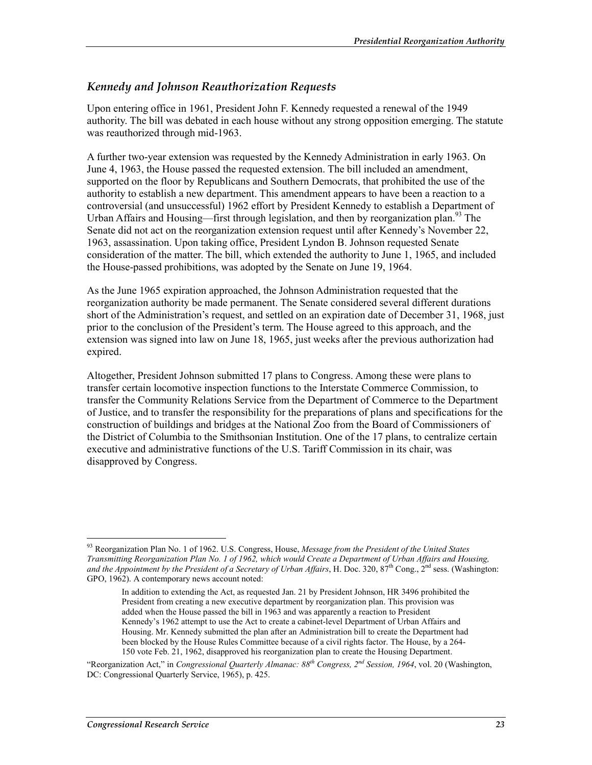### *Kennedy and Johnson Reauthorization Requests*

Upon entering office in 1961, President John F. Kennedy requested a renewal of the 1949 authority. The bill was debated in each house without any strong opposition emerging. The statute was reauthorized through mid-1963.

A further two-year extension was requested by the Kennedy Administration in early 1963. On June 4, 1963, the House passed the requested extension. The bill included an amendment, supported on the floor by Republicans and Southern Democrats, that prohibited the use of the authority to establish a new department. This amendment appears to have been a reaction to a controversial (and unsuccessful) 1962 effort by President Kennedy to establish a Department of Urban Affairs and Housing—first through legislation, and then by reorganization plan.[93] The Senate did not act on the reorganization extension request until after Kennedy's November 22, 1963, assassination. Upon taking office, President Lyndon B. Johnson requested Senate consideration of the matter. The bill, which extended the authority to June 1, 1965, and included the House-passed prohibitions, was adopted by the Senate on June 19, 1964.

As the June 1965 expiration approached, the Johnson Administration requested that the reorganization authority be made permanent. The Senate considered several different durations short of the Administration's request, and settled on an expiration date of December 31, 1968, just prior to the conclusion of the President's term. The House agreed to this approach, and the extension was signed into law on June 18, 1965, just weeks after the previous authorization had expired.

Altogether, President Johnson submitted 17 plans to Congress. Among these were plans to transfer certain locomotive inspection functions to the Interstate Commerce Commission, to transfer the Community Relations Service from the Department of Commerce to the Department of Justice, and to transfer the responsibility for the preparations of plans and specifications for the construction of buildings and bridges at the National Zoo from the Board of Commissioners of the District of Columbia to the Smithsonian Institution. One of the 17 plans, to centralize certain executive and administrative functions of the U.S. Tariff Commission in its chair, was disapproved by Congress.

---

[93] Reorganization Plan No. 1 of 1962. U.S. Congress, House, *Message from the President of the United States Transmitting Reorganization Plan No. 1 of 1962, which would Create a Department of Urban Affairs and Housing, and the Appointment by the President of a Secretary of Urban Affairs*, H. Doc. 320, 87th Cong., 2nd sess. (Washington: GPO, 1962). A contemporary news account noted:

> In addition to extending the Act, as requested Jan. 21 by President Johnson, HR 3496 prohibited the President from creating a new executive department by reorganization plan. This provision was added when the House passed the bill in 1963 and was apparently a reaction to President Kennedy's 1962 attempt to use the Act to create a cabinet-level Department of Urban Affairs and Housing. Mr. Kennedy submitted the plan after an Administration bill to create the Department had been blocked by the House Rules Committee because of a civil rights factor. The House, by a 264-150 vote Feb. 21, 1962, disapproved his reorganization plan to create the Housing Department.

"Reorganization Act," in *Congressional Quarterly Almanac: 88th Congress, 2nd Session, 1964*, vol. 20 (Washington, DC: Congressional Quarterly Service, 1965), p. 425.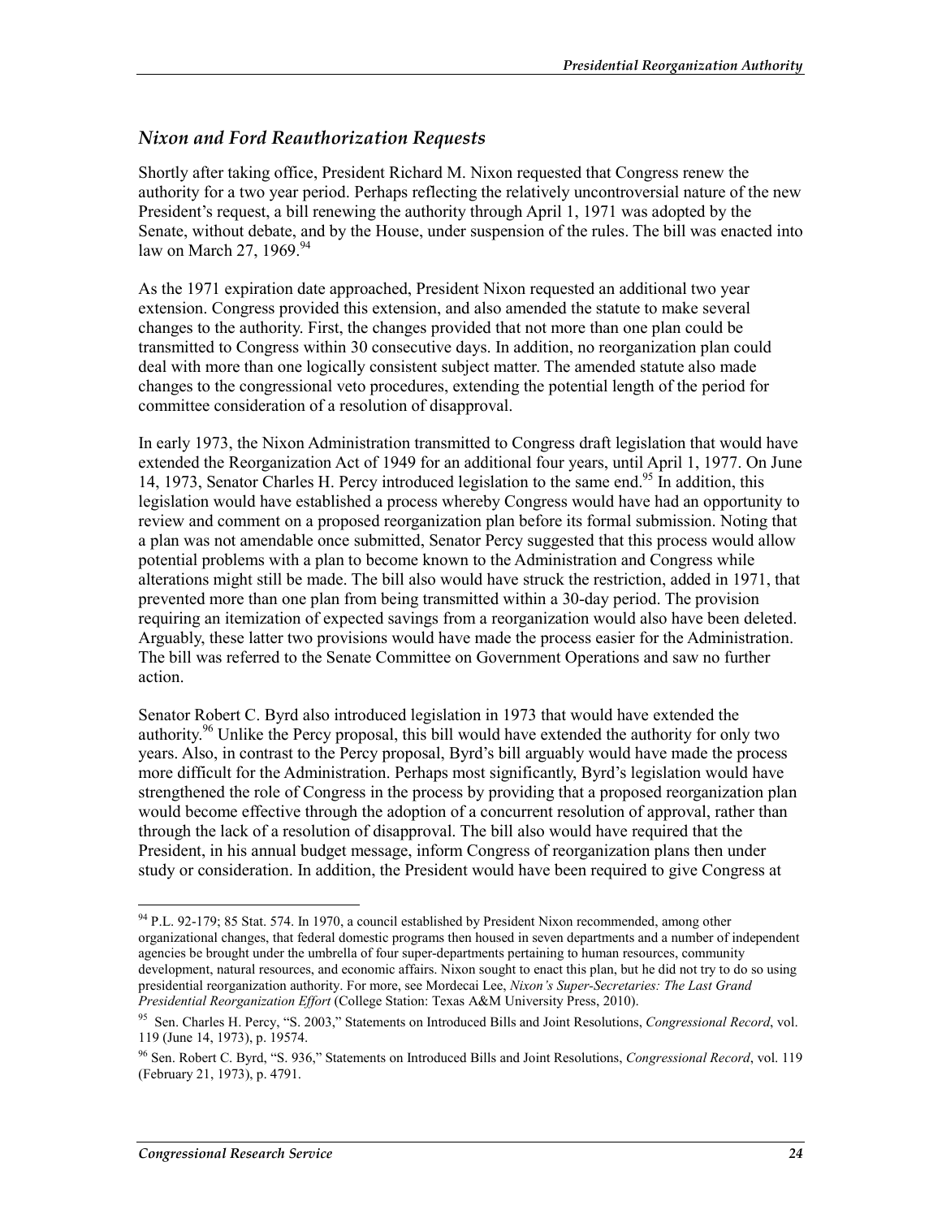## *Nixon and Ford Reauthorization Requests*

Shortly after taking office, President Richard M. Nixon requested that Congress renew the authority for a two year period. Perhaps reflecting the relatively uncontroversial nature of the new President's request, a bill renewing the authority through April 1, 1971 was adopted by the Senate, without debate, and by the House, under suspension of the rules. The bill was enacted into law on March 27, 1969.[94]

As the 1971 expiration date approached, President Nixon requested an additional two year extension. Congress provided this extension, and also amended the statute to make several changes to the authority. First, the changes provided that not more than one plan could be transmitted to Congress within 30 consecutive days. In addition, no reorganization plan could deal with more than one logically consistent subject matter. The amended statute also made changes to the congressional veto procedures, extending the potential length of the period for committee consideration of a resolution of disapproval.

In early 1973, the Nixon Administration transmitted to Congress draft legislation that would have extended the Reorganization Act of 1949 for an additional four years, until April 1, 1977. On June 14, 1973, Senator Charles H. Percy introduced legislation to the same end.[95] In addition, this legislation would have established a process whereby Congress would have had an opportunity to review and comment on a proposed reorganization plan before its formal submission. Noting that a plan was not amendable once submitted, Senator Percy suggested that this process would allow potential problems with a plan to become known to the Administration and Congress while alterations might still be made. The bill also would have struck the restriction, added in 1971, that prevented more than one plan from being transmitted within a 30-day period. The provision requiring an itemization of expected savings from a reorganization would also have been deleted. Arguably, these latter two provisions would have made the process easier for the Administration. The bill was referred to the Senate Committee on Government Operations and saw no further action.

Senator Robert C. Byrd also introduced legislation in 1973 that would have extended the authority.[96] Unlike the Percy proposal, this bill would have extended the authority for only two years. Also, in contrast to the Percy proposal, Byrd's bill arguably would have made the process more difficult for the Administration. Perhaps most significantly, Byrd's legislation would have strengthened the role of Congress in the process by providing that a proposed reorganization plan would become effective through the adoption of a concurrent resolution of approval, rather than through the lack of a resolution of disapproval. The bill also would have required that the President, in his annual budget message, inform Congress of reorganization plans then under study or consideration. In addition, the President would have been required to give Congress at

---

[94] P.L. 92-179; 85 Stat. 574. In 1970, a council established by President Nixon recommended, among other organizational changes, that federal domestic programs then housed in seven departments and a number of independent agencies be brought under the umbrella of four super-departments pertaining to human resources, community development, natural resources, and economic affairs. Nixon sought to enact this plan, but he did not try to do so using presidential reorganization authority. For more, see Mordecai Lee, *Nixon's Super-Secretaries: The Last Grand Presidential Reorganization Effort* (College Station: Texas A&M University Press, 2010).

[95] Sen. Charles H. Percy, "S. 2003," Statements on Introduced Bills and Joint Resolutions, *Congressional Record*, vol. 119 (June 14, 1973), p. 19574.

[96] Sen. Robert C. Byrd, "S. 936," Statements on Introduced Bills and Joint Resolutions, *Congressional Record*, vol. 119 (February 21, 1973), p. 4791.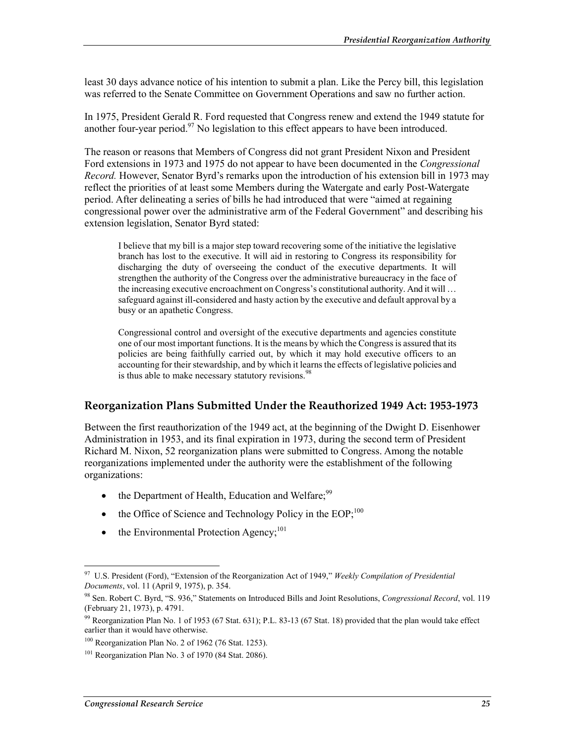least 30 days advance notice of his intention to submit a plan. Like the Percy bill, this legislation was referred to the Senate Committee on Government Operations and saw no further action.

In 1975, President Gerald R. Ford requested that Congress renew and extend the 1949 statute for another four-year period.[97] No legislation to this effect appears to have been introduced.

The reason or reasons that Members of Congress did not grant President Nixon and President Ford extensions in 1973 and 1975 do not appear to have been documented in the *Congressional Record.* However, Senator Byrd's remarks upon the introduction of his extension bill in 1973 may reflect the priorities of at least some Members during the Watergate and early Post-Watergate period. After delineating a series of bills he had introduced that were "aimed at regaining congressional power over the administrative arm of the Federal Government" and describing his extension legislation, Senator Byrd stated:

> I believe that my bill is a major step toward recovering some of the initiative the legislative branch has lost to the executive. It will aid in restoring to Congress its responsibility for discharging the duty of overseeing the conduct of the executive departments. It will strengthen the authority of the Congress over the administrative bureaucracy in the face of the increasing executive encroachment on Congress's constitutional authority. And it will … safeguard against ill-considered and hasty action by the executive and default approval by a busy or an apathetic Congress.
>
> Congressional control and oversight of the executive departments and agencies constitute one of our most important functions. It is the means by which the Congress is assured that its policies are being faithfully carried out, by which it may hold executive officers to an accounting for their stewardship, and by which it learns the effects of legislative policies and is thus able to make necessary statutory revisions.[98]

## Reorganization Plans Submitted Under the Reauthorized 1949 Act: 1953-1973

Between the first reauthorization of the 1949 act, at the beginning of the Dwight D. Eisenhower Administration in 1953, and its final expiration in 1973, during the second term of President Richard M. Nixon, 52 reorganization plans were submitted to Congress. Among the notable reorganizations implemented under the authority were the establishment of the following organizations:

- the Department of Health, Education and Welfare;[99]
- the Office of Science and Technology Policy in the EOP;[100]
- the Environmental Protection Agency;[101]

---

[97] U.S. President (Ford), "Extension of the Reorganization Act of 1949," *Weekly Compilation of Presidential Documents*, vol. 11 (April 9, 1975), p. 354.

[98] Sen. Robert C. Byrd, "S. 936," Statements on Introduced Bills and Joint Resolutions, *Congressional Record*, vol. 119 (February 21, 1973), p. 4791.

[99] Reorganization Plan No. 1 of 1953 (67 Stat. 631); P.L. 83-13 (67 Stat. 18) provided that the plan would take effect earlier than it would have otherwise.

[100] Reorganization Plan No. 2 of 1962 (76 Stat. 1253).

[101] Reorganization Plan No. 3 of 1970 (84 Stat. 2086).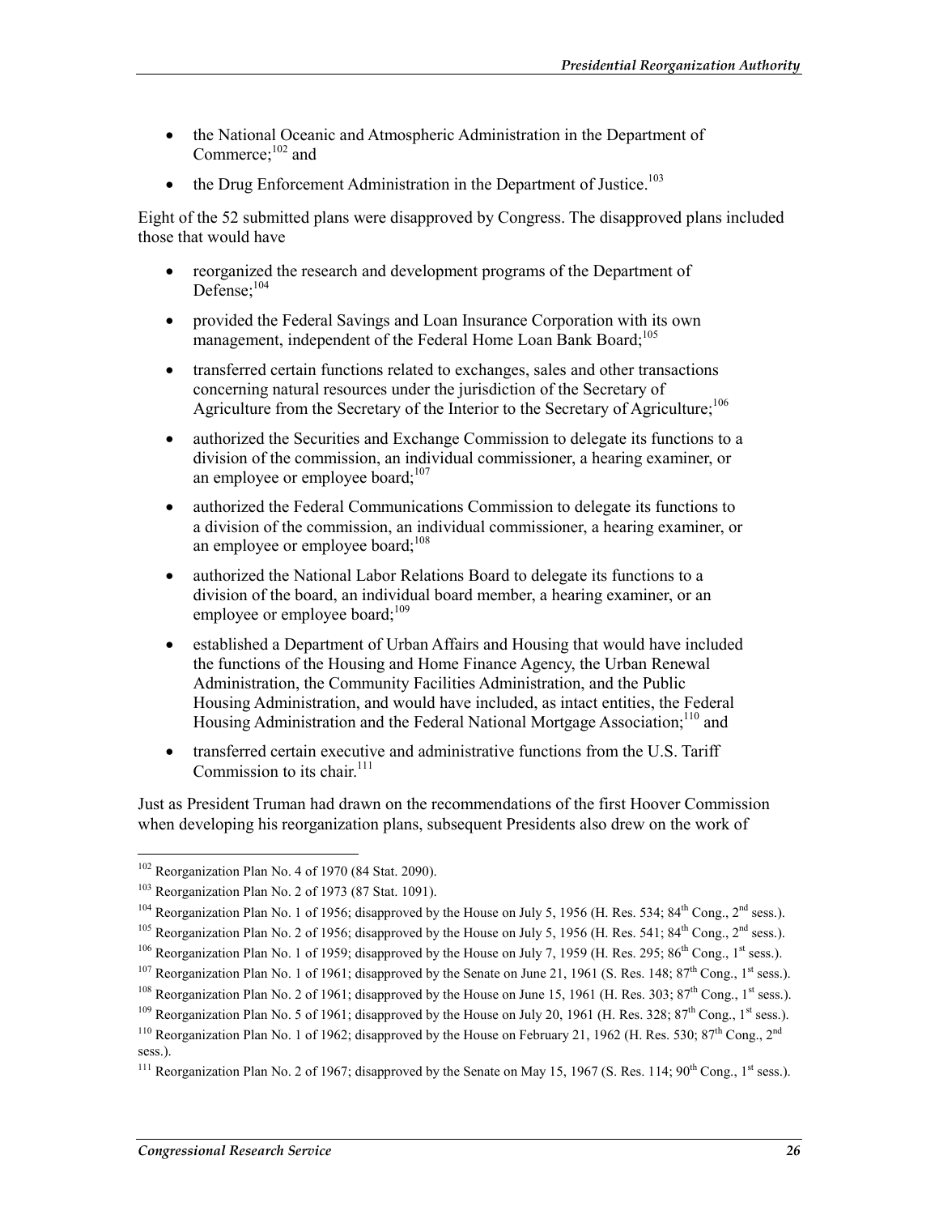- the National Oceanic and Atmospheric Administration in the Department of Commerce;[102] and
- the Drug Enforcement Administration in the Department of Justice.[103]

Eight of the 52 submitted plans were disapproved by Congress. The disapproved plans included those that would have

- reorganized the research and development programs of the Department of Defense;[104]
- provided the Federal Savings and Loan Insurance Corporation with its own management, independent of the Federal Home Loan Bank Board;[105]
- transferred certain functions related to exchanges, sales and other transactions concerning natural resources under the jurisdiction of the Secretary of Agriculture from the Secretary of the Interior to the Secretary of Agriculture;[106]
- authorized the Securities and Exchange Commission to delegate its functions to a division of the commission, an individual commissioner, a hearing examiner, or an employee or employee board;[107]
- authorized the Federal Communications Commission to delegate its functions to a division of the commission, an individual commissioner, a hearing examiner, or an employee or employee board;[108]
- authorized the National Labor Relations Board to delegate its functions to a division of the board, an individual board member, a hearing examiner, or an employee or employee board;[109]
- established a Department of Urban Affairs and Housing that would have included the functions of the Housing and Home Finance Agency, the Urban Renewal Administration, the Community Facilities Administration, and the Public Housing Administration, and would have included, as intact entities, the Federal Housing Administration and the Federal National Mortgage Association;[110] and
- transferred certain executive and administrative functions from the U.S. Tariff Commission to its chair.[111]

Just as President Truman had drawn on the recommendations of the first Hoover Commission when developing his reorganization plans, subsequent Presidents also drew on the work of

---

[102] Reorganization Plan No. 4 of 1970 (84 Stat. 2090).

[103] Reorganization Plan No. 2 of 1973 (87 Stat. 1091).

[104] Reorganization Plan No. 1 of 1956; disapproved by the House on July 5, 1956 (H. Res. 534; 84th Cong., 2nd sess.).

[105] Reorganization Plan No. 2 of 1956; disapproved by the House on July 5, 1956 (H. Res. 541; 84th Cong., 2nd sess.).

[106] Reorganization Plan No. 1 of 1959; disapproved by the House on July 7, 1959 (H. Res. 295; 86th Cong., 1st sess.).

[107] Reorganization Plan No. 1 of 1961; disapproved by the Senate on June 21, 1961 (S. Res. 148; 87th Cong., 1st sess.).

[108] Reorganization Plan No. 2 of 1961; disapproved by the House on June 15, 1961 (H. Res. 303; 87th Cong., 1st sess.).

[109] Reorganization Plan No. 5 of 1961; disapproved by the House on July 20, 1961 (H. Res. 328; 87th Cong., 1st sess.).

[110] Reorganization Plan No. 1 of 1962; disapproved by the House on February 21, 1962 (H. Res. 530; 87th Cong., 2nd sess.).

[111] Reorganization Plan No. 2 of 1967; disapproved by the Senate on May 15, 1967 (S. Res. 114; 90th Cong., 1st sess.).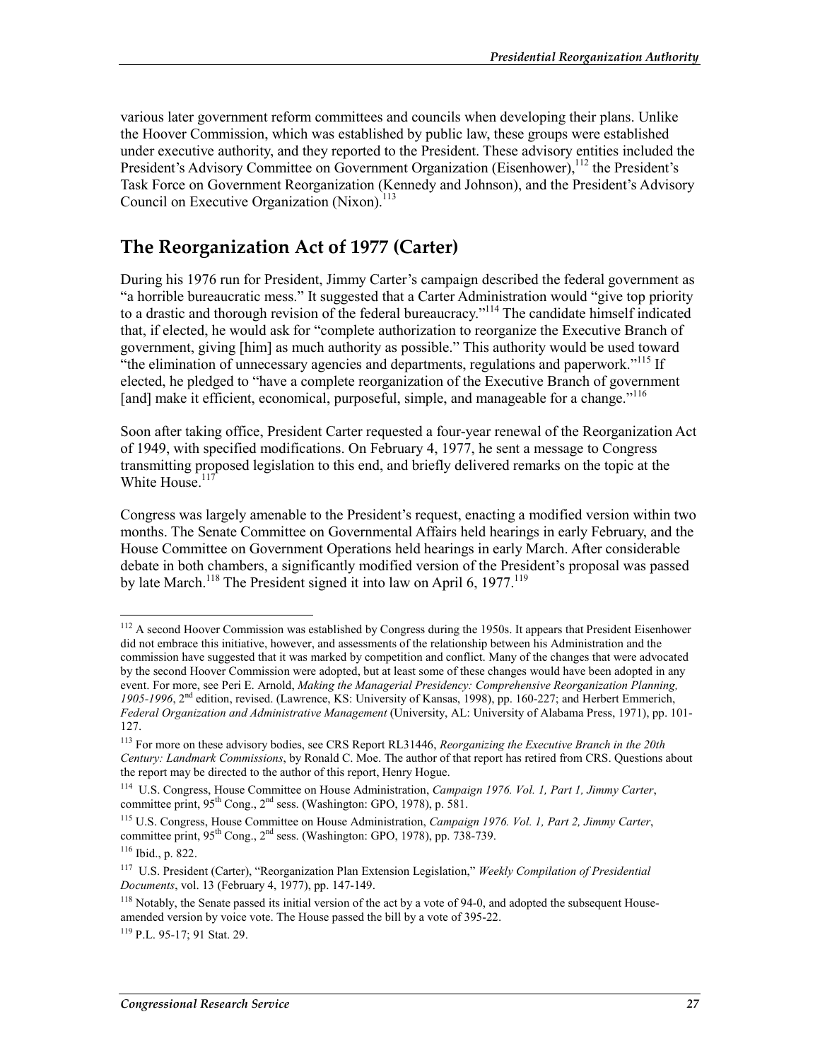various later government reform committees and councils when developing their plans. Unlike the Hoover Commission, which was established by public law, these groups were established under executive authority, and they reported to the President. These advisory entities included the President's Advisory Committee on Government Organization (Eisenhower),[112] the President's Task Force on Government Reorganization (Kennedy and Johnson), and the President's Advisory Council on Executive Organization (Nixon).[113]

## The Reorganization Act of 1977 (Carter)

During his 1976 run for President, Jimmy Carter's campaign described the federal government as "a horrible bureaucratic mess." It suggested that a Carter Administration would "give top priority to a drastic and thorough revision of the federal bureaucracy."[114] The candidate himself indicated that, if elected, he would ask for "complete authorization to reorganize the Executive Branch of government, giving [him] as much authority as possible." This authority would be used toward "the elimination of unnecessary agencies and departments, regulations and paperwork."[115] If elected, he pledged to "have a complete reorganization of the Executive Branch of government [and] make it efficient, economical, purposeful, simple, and manageable for a change."[116]

Soon after taking office, President Carter requested a four-year renewal of the Reorganization Act of 1949, with specified modifications. On February 4, 1977, he sent a message to Congress transmitting proposed legislation to this end, and briefly delivered remarks on the topic at the White House.[117]

Congress was largely amenable to the President's request, enacting a modified version within two months. The Senate Committee on Governmental Affairs held hearings in early February, and the House Committee on Government Operations held hearings in early March. After considerable debate in both chambers, a significantly modified version of the President's proposal was passed by late March.[118] The President signed it into law on April 6, 1977.[119]

---

[112] A second Hoover Commission was established by Congress during the 1950s. It appears that President Eisenhower did not embrace this initiative, however, and assessments of the relationship between his Administration and the commission have suggested that it was marked by competition and conflict. Many of the changes that were advocated by the second Hoover Commission were adopted, but at least some of these changes would have been adopted in any event. For more, see Peri E. Arnold, *Making the Managerial Presidency: Comprehensive Reorganization Planning, 1905-1996*, 2nd edition, revised. (Lawrence, KS: University of Kansas, 1998), pp. 160-227; and Herbert Emmerich, *Federal Organization and Administrative Management* (University, AL: University of Alabama Press, 1971), pp. 101-127.

[113] For more on these advisory bodies, see CRS Report RL31446, *Reorganizing the Executive Branch in the 20th Century: Landmark Commissions*, by Ronald C. Moe. The author of that report has retired from CRS. Questions about the report may be directed to the author of this report, Henry Hogue.

[114] U.S. Congress, House Committee on House Administration, *Campaign 1976. Vol. 1, Part 1, Jimmy Carter*, committee print, 95th Cong., 2nd sess. (Washington: GPO, 1978), p. 581.

[115] U.S. Congress, House Committee on House Administration, *Campaign 1976. Vol. 1, Part 2, Jimmy Carter*, committee print, 95th Cong., 2nd sess. (Washington: GPO, 1978), pp. 738-739.

[116] Ibid., p. 822.

[117] U.S. President (Carter), "Reorganization Plan Extension Legislation," *Weekly Compilation of Presidential Documents*, vol. 13 (February 4, 1977), pp. 147-149.

[118] Notably, the Senate passed its initial version of the act by a vote of 94-0, and adopted the subsequent House-amended version by voice vote. The House passed the bill by a vote of 395-22.

[119] P.L. 95-17; 91 Stat. 29.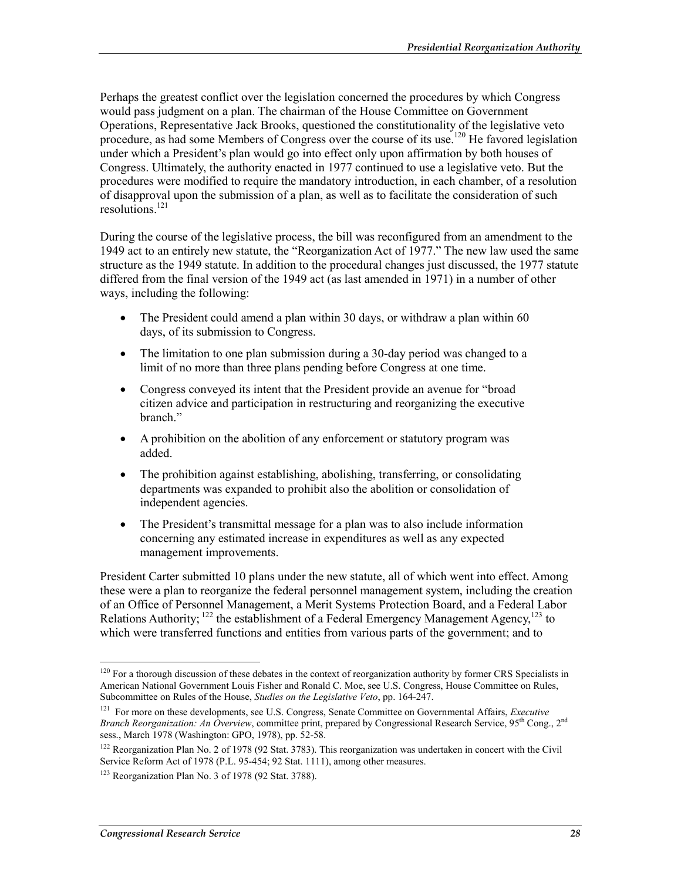Perhaps the greatest conflict over the legislation concerned the procedures by which Congress would pass judgment on a plan. The chairman of the House Committee on Government Operations, Representative Jack Brooks, questioned the constitutionality of the legislative veto procedure, as had some Members of Congress over the course of its use.[120] He favored legislation under which a President's plan would go into effect only upon affirmation by both houses of Congress. Ultimately, the authority enacted in 1977 continued to use a legislative veto. But the procedures were modified to require the mandatory introduction, in each chamber, of a resolution of disapproval upon the submission of a plan, as well as to facilitate the consideration of such resolutions.[121]

During the course of the legislative process, the bill was reconfigured from an amendment to the 1949 act to an entirely new statute, the "Reorganization Act of 1977." The new law used the same structure as the 1949 statute. In addition to the procedural changes just discussed, the 1977 statute differed from the final version of the 1949 act (as last amended in 1971) in a number of other ways, including the following:

- The President could amend a plan within 30 days, or withdraw a plan within 60 days, of its submission to Congress.
- The limitation to one plan submission during a 30-day period was changed to a limit of no more than three plans pending before Congress at one time.
- Congress conveyed its intent that the President provide an avenue for "broad citizen advice and participation in restructuring and reorganizing the executive branch."
- A prohibition on the abolition of any enforcement or statutory program was added.
- The prohibition against establishing, abolishing, transferring, or consolidating departments was expanded to prohibit also the abolition or consolidation of independent agencies.
- The President's transmittal message for a plan was to also include information concerning any estimated increase in expenditures as well as any expected management improvements.

President Carter submitted 10 plans under the new statute, all of which went into effect. Among these were a plan to reorganize the federal personnel management system, including the creation of an Office of Personnel Management, a Merit Systems Protection Board, and a Federal Labor Relations Authority;[122] the establishment of a Federal Emergency Management Agency,[123] to which were transferred functions and entities from various parts of the government; and to

---

[120] For a thorough discussion of these debates in the context of reorganization authority by former CRS Specialists in American National Government Louis Fisher and Ronald C. Moe, see U.S. Congress, House Committee on Rules, Subcommittee on Rules of the House, *Studies on the Legislative Veto*, pp. 164-247.

[121] For more on these developments, see U.S. Congress, Senate Committee on Governmental Affairs, *Executive Branch Reorganization: An Overview*, committee print, prepared by Congressional Research Service, 95th Cong., 2nd sess., March 1978 (Washington: GPO, 1978), pp. 52-58.

[122] Reorganization Plan No. 2 of 1978 (92 Stat. 3783). This reorganization was undertaken in concert with the Civil Service Reform Act of 1978 (P.L. 95-454; 92 Stat. 1111), among other measures.

[123] Reorganization Plan No. 3 of 1978 (92 Stat. 3788).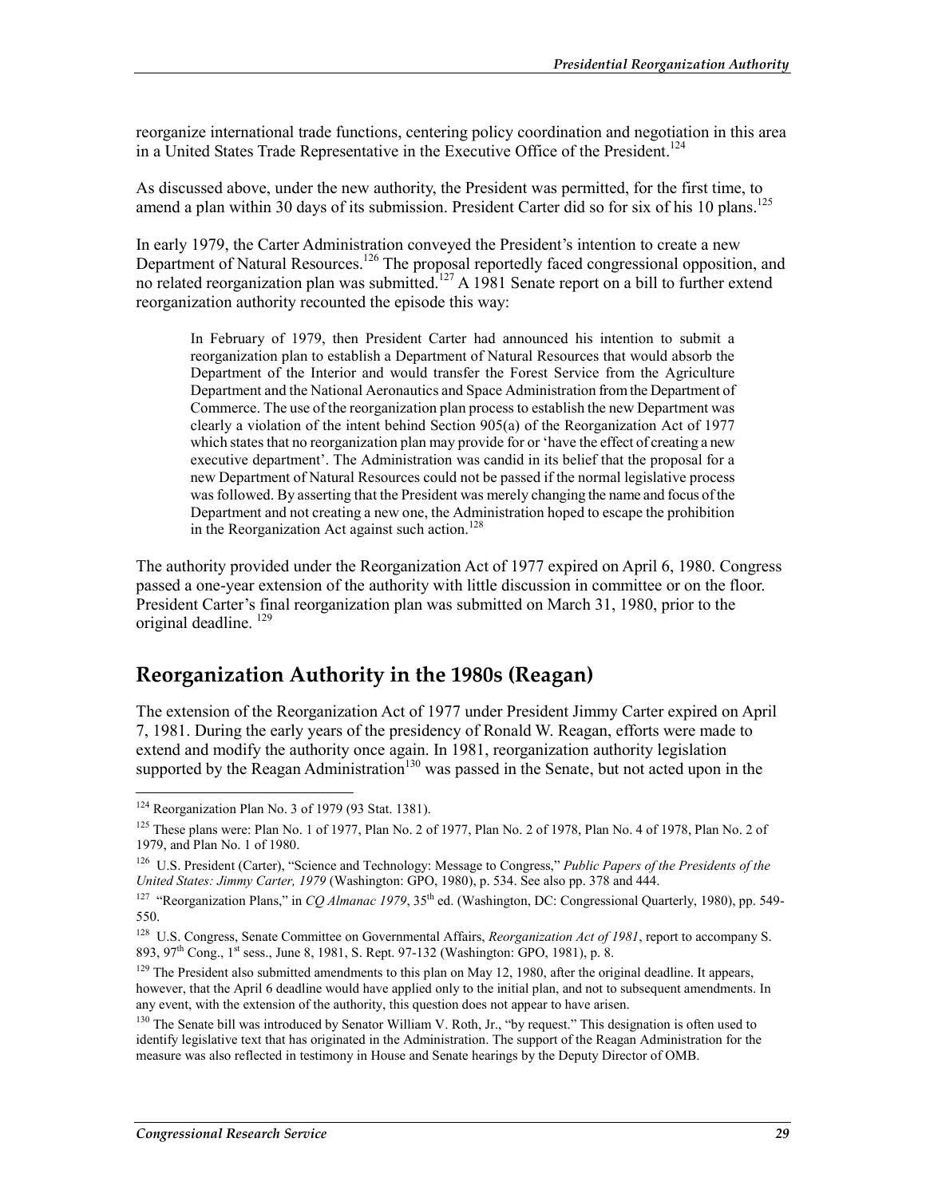reorganize international trade functions, centering policy coordination and negotiation in this area in a United States Trade Representative in the Executive Office of the President.[124]

As discussed above, under the new authority, the President was permitted, for the first time, to amend a plan within 30 days of its submission. President Carter did so for six of his 10 plans.[125]

In early 1979, the Carter Administration conveyed the President's intention to create a new Department of Natural Resources.[126] The proposal reportedly faced congressional opposition, and no related reorganization plan was submitted.[127] A 1981 Senate report on a bill to further extend reorganization authority recounted the episode this way:

> In February of 1979, then President Carter had announced his intention to submit a reorganization plan to establish a Department of Natural Resources that would absorb the Department of the Interior and would transfer the Forest Service from the Agriculture Department and the National Aeronautics and Space Administration from the Department of Commerce. The use of the reorganization plan process to establish the new Department was clearly a violation of the intent behind Section 905(a) of the Reorganization Act of 1977 which states that no reorganization plan may provide for or 'have the effect of creating a new executive department'. The Administration was candid in its belief that the proposal for a new Department of Natural Resources could not be passed if the normal legislative process was followed. By asserting that the President was merely changing the name and focus of the Department and not creating a new one, the Administration hoped to escape the prohibition in the Reorganization Act against such action.[128]

The authority provided under the Reorganization Act of 1977 expired on April 6, 1980. Congress passed a one-year extension of the authority with little discussion in committee or on the floor. President Carter's final reorganization plan was submitted on March 31, 1980, prior to the original deadline.[129]

## Reorganization Authority in the 1980s (Reagan)

The extension of the Reorganization Act of 1977 under President Jimmy Carter expired on April 7, 1981. During the early years of the presidency of Ronald W. Reagan, efforts were made to extend and modify the authority once again. In 1981, reorganization authority legislation supported by the Reagan Administration[130] was passed in the Senate, but not acted upon in the

---

[124] Reorganization Plan No. 3 of 1979 (93 Stat. 1381).

[125] These plans were: Plan No. 1 of 1977, Plan No. 2 of 1977, Plan No. 2 of 1978, Plan No. 4 of 1978, Plan No. 2 of 1979, and Plan No. 1 of 1980.

[126] U.S. President (Carter), "Science and Technology: Message to Congress," *Public Papers of the Presidents of the United States: Jimmy Carter, 1979* (Washington: GPO, 1980), p. 534. See also pp. 378 and 444.

[127] "Reorganization Plans," in *CQ Almanac 1979*, 35th ed. (Washington, DC: Congressional Quarterly, 1980), pp. 549-550.

[128] U.S. Congress, Senate Committee on Governmental Affairs, *Reorganization Act of 1981*, report to accompany S. 893, 97th Cong., 1st sess., June 8, 1981, S. Rept. 97-132 (Washington: GPO, 1981), p. 8.

[129] The President also submitted amendments to this plan on May 12, 1980, after the original deadline. It appears, however, that the April 6 deadline would have applied only to the initial plan, and not to subsequent amendments. In any event, with the extension of the authority, this question does not appear to have arisen.

[130] The Senate bill was introduced by Senator William V. Roth, Jr., "by request." This designation is often used to identify legislative text that has originated in the Administration. The support of the Reagan Administration for the measure was also reflected in testimony in House and Senate hearings by the Deputy Director of OMB.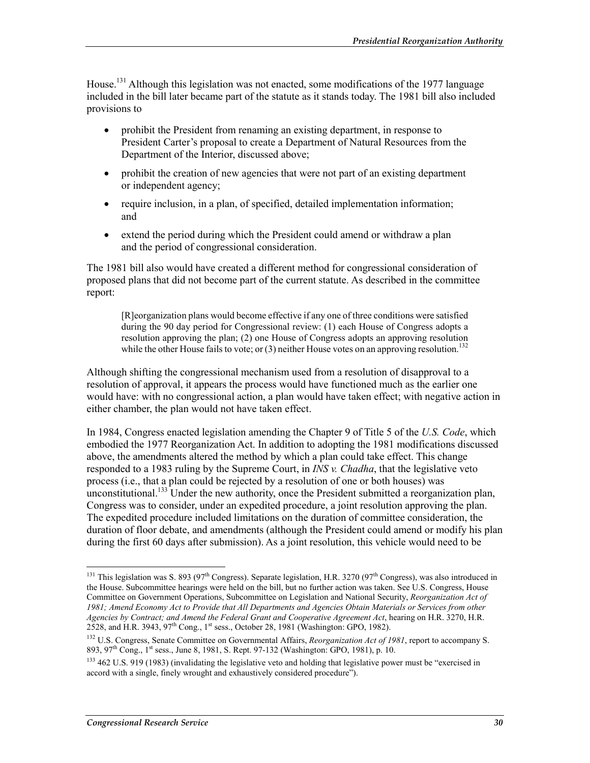House.[131] Although this legislation was not enacted, some modifications of the 1977 language included in the bill later became part of the statute as it stands today. The 1981 bill also included provisions to

- prohibit the President from renaming an existing department, in response to President Carter's proposal to create a Department of Natural Resources from the Department of the Interior, discussed above;
- prohibit the creation of new agencies that were not part of an existing department or independent agency;
- require inclusion, in a plan, of specified, detailed implementation information; and
- extend the period during which the President could amend or withdraw a plan and the period of congressional consideration.

The 1981 bill also would have created a different method for congressional consideration of proposed plans that did not become part of the current statute. As described in the committee report:

> [R]eorganization plans would become effective if any one of three conditions were satisfied during the 90 day period for Congressional review: (1) each House of Congress adopts a resolution approving the plan; (2) one House of Congress adopts an approving resolution while the other House fails to vote; or (3) neither House votes on an approving resolution.[132]

Although shifting the congressional mechanism used from a resolution of disapproval to a resolution of approval, it appears the process would have functioned much as the earlier one would have: with no congressional action, a plan would have taken effect; with negative action in either chamber, the plan would not have taken effect.

In 1984, Congress enacted legislation amending the Chapter 9 of Title 5 of the *U.S. Code*, which embodied the 1977 Reorganization Act. In addition to adopting the 1981 modifications discussed above, the amendments altered the method by which a plan could take effect. This change responded to a 1983 ruling by the Supreme Court, in *INS v. Chadha*, that the legislative veto process (i.e., that a plan could be rejected by a resolution of one or both houses) was unconstitutional.[133] Under the new authority, once the President submitted a reorganization plan, Congress was to consider, under an expedited procedure, a joint resolution approving the plan. The expedited procedure included limitations on the duration of committee consideration, the duration of floor debate, and amendments (although the President could amend or modify his plan during the first 60 days after submission). As a joint resolution, this vehicle would need to be

---

[131] This legislation was S. 893 (97th Congress). Separate legislation, H.R. 3270 (97th Congress), was also introduced in the House. Subcommittee hearings were held on the bill, but no further action was taken. See U.S. Congress, House Committee on Government Operations, Subcommittee on Legislation and National Security, *Reorganization Act of 1981; Amend Economy Act to Provide that All Departments and Agencies Obtain Materials or Services from other Agencies by Contract; and Amend the Federal Grant and Cooperative Agreement Act*, hearing on H.R. 3270, H.R. 2528, and H.R. 3943, 97th Cong., 1st sess., October 28, 1981 (Washington: GPO, 1982).

[132] U.S. Congress, Senate Committee on Governmental Affairs, *Reorganization Act of 1981*, report to accompany S. 893, 97th Cong., 1st sess., June 8, 1981, S. Rept. 97-132 (Washington: GPO, 1981), p. 10.

[133] 462 U.S. 919 (1983) (invalidating the legislative veto and holding that legislative power must be "exercised in accord with a single, finely wrought and exhaustively considered procedure").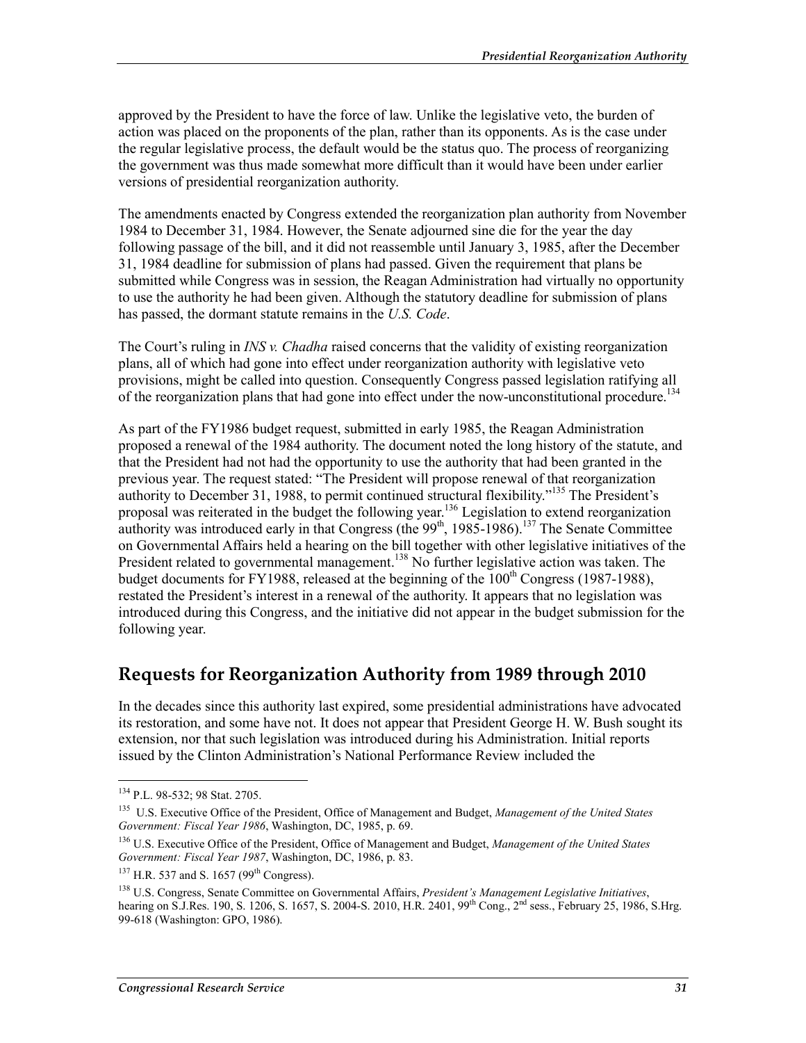approved by the President to have the force of law. Unlike the legislative veto, the burden of action was placed on the proponents of the plan, rather than its opponents. As is the case under the regular legislative process, the default would be the status quo. The process of reorganizing the government was thus made somewhat more difficult than it would have been under earlier versions of presidential reorganization authority.

The amendments enacted by Congress extended the reorganization plan authority from November 1984 to December 31, 1984. However, the Senate adjourned sine die for the year the day following passage of the bill, and it did not reassemble until January 3, 1985, after the December 31, 1984 deadline for submission of plans had passed. Given the requirement that plans be submitted while Congress was in session, the Reagan Administration had virtually no opportunity to use the authority he had been given. Although the statutory deadline for submission of plans has passed, the dormant statute remains in the *U.S. Code*.

The Court's ruling in *INS v. Chadha* raised concerns that the validity of existing reorganization plans, all of which had gone into effect under reorganization authority with legislative veto provisions, might be called into question. Consequently Congress passed legislation ratifying all of the reorganization plans that had gone into effect under the now-unconstitutional procedure.[134]

As part of the FY1986 budget request, submitted in early 1985, the Reagan Administration proposed a renewal of the 1984 authority. The document noted the long history of the statute, and that the President had not had the opportunity to use the authority that had been granted in the previous year. The request stated: "The President will propose renewal of that reorganization authority to December 31, 1988, to permit continued structural flexibility."[135] The President's proposal was reiterated in the budget the following year.[136] Legislation to extend reorganization authority was introduced early in that Congress (the 99th, 1985-1986).[137] The Senate Committee on Governmental Affairs held a hearing on the bill together with other legislative initiatives of the President related to governmental management.[138] No further legislative action was taken. The budget documents for FY1988, released at the beginning of the 100th Congress (1987-1988), restated the President's interest in a renewal of the authority. It appears that no legislation was introduced during this Congress, and the initiative did not appear in the budget submission for the following year.

## Requests for Reorganization Authority from 1989 through 2010

In the decades since this authority last expired, some presidential administrations have advocated its restoration, and some have not. It does not appear that President George H. W. Bush sought its extension, nor that such legislation was introduced during his Administration. Initial reports issued by the Clinton Administration's National Performance Review included the

---

[134] P.L. 98-532; 98 Stat. 2705.

[135] U.S. Executive Office of the President, Office of Management and Budget, *Management of the United States Government: Fiscal Year 1986*, Washington, DC, 1985, p. 69.

[136] U.S. Executive Office of the President, Office of Management and Budget, *Management of the United States Government: Fiscal Year 1987*, Washington, DC, 1986, p. 83.

[137] H.R. 537 and S. 1657 (99th Congress).

[138] U.S. Congress, Senate Committee on Governmental Affairs, *President's Management Legislative Initiatives*, hearing on S.J.Res. 190, S. 1206, S. 1657, S. 2004-S. 2010, H.R. 2401, 99th Cong., 2nd sess., February 25, 1986, S.Hrg. 99-618 (Washington: GPO, 1986).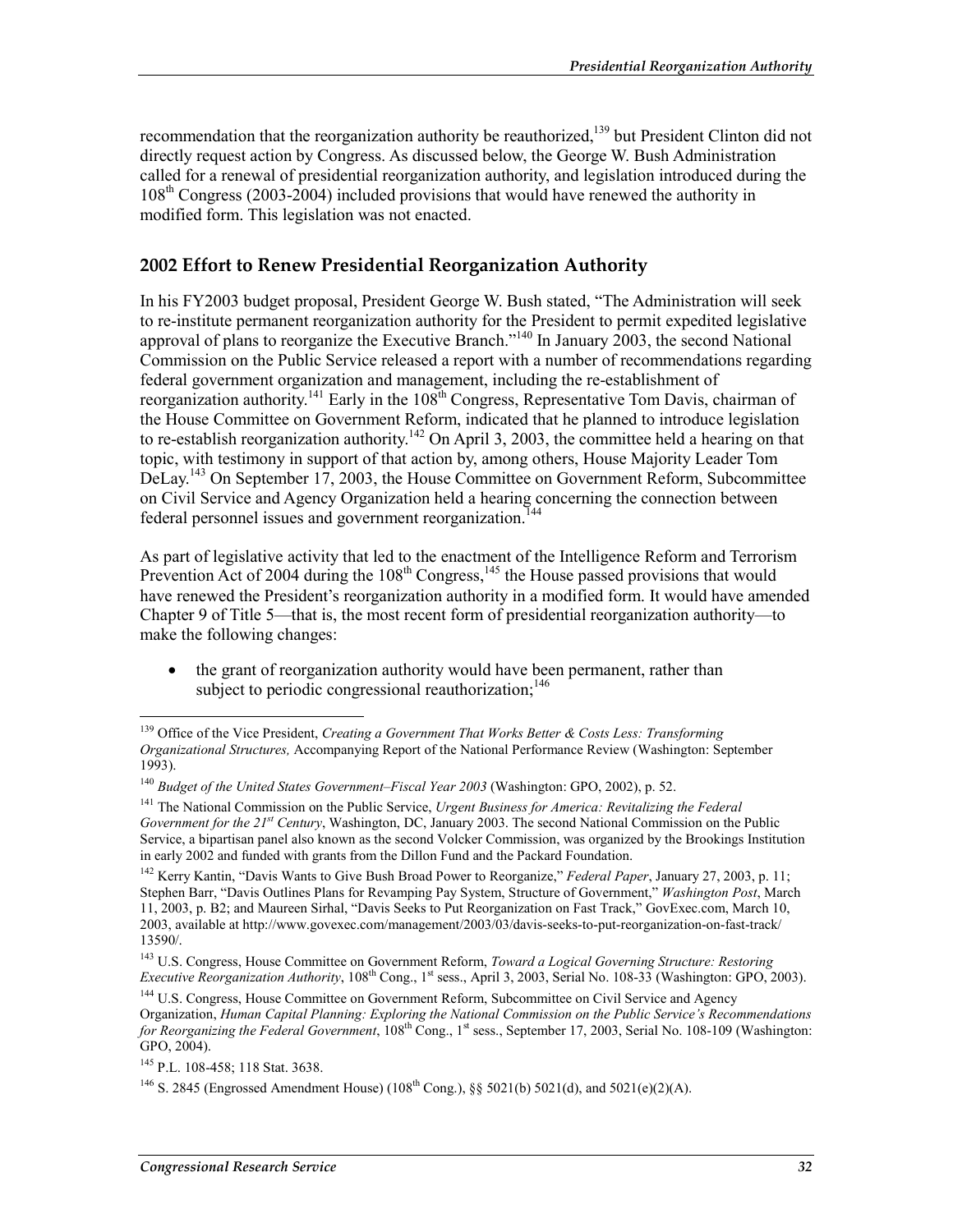recommendation that the reorganization authority be reauthorized,[139] but President Clinton did not directly request action by Congress. As discussed below, the George W. Bush Administration called for a renewal of presidential reorganization authority, and legislation introduced during the 108th Congress (2003-2004) included provisions that would have renewed the authority in modified form. This legislation was not enacted.

### 2002 Effort to Renew Presidential Reorganization Authority

In his FY2003 budget proposal, President George W. Bush stated, "The Administration will seek to re-institute permanent reorganization authority for the President to permit expedited legislative approval of plans to reorganize the Executive Branch."[140] In January 2003, the second National Commission on the Public Service released a report with a number of recommendations regarding federal government organization and management, including the re-establishment of reorganization authority.[141] Early in the 108th Congress, Representative Tom Davis, chairman of the House Committee on Government Reform, indicated that he planned to introduce legislation to re-establish reorganization authority.[142] On April 3, 2003, the committee held a hearing on that topic, with testimony in support of that action by, among others, House Majority Leader Tom DeLay.[143] On September 17, 2003, the House Committee on Government Reform, Subcommittee on Civil Service and Agency Organization held a hearing concerning the connection between federal personnel issues and government reorganization.[144]

As part of legislative activity that led to the enactment of the Intelligence Reform and Terrorism Prevention Act of 2004 during the 108th Congress,[145] the House passed provisions that would have renewed the President's reorganization authority in a modified form. It would have amended Chapter 9 of Title 5—that is, the most recent form of presidential reorganization authority—to make the following changes:

- the grant of reorganization authority would have been permanent, rather than subject to periodic congressional reauthorization;[146]

---

[139] Office of the Vice President, *Creating a Government That Works Better & Costs Less: Transforming Organizational Structures,* Accompanying Report of the National Performance Review (Washington: September 1993).

[140] *Budget of the United States Government–Fiscal Year 2003* (Washington: GPO, 2002), p. 52.

[141] The National Commission on the Public Service, *Urgent Business for America: Revitalizing the Federal Government for the 21st Century*, Washington, DC, January 2003. The second National Commission on the Public Service, a bipartisan panel also known as the second Volcker Commission, was organized by the Brookings Institution in early 2002 and funded with grants from the Dillon Fund and the Packard Foundation.

[142] Kerry Kantin, "Davis Wants to Give Bush Broad Power to Reorganize," *Federal Paper*, January 27, 2003, p. 11; Stephen Barr, "Davis Outlines Plans for Revamping Pay System, Structure of Government," *Washington Post*, March 11, 2003, p. B2; and Maureen Sirhal, "Davis Seeks to Put Reorganization on Fast Track," GovExec.com, March 10, 2003, available at http://www.govexec.com/management/2003/03/davis-seeks-to-put-reorganization-on-fast-track/13590/.

[143] U.S. Congress, House Committee on Government Reform, *Toward a Logical Governing Structure: Restoring Executive Reorganization Authority*, 108th Cong., 1st sess., April 3, 2003, Serial No. 108-33 (Washington: GPO, 2003).

[144] U.S. Congress, House Committee on Government Reform, Subcommittee on Civil Service and Agency Organization, *Human Capital Planning: Exploring the National Commission on the Public Service's Recommendations for Reorganizing the Federal Government*, 108th Cong., 1st sess., September 17, 2003, Serial No. 108-109 (Washington: GPO, 2004).

[145] P.L. 108-458; 118 Stat. 3638.

[146] S. 2845 (Engrossed Amendment House) (108th Cong.), §§ 5021(b) 5021(d), and 5021(e)(2)(A).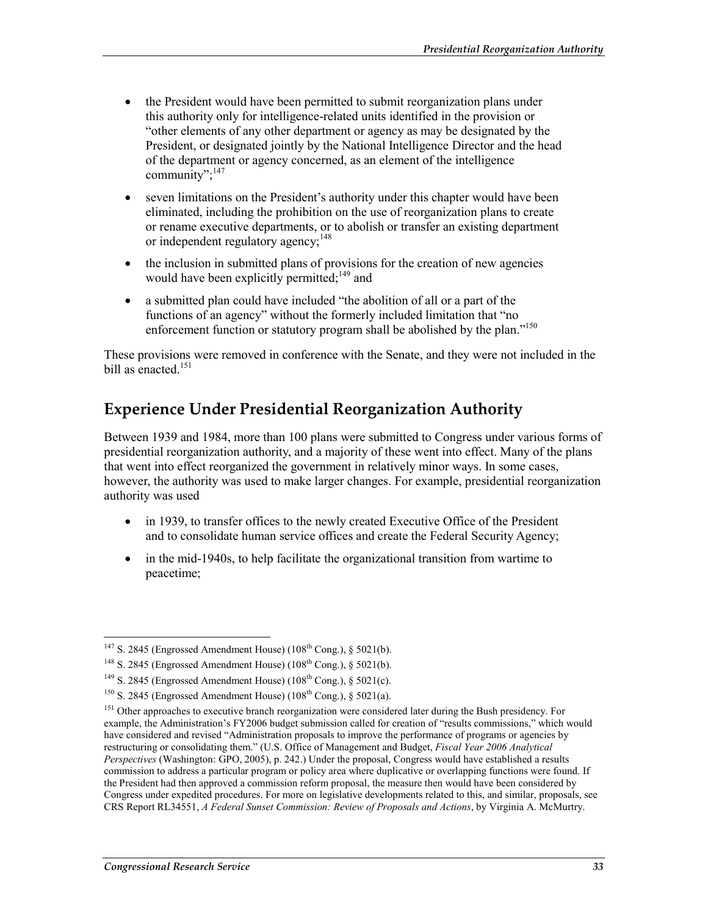- the President would have been permitted to submit reorganization plans under this authority only for intelligence-related units identified in the provision or "other elements of any other department or agency as may be designated by the President, or designated jointly by the National Intelligence Director and the head of the department or agency concerned, as an element of the intelligence community";[147]
- seven limitations on the President's authority under this chapter would have been eliminated, including the prohibition on the use of reorganization plans to create or rename executive departments, or to abolish or transfer an existing department or independent regulatory agency;[148]
- the inclusion in submitted plans of provisions for the creation of new agencies would have been explicitly permitted;[149] and
- a submitted plan could have included "the abolition of all or a part of the functions of an agency" without the formerly included limitation that "no enforcement function or statutory program shall be abolished by the plan."[150]

These provisions were removed in conference with the Senate, and they were not included in the bill as enacted.[151]

## Experience Under Presidential Reorganization Authority

Between 1939 and 1984, more than 100 plans were submitted to Congress under various forms of presidential reorganization authority, and a majority of these went into effect. Many of the plans that went into effect reorganized the government in relatively minor ways. In some cases, however, the authority was used to make larger changes. For example, presidential reorganization authority was used

- in 1939, to transfer offices to the newly created Executive Office of the President and to consolidate human service offices and create the Federal Security Agency;
- in the mid-1940s, to help facilitate the organizational transition from wartime to peacetime;

---

[147] S. 2845 (Engrossed Amendment House) (108th Cong.), § 5021(b).

[148] S. 2845 (Engrossed Amendment House) (108th Cong.), § 5021(b).

[149] S. 2845 (Engrossed Amendment House) (108th Cong.), § 5021(c).

[150] S. 2845 (Engrossed Amendment House) (108th Cong.), § 5021(a).

[151] Other approaches to executive branch reorganization were considered later during the Bush presidency. For example, the Administration's FY2006 budget submission called for creation of "results commissions," which would have considered and revised "Administration proposals to improve the performance of programs or agencies by restructuring or consolidating them." (U.S. Office of Management and Budget, *Fiscal Year 2006 Analytical Perspectives* (Washington: GPO, 2005), p. 242.) Under the proposal, Congress would have established a results commission to address a particular program or policy area where duplicative or overlapping functions were found. If the President had then approved a commission reform proposal, the measure then would have been considered by Congress under expedited procedures. For more on legislative developments related to this, and similar, proposals, see CRS Report RL34551, *A Federal Sunset Commission: Review of Proposals and Actions*, by Virginia A. McMurtry.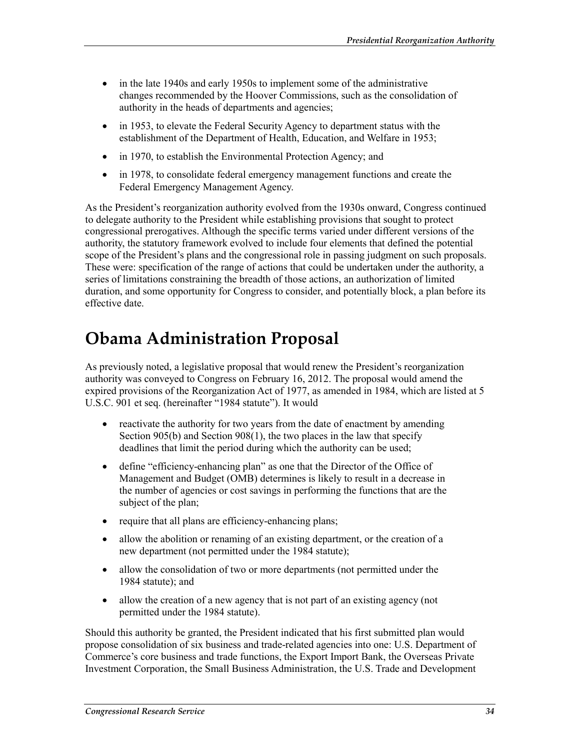- in the late 1940s and early 1950s to implement some of the administrative changes recommended by the Hoover Commissions, such as the consolidation of authority in the heads of departments and agencies;
- in 1953, to elevate the Federal Security Agency to department status with the establishment of the Department of Health, Education, and Welfare in 1953;
- in 1970, to establish the Environmental Protection Agency; and
- in 1978, to consolidate federal emergency management functions and create the Federal Emergency Management Agency.

As the President's reorganization authority evolved from the 1930s onward, Congress continued to delegate authority to the President while establishing provisions that sought to protect congressional prerogatives. Although the specific terms varied under different versions of the authority, the statutory framework evolved to include four elements that defined the potential scope of the President's plans and the congressional role in passing judgment on such proposals. These were: specification of the range of actions that could be undertaken under the authority, a series of limitations constraining the breadth of those actions, an authorization of limited duration, and some opportunity for Congress to consider, and potentially block, a plan before its effective date.

# Obama Administration Proposal

As previously noted, a legislative proposal that would renew the President's reorganization authority was conveyed to Congress on February 16, 2012. The proposal would amend the expired provisions of the Reorganization Act of 1977, as amended in 1984, which are listed at 5 U.S.C. 901 et seq. (hereinafter "1984 statute"). It would

- reactivate the authority for two years from the date of enactment by amending Section 905(b) and Section 908(1), the two places in the law that specify deadlines that limit the period during which the authority can be used;
- define "efficiency-enhancing plan" as one that the Director of the Office of Management and Budget (OMB) determines is likely to result in a decrease in the number of agencies or cost savings in performing the functions that are the subject of the plan;
- require that all plans are efficiency-enhancing plans;
- allow the abolition or renaming of an existing department, or the creation of a new department (not permitted under the 1984 statute);
- allow the consolidation of two or more departments (not permitted under the 1984 statute); and
- allow the creation of a new agency that is not part of an existing agency (not permitted under the 1984 statute).

Should this authority be granted, the President indicated that his first submitted plan would propose consolidation of six business and trade-related agencies into one: U.S. Department of Commerce's core business and trade functions, the Export Import Bank, the Overseas Private Investment Corporation, the Small Business Administration, the U.S. Trade and Development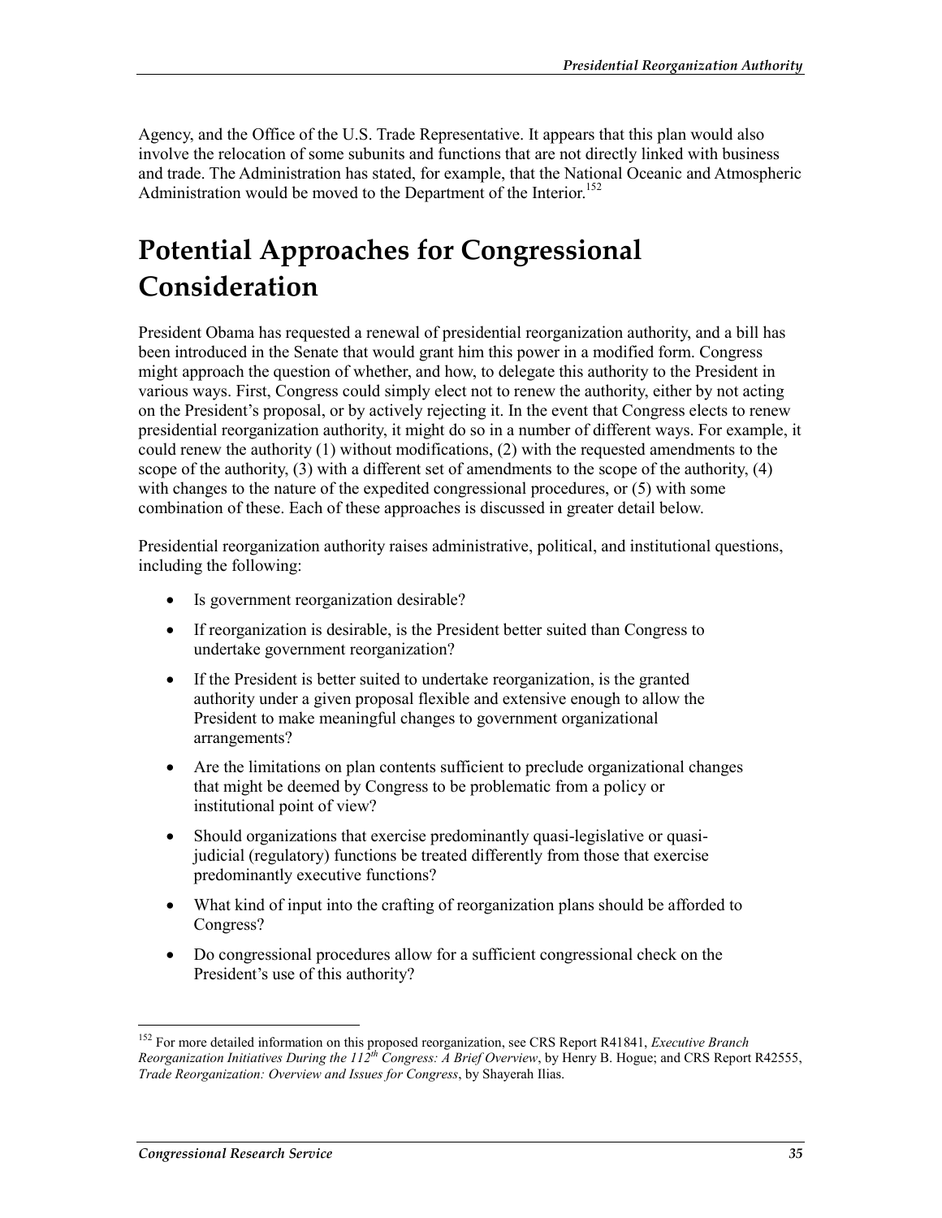Agency, and the Office of the U.S. Trade Representative. It appears that this plan would also involve the relocation of some subunits and functions that are not directly linked with business and trade. The Administration has stated, for example, that the National Oceanic and Atmospheric Administration would be moved to the Department of the Interior.[152]

# Potential Approaches for Congressional Consideration

President Obama has requested a renewal of presidential reorganization authority, and a bill has been introduced in the Senate that would grant him this power in a modified form. Congress might approach the question of whether, and how, to delegate this authority to the President in various ways. First, Congress could simply elect not to renew the authority, either by not acting on the President's proposal, or by actively rejecting it. In the event that Congress elects to renew presidential reorganization authority, it might do so in a number of different ways. For example, it could renew the authority (1) without modifications, (2) with the requested amendments to the scope of the authority, (3) with a different set of amendments to the scope of the authority, (4) with changes to the nature of the expedited congressional procedures, or (5) with some combination of these. Each of these approaches is discussed in greater detail below.

Presidential reorganization authority raises administrative, political, and institutional questions, including the following:

- Is government reorganization desirable?
- If reorganization is desirable, is the President better suited than Congress to undertake government reorganization?
- If the President is better suited to undertake reorganization, is the granted authority under a given proposal flexible and extensive enough to allow the President to make meaningful changes to government organizational arrangements?
- Are the limitations on plan contents sufficient to preclude organizational changes that might be deemed by Congress to be problematic from a policy or institutional point of view?
- Should organizations that exercise predominantly quasi-legislative or quasi-judicial (regulatory) functions be treated differently from those that exercise predominantly executive functions?
- What kind of input into the crafting of reorganization plans should be afforded to Congress?
- Do congressional procedures allow for a sufficient congressional check on the President's use of this authority?

---

[152] For more detailed information on this proposed reorganization, see CRS Report R41841, *Executive Branch Reorganization Initiatives During the 112th Congress: A Brief Overview*, by Henry B. Hogue; and CRS Report R42555, *Trade Reorganization: Overview and Issues for Congress*, by Shayerah Ilias.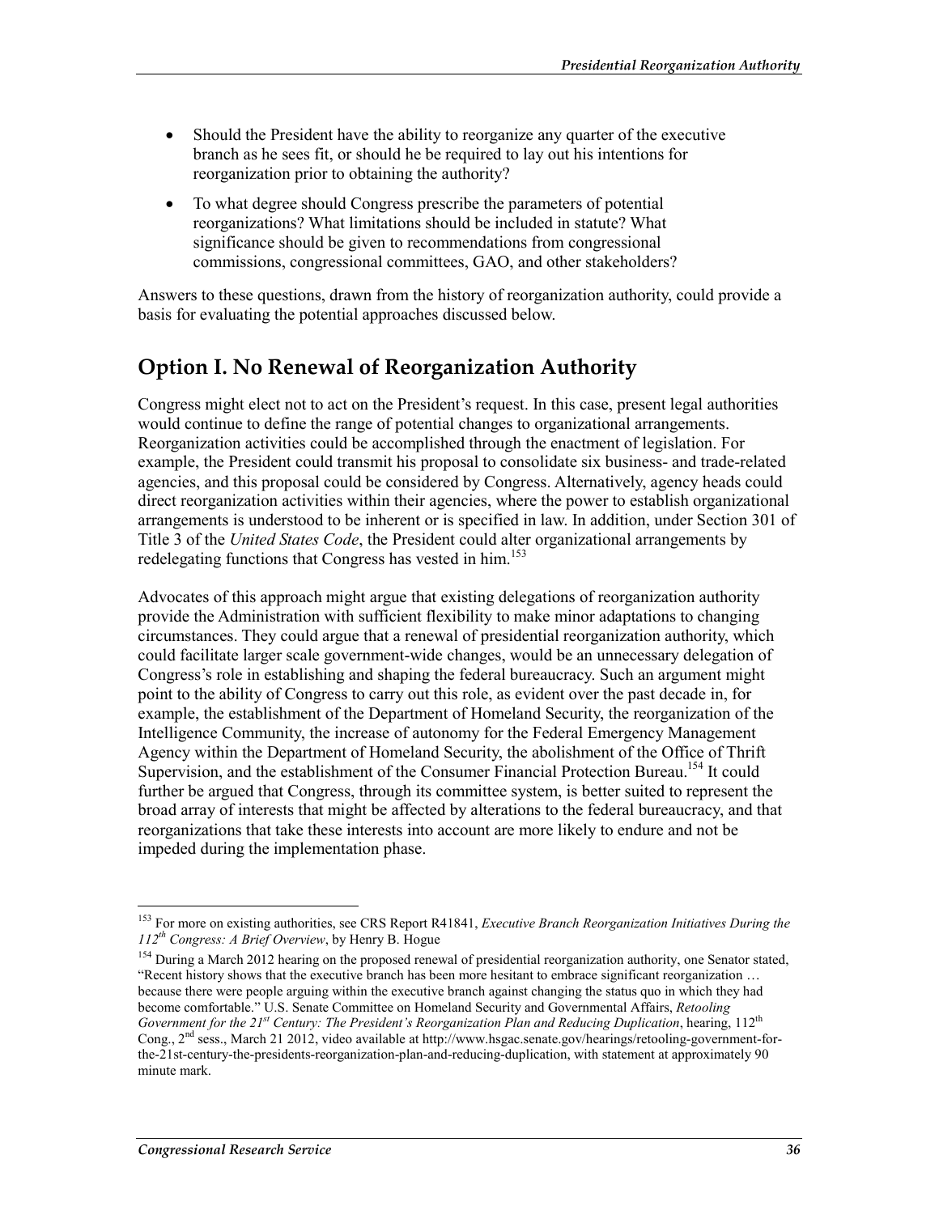- Should the President have the ability to reorganize any quarter of the executive branch as he sees fit, or should he be required to lay out his intentions for reorganization prior to obtaining the authority?
- To what degree should Congress prescribe the parameters of potential reorganizations? What limitations should be included in statute? What significance should be given to recommendations from congressional commissions, congressional committees, GAO, and other stakeholders?

Answers to these questions, drawn from the history of reorganization authority, could provide a basis for evaluating the potential approaches discussed below.

## Option I. No Renewal of Reorganization Authority

Congress might elect not to act on the President's request. In this case, present legal authorities would continue to define the range of potential changes to organizational arrangements. Reorganization activities could be accomplished through the enactment of legislation. For example, the President could transmit his proposal to consolidate six business- and trade-related agencies, and this proposal could be considered by Congress. Alternatively, agency heads could direct reorganization activities within their agencies, where the power to establish organizational arrangements is understood to be inherent or is specified in law. In addition, under Section 301 of Title 3 of the *United States Code*, the President could alter organizational arrangements by redelegating functions that Congress has vested in him.[153]

Advocates of this approach might argue that existing delegations of reorganization authority provide the Administration with sufficient flexibility to make minor adaptations to changing circumstances. They could argue that a renewal of presidential reorganization authority, which could facilitate larger scale government-wide changes, would be an unnecessary delegation of Congress's role in establishing and shaping the federal bureaucracy. Such an argument might point to the ability of Congress to carry out this role, as evident over the past decade in, for example, the establishment of the Department of Homeland Security, the reorganization of the Intelligence Community, the increase of autonomy for the Federal Emergency Management Agency within the Department of Homeland Security, the abolishment of the Office of Thrift Supervision, and the establishment of the Consumer Financial Protection Bureau.[154] It could further be argued that Congress, through its committee system, is better suited to represent the broad array of interests that might be affected by alterations to the federal bureaucracy, and that reorganizations that take these interests into account are more likely to endure and not be impeded during the implementation phase.

---

[153] For more on existing authorities, see CRS Report R41841, *Executive Branch Reorganization Initiatives During the 112th Congress: A Brief Overview*, by Henry B. Hogue

[154] During a March 2012 hearing on the proposed renewal of presidential reorganization authority, one Senator stated, "Recent history shows that the executive branch has been more hesitant to embrace significant reorganization … because there were people arguing within the executive branch against changing the status quo in which they had become comfortable." U.S. Senate Committee on Homeland Security and Governmental Affairs, *Retooling Government for the 21st Century: The President's Reorganization Plan and Reducing Duplication*, hearing, 112th Cong., 2nd sess., March 21 2012, video available at http://www.hsgac.senate.gov/hearings/retooling-government-for-the-21st-century-the-presidents-reorganization-plan-and-reducing-duplication, with statement at approximately 90 minute mark.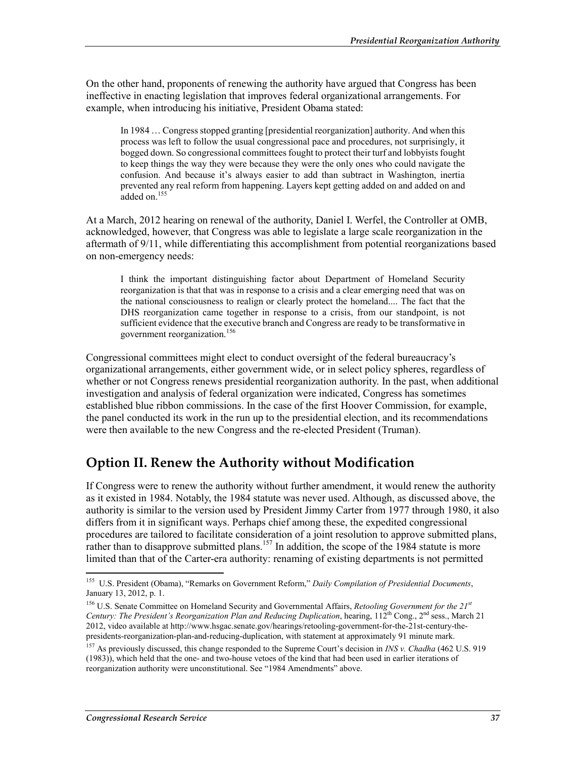On the other hand, proponents of renewing the authority have argued that Congress has been ineffective in enacting legislation that improves federal organizational arrangements. For example, when introducing his initiative, President Obama stated:

> In 1984 … Congress stopped granting [presidential reorganization] authority. And when this process was left to follow the usual congressional pace and procedures, not surprisingly, it bogged down. So congressional committees fought to protect their turf and lobbyists fought to keep things the way they were because they were the only ones who could navigate the confusion. And because it's always easier to add than subtract in Washington, inertia prevented any real reform from happening. Layers kept getting added on and added on and added on.[155]

At a March, 2012 hearing on renewal of the authority, Daniel I. Werfel, the Controller at OMB, acknowledged, however, that Congress was able to legislate a large scale reorganization in the aftermath of 9/11, while differentiating this accomplishment from potential reorganizations based on non-emergency needs:

> I think the important distinguishing factor about Department of Homeland Security reorganization is that that was in response to a crisis and a clear emerging need that was on the national consciousness to realign or clearly protect the homeland.... The fact that the DHS reorganization came together in response to a crisis, from our standpoint, is not sufficient evidence that the executive branch and Congress are ready to be transformative in government reorganization.[156]

Congressional committees might elect to conduct oversight of the federal bureaucracy's organizational arrangements, either government wide, or in select policy spheres, regardless of whether or not Congress renews presidential reorganization authority. In the past, when additional investigation and analysis of federal organization were indicated, Congress has sometimes established blue ribbon commissions. In the case of the first Hoover Commission, for example, the panel conducted its work in the run up to the presidential election, and its recommendations were then available to the new Congress and the re-elected President (Truman).

## Option II. Renew the Authority without Modification

If Congress were to renew the authority without further amendment, it would renew the authority as it existed in 1984. Notably, the 1984 statute was never used. Although, as discussed above, the authority is similar to the version used by President Jimmy Carter from 1977 through 1980, it also differs from it in significant ways. Perhaps chief among these, the expedited congressional procedures are tailored to facilitate consideration of a joint resolution to approve submitted plans, rather than to disapprove submitted plans.[157] In addition, the scope of the 1984 statute is more limited than that of the Carter-era authority: renaming of existing departments is not permitted

---

[155] U.S. President (Obama), "Remarks on Government Reform," *Daily Compilation of Presidential Documents*, January 13, 2012, p. 1.

[156] U.S. Senate Committee on Homeland Security and Governmental Affairs, *Retooling Government for the 21st Century: The President's Reorganization Plan and Reducing Duplication*, hearing, 112th Cong., 2nd sess., March 21 2012, video available at http://www.hsgac.senate.gov/hearings/retooling-government-for-the-21st-century-the-presidents-reorganization-plan-and-reducing-duplication, with statement at approximately 91 minute mark.

[157] As previously discussed, this change responded to the Supreme Court's decision in *INS v. Chadha* (462 U.S. 919 (1983)), which held that the one- and two-house vetoes of the kind that had been used in earlier iterations of reorganization authority were unconstitutional. See "1984 Amendments" above.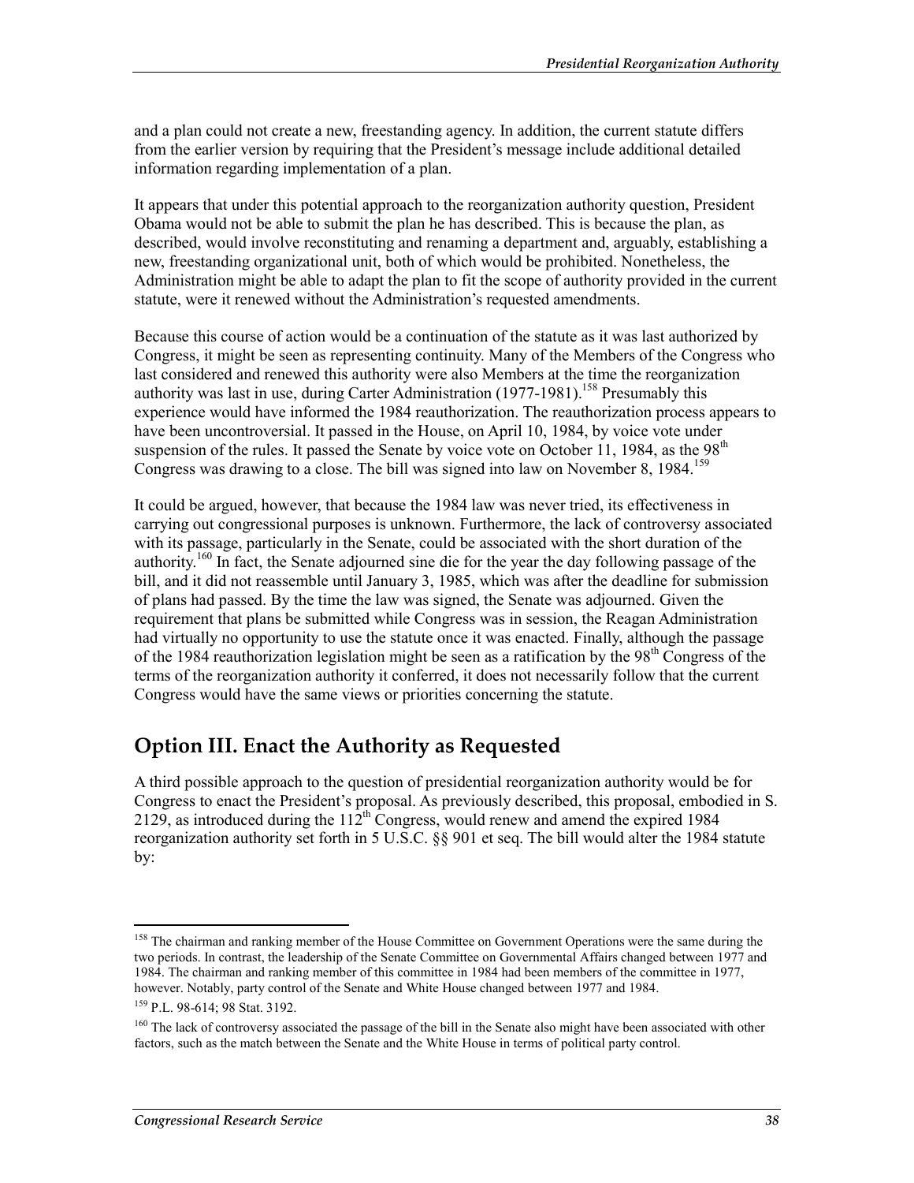and a plan could not create a new, freestanding agency. In addition, the current statute differs from the earlier version by requiring that the President's message include additional detailed information regarding implementation of a plan.

It appears that under this potential approach to the reorganization authority question, President Obama would not be able to submit the plan he has described. This is because the plan, as described, would involve reconstituting and renaming a department and, arguably, establishing a new, freestanding organizational unit, both of which would be prohibited. Nonetheless, the Administration might be able to adapt the plan to fit the scope of authority provided in the current statute, were it renewed without the Administration's requested amendments.

Because this course of action would be a continuation of the statute as it was last authorized by Congress, it might be seen as representing continuity. Many of the Members of the Congress who last considered and renewed this authority were also Members at the time the reorganization authority was last in use, during Carter Administration (1977-1981).[158] Presumably this experience would have informed the 1984 reauthorization. The reauthorization process appears to have been uncontroversial. It passed in the House, on April 10, 1984, by voice vote under suspension of the rules. It passed the Senate by voice vote on October 11, 1984, as the 98th Congress was drawing to a close. The bill was signed into law on November 8, 1984.[159]

It could be argued, however, that because the 1984 law was never tried, its effectiveness in carrying out congressional purposes is unknown. Furthermore, the lack of controversy associated with its passage, particularly in the Senate, could be associated with the short duration of the authority.[160] In fact, the Senate adjourned sine die for the year the day following passage of the bill, and it did not reassemble until January 3, 1985, which was after the deadline for submission of plans had passed. By the time the law was signed, the Senate was adjourned. Given the requirement that plans be submitted while Congress was in session, the Reagan Administration had virtually no opportunity to use the statute once it was enacted. Finally, although the passage of the 1984 reauthorization legislation might be seen as a ratification by the 98th Congress of the terms of the reorganization authority it conferred, it does not necessarily follow that the current Congress would have the same views or priorities concerning the statute.

## Option III. Enact the Authority as Requested

A third possible approach to the question of presidential reorganization authority would be for Congress to enact the President's proposal. As previously described, this proposal, embodied in S. 2129, as introduced during the 112th Congress, would renew and amend the expired 1984 reorganization authority set forth in 5 U.S.C. §§ 901 et seq. The bill would alter the 1984 statute by:

---

[158] The chairman and ranking member of the House Committee on Government Operations were the same during the two periods. In contrast, the leadership of the Senate Committee on Governmental Affairs changed between 1977 and 1984. The chairman and ranking member of this committee in 1984 had been members of the committee in 1977, however. Notably, party control of the Senate and White House changed between 1977 and 1984.

[159] P.L. 98-614; 98 Stat. 3192.

[160] The lack of controversy associated the passage of the bill in the Senate also might have been associated with other factors, such as the match between the Senate and the White House in terms of political party control.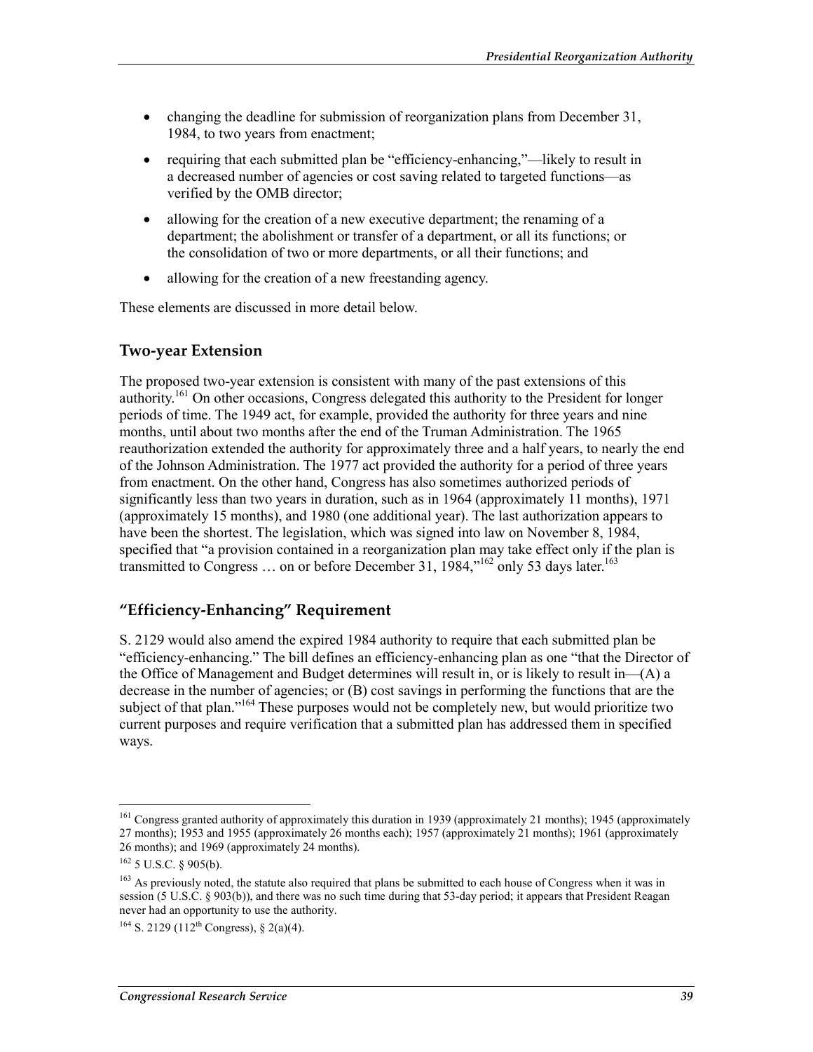- changing the deadline for submission of reorganization plans from December 31, 1984, to two years from enactment;
- requiring that each submitted plan be "efficiency-enhancing,"—likely to result in a decreased number of agencies or cost saving related to targeted functions—as verified by the OMB director;
- allowing for the creation of a new executive department; the renaming of a department; the abolishment or transfer of a department, or all its functions; or the consolidation of two or more departments, or all their functions; and
- allowing for the creation of a new freestanding agency.

These elements are discussed in more detail below.

### Two-year Extension

The proposed two-year extension is consistent with many of the past extensions of this authority.[161] On other occasions, Congress delegated this authority to the President for longer periods of time. The 1949 act, for example, provided the authority for three years and nine months, until about two months after the end of the Truman Administration. The 1965 reauthorization extended the authority for approximately three and a half years, to nearly the end of the Johnson Administration. The 1977 act provided the authority for a period of three years from enactment. On the other hand, Congress has also sometimes authorized periods of significantly less than two years in duration, such as in 1964 (approximately 11 months), 1971 (approximately 15 months), and 1980 (one additional year). The last authorization appears to have been the shortest. The legislation, which was signed into law on November 8, 1984, specified that "a provision contained in a reorganization plan may take effect only if the plan is transmitted to Congress … on or before December 31, 1984,"[162] only 53 days later.[163]

### "Efficiency-Enhancing" Requirement

S. 2129 would also amend the expired 1984 authority to require that each submitted plan be "efficiency-enhancing." The bill defines an efficiency-enhancing plan as one "that the Director of the Office of Management and Budget determines will result in, or is likely to result in—(A) a decrease in the number of agencies; or (B) cost savings in performing the functions that are the subject of that plan."[164] These purposes would not be completely new, but would prioritize two current purposes and require verification that a submitted plan has addressed them in specified ways.

---

[161] Congress granted authority of approximately this duration in 1939 (approximately 21 months); 1945 (approximately 27 months); 1953 and 1955 (approximately 26 months each); 1957 (approximately 21 months); 1961 (approximately 26 months); and 1969 (approximately 24 months).

[162] 5 U.S.C. § 905(b).

[163] As previously noted, the statute also required that plans be submitted to each house of Congress when it was in session (5 U.S.C. § 903(b)), and there was no such time during that 53-day period; it appears that President Reagan never had an opportunity to use the authority.

[164] S. 2129 (112th Congress), § 2(a)(4).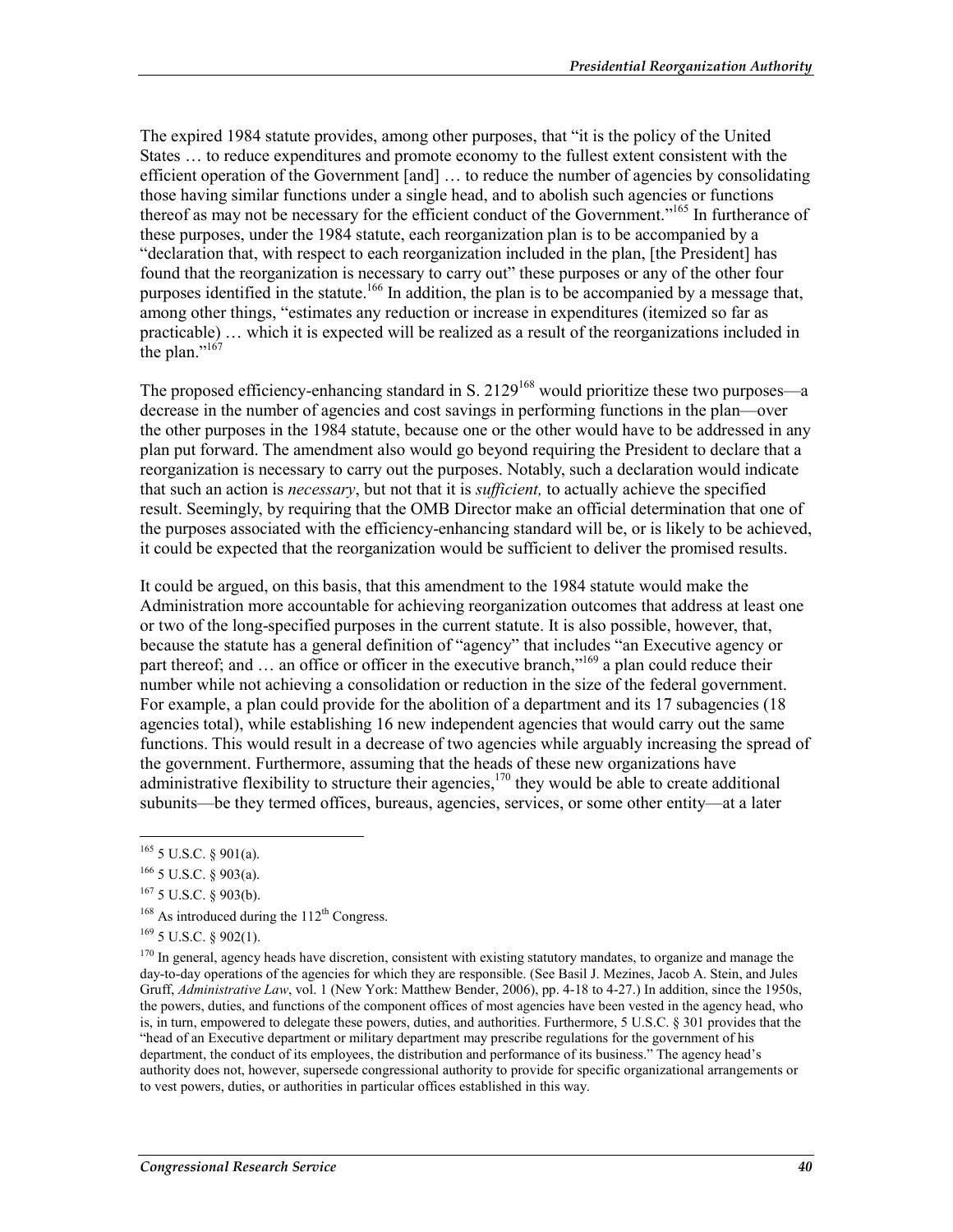The expired 1984 statute provides, among other purposes, that "it is the policy of the United States … to reduce expenditures and promote economy to the fullest extent consistent with the efficient operation of the Government [and] … to reduce the number of agencies by consolidating those having similar functions under a single head, and to abolish such agencies or functions thereof as may not be necessary for the efficient conduct of the Government."[165] In furtherance of these purposes, under the 1984 statute, each reorganization plan is to be accompanied by a "declaration that, with respect to each reorganization included in the plan, [the President] has found that the reorganization is necessary to carry out" these purposes or any of the other four purposes identified in the statute.[166] In addition, the plan is to be accompanied by a message that, among other things, "estimates any reduction or increase in expenditures (itemized so far as practicable) … which it is expected will be realized as a result of the reorganizations included in the plan."[167]

The proposed efficiency-enhancing standard in S. 2129[168] would prioritize these two purposes—a decrease in the number of agencies and cost savings in performing functions in the plan—over the other purposes in the 1984 statute, because one or the other would have to be addressed in any plan put forward. The amendment also would go beyond requiring the President to declare that a reorganization is necessary to carry out the purposes. Notably, such a declaration would indicate that such an action is *necessary*, but not that it is *sufficient,* to actually achieve the specified result. Seemingly, by requiring that the OMB Director make an official determination that one of the purposes associated with the efficiency-enhancing standard will be, or is likely to be achieved, it could be expected that the reorganization would be sufficient to deliver the promised results.

It could be argued, on this basis, that this amendment to the 1984 statute would make the Administration more accountable for achieving reorganization outcomes that address at least one or two of the long-specified purposes in the current statute. It is also possible, however, that, because the statute has a general definition of "agency" that includes "an Executive agency or part thereof; and … an office or officer in the executive branch,"[169] a plan could reduce their number while not achieving a consolidation or reduction in the size of the federal government. For example, a plan could provide for the abolition of a department and its 17 subagencies (18 agencies total), while establishing 16 new independent agencies that would carry out the same functions. This would result in a decrease of two agencies while arguably increasing the spread of the government. Furthermore, assuming that the heads of these new organizations have administrative flexibility to structure their agencies,[170] they would be able to create additional subunits—be they termed offices, bureaus, agencies, services, or some other entity—at a later

---

[165] 5 U.S.C. § 901(a).

[166] 5 U.S.C. § 903(a).

[167] 5 U.S.C. § 903(b).

[168] As introduced during the 112th Congress.

[169] 5 U.S.C. § 902(1).

[170] In general, agency heads have discretion, consistent with existing statutory mandates, to organize and manage the day-to-day operations of the agencies for which they are responsible. (See Basil J. Mezines, Jacob A. Stein, and Jules Gruff, *Administrative Law*, vol. 1 (New York: Matthew Bender, 2006), pp. 4-18 to 4-27.) In addition, since the 1950s, the powers, duties, and functions of the component offices of most agencies have been vested in the agency head, who is, in turn, empowered to delegate these powers, duties, and authorities. Furthermore, 5 U.S.C. § 301 provides that the "head of an Executive department or military department may prescribe regulations for the government of his department, the conduct of its employees, the distribution and performance of its business." The agency head's authority does not, however, supersede congressional authority to provide for specific organizational arrangements or to vest powers, duties, or authorities in particular offices established in this way.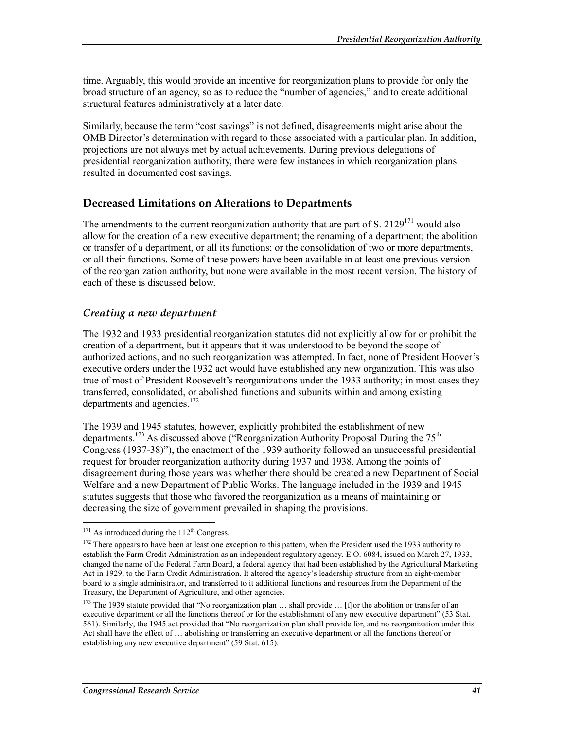time. Arguably, this would provide an incentive for reorganization plans to provide for only the broad structure of an agency, so as to reduce the "number of agencies," and to create additional structural features administratively at a later date.

Similarly, because the term "cost savings" is not defined, disagreements might arise about the OMB Director's determination with regard to those associated with a particular plan. In addition, projections are not always met by actual achievements. During previous delegations of presidential reorganization authority, there were few instances in which reorganization plans resulted in documented cost savings.

## Decreased Limitations on Alterations to Departments

The amendments to the current reorganization authority that are part of S. 2129[171] would also allow for the creation of a new executive department; the renaming of a department; the abolition or transfer of a department, or all its functions; or the consolidation of two or more departments, or all their functions. Some of these powers have been available in at least one previous version of the reorganization authority, but none were available in the most recent version. The history of each of these is discussed below.

### *Creating a new department*

The 1932 and 1933 presidential reorganization statutes did not explicitly allow for or prohibit the creation of a department, but it appears that it was understood to be beyond the scope of authorized actions, and no such reorganization was attempted. In fact, none of President Hoover's executive orders under the 1932 act would have established any new organization. This was also true of most of President Roosevelt's reorganizations under the 1933 authority; in most cases they transferred, consolidated, or abolished functions and subunits within and among existing departments and agencies.[172]

The 1939 and 1945 statutes, however, explicitly prohibited the establishment of new departments.[173] As discussed above ("Reorganization Authority Proposal During the 75th Congress (1937-38)"), the enactment of the 1939 authority followed an unsuccessful presidential request for broader reorganization authority during 1937 and 1938. Among the points of disagreement during those years was whether there should be created a new Department of Social Welfare and a new Department of Public Works. The language included in the 1939 and 1945 statutes suggests that those who favored the reorganization as a means of maintaining or decreasing the size of government prevailed in shaping the provisions.

---

[171] As introduced during the 112th Congress.

[172] There appears to have been at least one exception to this pattern, when the President used the 1933 authority to establish the Farm Credit Administration as an independent regulatory agency. E.O. 6084, issued on March 27, 1933, changed the name of the Federal Farm Board, a federal agency that had been established by the Agricultural Marketing Act in 1929, to the Farm Credit Administration. It altered the agency's leadership structure from an eight-member board to a single administrator, and transferred to it additional functions and resources from the Department of the Treasury, the Department of Agriculture, and other agencies.

[173] The 1939 statute provided that "No reorganization plan … shall provide … [f]or the abolition or transfer of an executive department or all the functions thereof or for the establishment of any new executive department" (53 Stat. 561). Similarly, the 1945 act provided that "No reorganization plan shall provide for, and no reorganization under this Act shall have the effect of … abolishing or transferring an executive department or all the functions thereof or establishing any new executive department" (59 Stat. 615).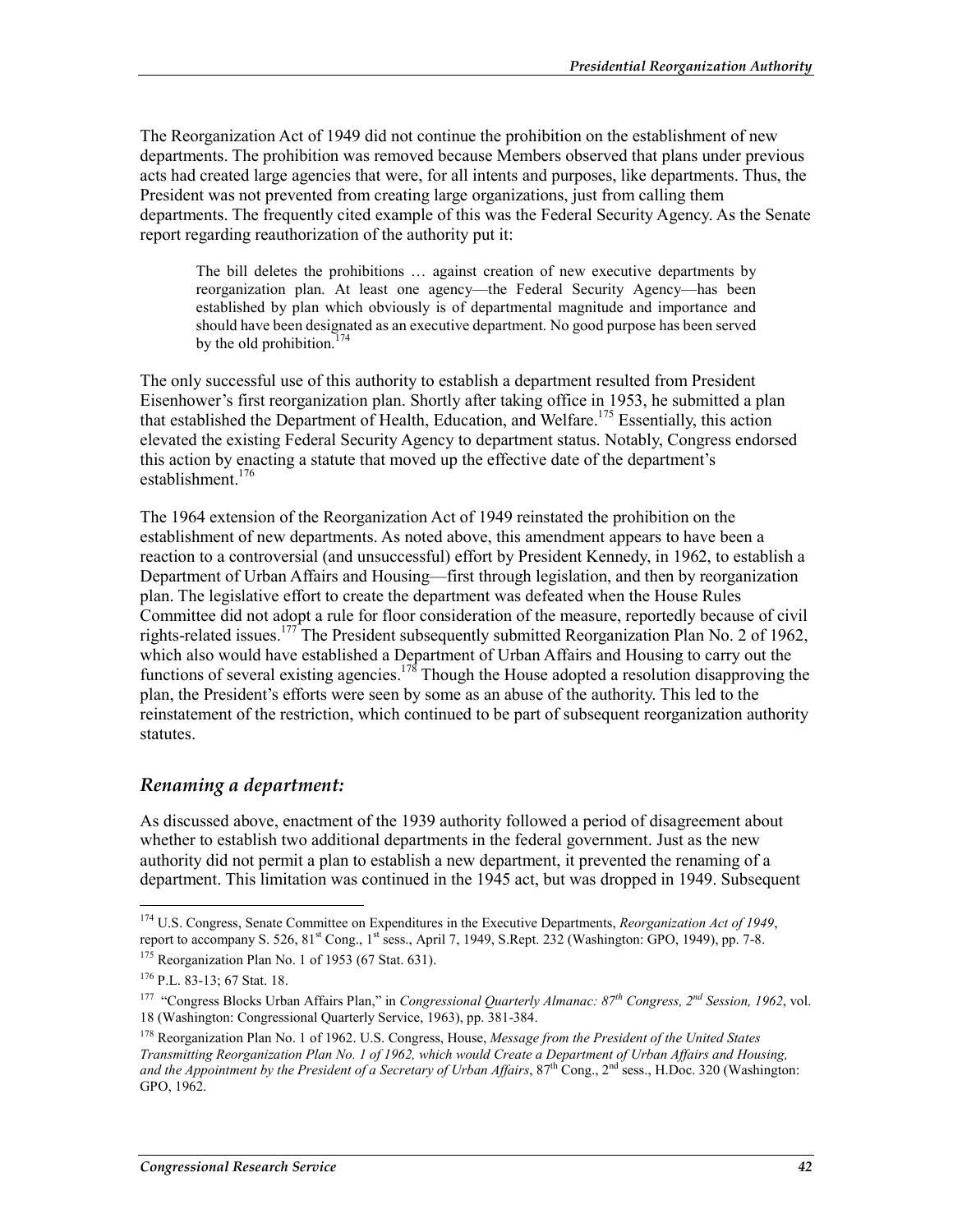The Reorganization Act of 1949 did not continue the prohibition on the establishment of new departments. The prohibition was removed because Members observed that plans under previous acts had created large agencies that were, for all intents and purposes, like departments. Thus, the President was not prevented from creating large organizations, just from calling them departments. The frequently cited example of this was the Federal Security Agency. As the Senate report regarding reauthorization of the authority put it:

> The bill deletes the prohibitions … against creation of new executive departments by reorganization plan. At least one agency—the Federal Security Agency—has been established by plan which obviously is of departmental magnitude and importance and should have been designated as an executive department. No good purpose has been served by the old prohibition.[174]

The only successful use of this authority to establish a department resulted from President Eisenhower's first reorganization plan. Shortly after taking office in 1953, he submitted a plan that established the Department of Health, Education, and Welfare.[175] Essentially, this action elevated the existing Federal Security Agency to department status. Notably, Congress endorsed this action by enacting a statute that moved up the effective date of the department's establishment.[176]

The 1964 extension of the Reorganization Act of 1949 reinstated the prohibition on the establishment of new departments. As noted above, this amendment appears to have been a reaction to a controversial (and unsuccessful) effort by President Kennedy, in 1962, to establish a Department of Urban Affairs and Housing—first through legislation, and then by reorganization plan. The legislative effort to create the department was defeated when the House Rules Committee did not adopt a rule for floor consideration of the measure, reportedly because of civil rights-related issues.[177] The President subsequently submitted Reorganization Plan No. 2 of 1962, which also would have established a Department of Urban Affairs and Housing to carry out the functions of several existing agencies.[178] Though the House adopted a resolution disapproving the plan, the President's efforts were seen by some as an abuse of the authority. This led to the reinstatement of the restriction, which continued to be part of subsequent reorganization authority statutes.

### *Renaming a department:*

As discussed above, enactment of the 1939 authority followed a period of disagreement about whether to establish two additional departments in the federal government. Just as the new authority did not permit a plan to establish a new department, it prevented the renaming of a department. This limitation was continued in the 1945 act, but was dropped in 1949. Subsequent

---

[174] U.S. Congress, Senate Committee on Expenditures in the Executive Departments, *Reorganization Act of 1949*, report to accompany S. 526, 81st Cong., 1st sess., April 7, 1949, S.Rept. 232 (Washington: GPO, 1949), pp. 7-8.

[175] Reorganization Plan No. 1 of 1953 (67 Stat. 631).

[176] P.L. 83-13; 67 Stat. 18.

[177] "Congress Blocks Urban Affairs Plan," in *Congressional Quarterly Almanac: 87th Congress, 2nd Session, 1962*, vol. 18 (Washington: Congressional Quarterly Service, 1963), pp. 381-384.

[178] Reorganization Plan No. 1 of 1962. U.S. Congress, House, *Message from the President of the United States Transmitting Reorganization Plan No. 1 of 1962, which would Create a Department of Urban Affairs and Housing, and the Appointment by the President of a Secretary of Urban Affairs*, 87th Cong., 2nd sess., H.Doc. 320 (Washington: GPO, 1962.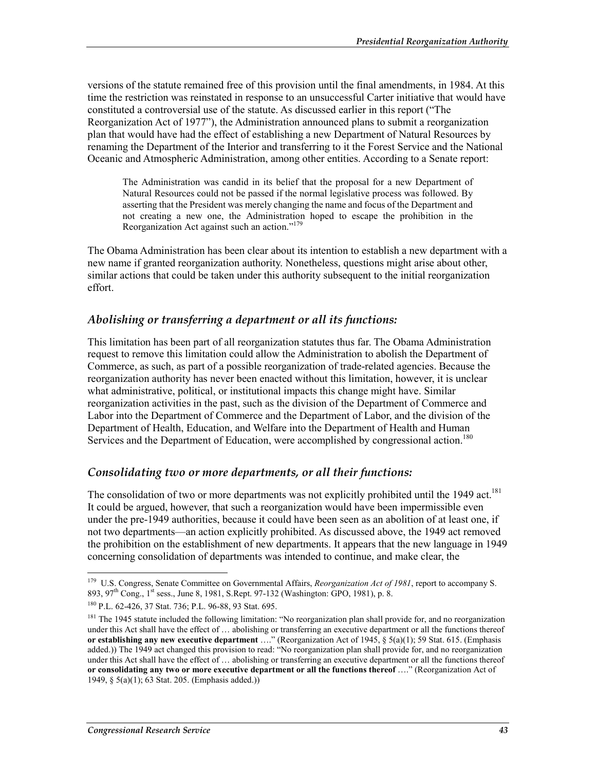versions of the statute remained free of this provision until the final amendments, in 1984. At this time the restriction was reinstated in response to an unsuccessful Carter initiative that would have constituted a controversial use of the statute. As discussed earlier in this report ("The Reorganization Act of 1977"), the Administration announced plans to submit a reorganization plan that would have had the effect of establishing a new Department of Natural Resources by renaming the Department of the Interior and transferring to it the Forest Service and the National Oceanic and Atmospheric Administration, among other entities. According to a Senate report:

> The Administration was candid in its belief that the proposal for a new Department of Natural Resources could not be passed if the normal legislative process was followed. By asserting that the President was merely changing the name and focus of the Department and not creating a new one, the Administration hoped to escape the prohibition in the Reorganization Act against such an action."[179]

The Obama Administration has been clear about its intention to establish a new department with a new name if granted reorganization authority. Nonetheless, questions might arise about other, similar actions that could be taken under this authority subsequent to the initial reorganization effort.

### *Abolishing or transferring a department or all its functions:*

This limitation has been part of all reorganization statutes thus far. The Obama Administration request to remove this limitation could allow the Administration to abolish the Department of Commerce, as such, as part of a possible reorganization of trade-related agencies. Because the reorganization authority has never been enacted without this limitation, however, it is unclear what administrative, political, or institutional impacts this change might have. Similar reorganization activities in the past, such as the division of the Department of Commerce and Labor into the Department of Commerce and the Department of Labor, and the division of the Department of Health, Education, and Welfare into the Department of Health and Human Services and the Department of Education, were accomplished by congressional action.[180]

### *Consolidating two or more departments, or all their functions:*

The consolidation of two or more departments was not explicitly prohibited until the 1949 act.[181] It could be argued, however, that such a reorganization would have been impermissible even under the pre-1949 authorities, because it could have been seen as an abolition of at least one, if not two departments—an action explicitly prohibited. As discussed above, the 1949 act removed the prohibition on the establishment of new departments. It appears that the new language in 1949 concerning consolidation of departments was intended to continue, and make clear, the

---

[179] U.S. Congress, Senate Committee on Governmental Affairs, *Reorganization Act of 1981*, report to accompany S. 893, 97th Cong., 1st sess., June 8, 1981, S.Rept. 97-132 (Washington: GPO, 1981), p. 8.

[180] P.L. 62-426, 37 Stat. 736; P.L. 96-88, 93 Stat. 695.

[181] The 1945 statute included the following limitation: "No reorganization plan shall provide for, and no reorganization under this Act shall have the effect of … abolishing or transferring an executive department or all the functions thereof **or establishing any new executive department** …." (Reorganization Act of 1945, § 5(a)(1); 59 Stat. 615. (Emphasis added.)) The 1949 act changed this provision to read: "No reorganization plan shall provide for, and no reorganization under this Act shall have the effect of … abolishing or transferring an executive department or all the functions thereof **or consolidating any two or more executive department or all the functions thereof** …." (Reorganization Act of 1949, § 5(a)(1); 63 Stat. 205. (Emphasis added.))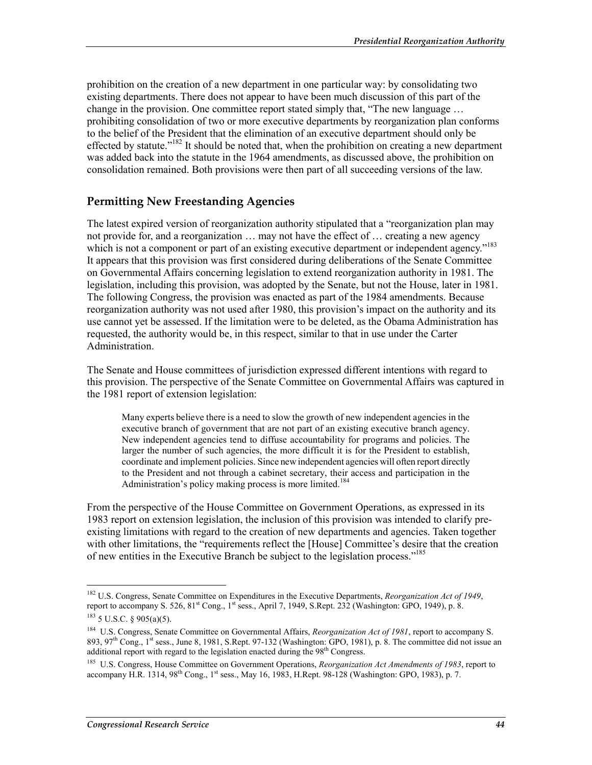prohibition on the creation of a new department in one particular way: by consolidating two existing departments. There does not appear to have been much discussion of this part of the change in the provision. One committee report stated simply that, "The new language … prohibiting consolidation of two or more executive departments by reorganization plan conforms to the belief of the President that the elimination of an executive department should only be effected by statute."[182] It should be noted that, when the prohibition on creating a new department was added back into the statute in the 1964 amendments, as discussed above, the prohibition on consolidation remained. Both provisions were then part of all succeeding versions of the law.

## Permitting New Freestanding Agencies

The latest expired version of reorganization authority stipulated that a "reorganization plan may not provide for, and a reorganization … may not have the effect of … creating a new agency which is not a component or part of an existing executive department or independent agency."[183] It appears that this provision was first considered during deliberations of the Senate Committee on Governmental Affairs concerning legislation to extend reorganization authority in 1981. The legislation, including this provision, was adopted by the Senate, but not the House, later in 1981. The following Congress, the provision was enacted as part of the 1984 amendments. Because reorganization authority was not used after 1980, this provision's impact on the authority and its use cannot yet be assessed. If the limitation were to be deleted, as the Obama Administration has requested, the authority would be, in this respect, similar to that in use under the Carter Administration.

The Senate and House committees of jurisdiction expressed different intentions with regard to this provision. The perspective of the Senate Committee on Governmental Affairs was captured in the 1981 report of extension legislation:

> Many experts believe there is a need to slow the growth of new independent agencies in the executive branch of government that are not part of an existing executive branch agency. New independent agencies tend to diffuse accountability for programs and policies. The larger the number of such agencies, the more difficult it is for the President to establish, coordinate and implement policies. Since new independent agencies will often report directly to the President and not through a cabinet secretary, their access and participation in the Administration's policy making process is more limited.[184]

From the perspective of the House Committee on Government Operations, as expressed in its 1983 report on extension legislation, the inclusion of this provision was intended to clarify pre-existing limitations with regard to the creation of new departments and agencies. Taken together with other limitations, the "requirements reflect the [House] Committee's desire that the creation of new entities in the Executive Branch be subject to the legislation process."[185]

---

[182] U.S. Congress, Senate Committee on Expenditures in the Executive Departments, *Reorganization Act of 1949*, report to accompany S. 526, 81st Cong., 1st sess., April 7, 1949, S.Rept. 232 (Washington: GPO, 1949), p. 8.

[183] 5 U.S.C. § 905(a)(5).

[184] U.S. Congress, Senate Committee on Governmental Affairs, *Reorganization Act of 1981*, report to accompany S. 893, 97th Cong., 1st sess., June 8, 1981, S.Rept. 97-132 (Washington: GPO, 1981), p. 8. The committee did not issue an additional report with regard to the legislation enacted during the 98th Congress.

[185] U.S. Congress, House Committee on Government Operations, *Reorganization Act Amendments of 1983*, report to accompany H.R. 1314, 98th Cong., 1st sess., May 16, 1983, H.Rept. 98-128 (Washington: GPO, 1983), p. 7.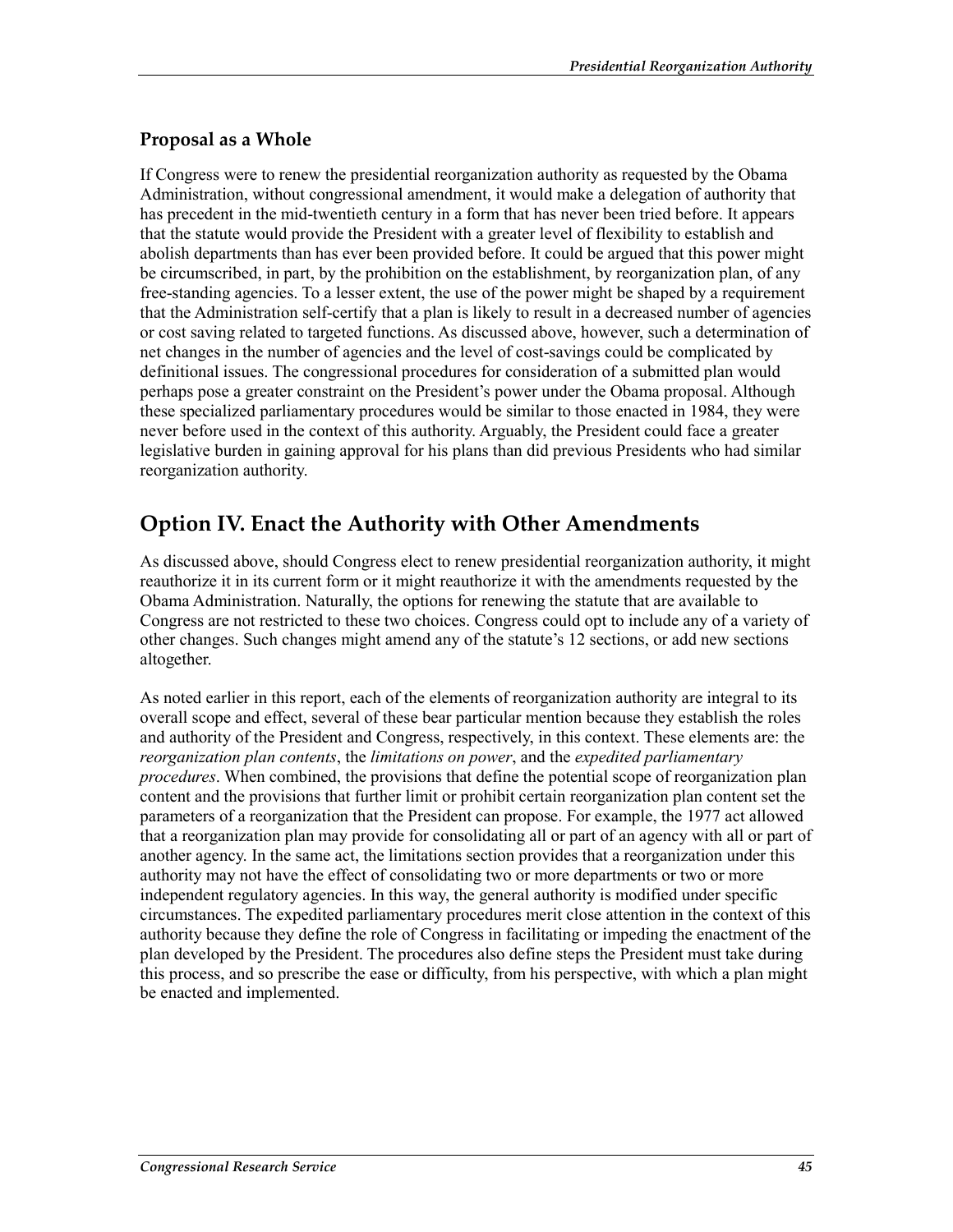### Proposal as a Whole

If Congress were to renew the presidential reorganization authority as requested by the Obama Administration, without congressional amendment, it would make a delegation of authority that has precedent in the mid-twentieth century in a form that has never been tried before. It appears that the statute would provide the President with a greater level of flexibility to establish and abolish departments than has ever been provided before. It could be argued that this power might be circumscribed, in part, by the prohibition on the establishment, by reorganization plan, of any free-standing agencies. To a lesser extent, the use of the power might be shaped by a requirement that the Administration self-certify that a plan is likely to result in a decreased number of agencies or cost saving related to targeted functions. As discussed above, however, such a determination of net changes in the number of agencies and the level of cost-savings could be complicated by definitional issues. The congressional procedures for consideration of a submitted plan would perhaps pose a greater constraint on the President's power under the Obama proposal. Although these specialized parliamentary procedures would be similar to those enacted in 1984, they were never before used in the context of this authority. Arguably, the President could face a greater legislative burden in gaining approval for his plans than did previous Presidents who had similar reorganization authority.

## Option IV. Enact the Authority with Other Amendments

As discussed above, should Congress elect to renew presidential reorganization authority, it might reauthorize it in its current form or it might reauthorize it with the amendments requested by the Obama Administration. Naturally, the options for renewing the statute that are available to Congress are not restricted to these two choices. Congress could opt to include any of a variety of other changes. Such changes might amend any of the statute's 12 sections, or add new sections altogether.

As noted earlier in this report, each of the elements of reorganization authority are integral to its overall scope and effect, several of these bear particular mention because they establish the roles and authority of the President and Congress, respectively, in this context. These elements are: the *reorganization plan contents*, the *limitations on power*, and the *expedited parliamentary procedures*. When combined, the provisions that define the potential scope of reorganization plan content and the provisions that further limit or prohibit certain reorganization plan content set the parameters of a reorganization that the President can propose. For example, the 1977 act allowed that a reorganization plan may provide for consolidating all or part of an agency with all or part of another agency. In the same act, the limitations section provides that a reorganization under this authority may not have the effect of consolidating two or more departments or two or more independent regulatory agencies. In this way, the general authority is modified under specific circumstances. The expedited parliamentary procedures merit close attention in the context of this authority because they define the role of Congress in facilitating or impeding the enactment of the plan developed by the President. The procedures also define steps the President must take during this process, and so prescribe the ease or difficulty, from his perspective, with which a plan might be enacted and implemented.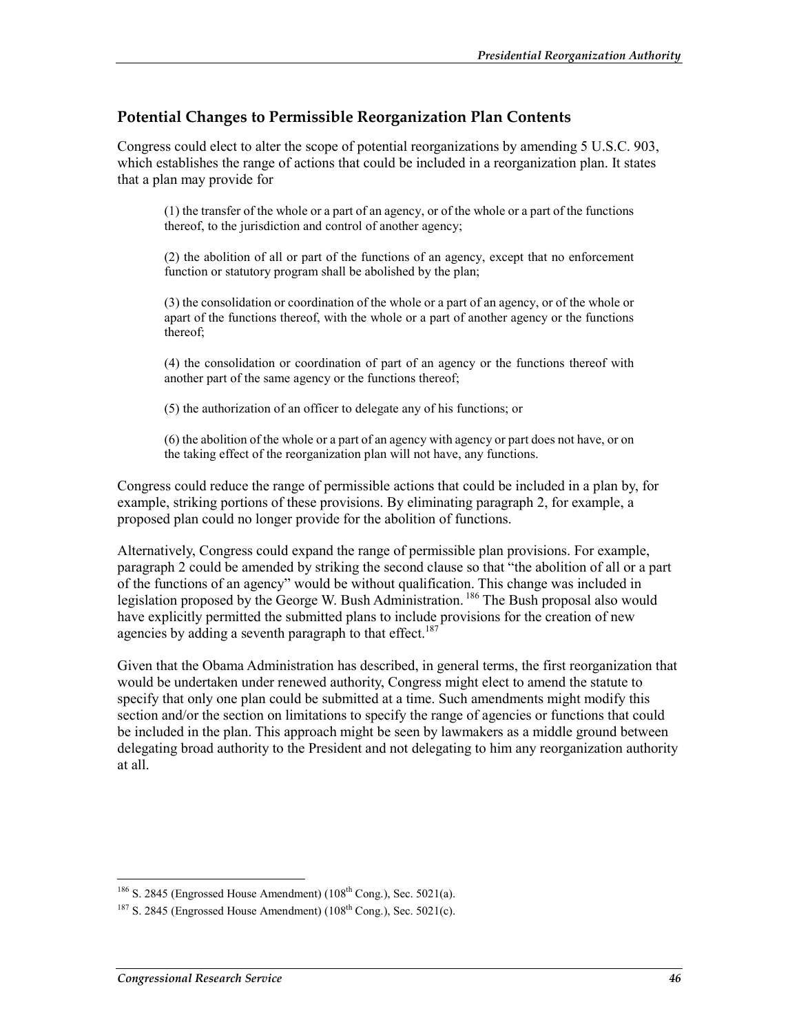## Potential Changes to Permissible Reorganization Plan Contents

Congress could elect to alter the scope of potential reorganizations by amending 5 U.S.C. 903, which establishes the range of actions that could be included in a reorganization plan. It states that a plan may provide for

> (1) the transfer of the whole or a part of an agency, or of the whole or a part of the functions thereof, to the jurisdiction and control of another agency;
>
> (2) the abolition of all or part of the functions of an agency, except that no enforcement function or statutory program shall be abolished by the plan;
>
> (3) the consolidation or coordination of the whole or a part of an agency, or of the whole or apart of the functions thereof, with the whole or a part of another agency or the functions thereof;
>
> (4) the consolidation or coordination of part of an agency or the functions thereof with another part of the same agency or the functions thereof;
>
> (5) the authorization of an officer to delegate any of his functions; or
>
> (6) the abolition of the whole or a part of an agency with agency or part does not have, or on the taking effect of the reorganization plan will not have, any functions.

Congress could reduce the range of permissible actions that could be included in a plan by, for example, striking portions of these provisions. By eliminating paragraph 2, for example, a proposed plan could no longer provide for the abolition of functions.

Alternatively, Congress could expand the range of permissible plan provisions. For example, paragraph 2 could be amended by striking the second clause so that "the abolition of all or a part of the functions of an agency" would be without qualification. This change was included in legislation proposed by the George W. Bush Administration.[186] The Bush proposal also would have explicitly permitted the submitted plans to include provisions for the creation of new agencies by adding a seventh paragraph to that effect.[187]

Given that the Obama Administration has described, in general terms, the first reorganization that would be undertaken under renewed authority, Congress might elect to amend the statute to specify that only one plan could be submitted at a time. Such amendments might modify this section and/or the section on limitations to specify the range of agencies or functions that could be included in the plan. This approach might be seen by lawmakers as a middle ground between delegating broad authority to the President and not delegating to him any reorganization authority at all.

---

[186] S. 2845 (Engrossed House Amendment) (108th Cong.), Sec. 5021(a).

[187] S. 2845 (Engrossed House Amendment) (108th Cong.), Sec. 5021(c).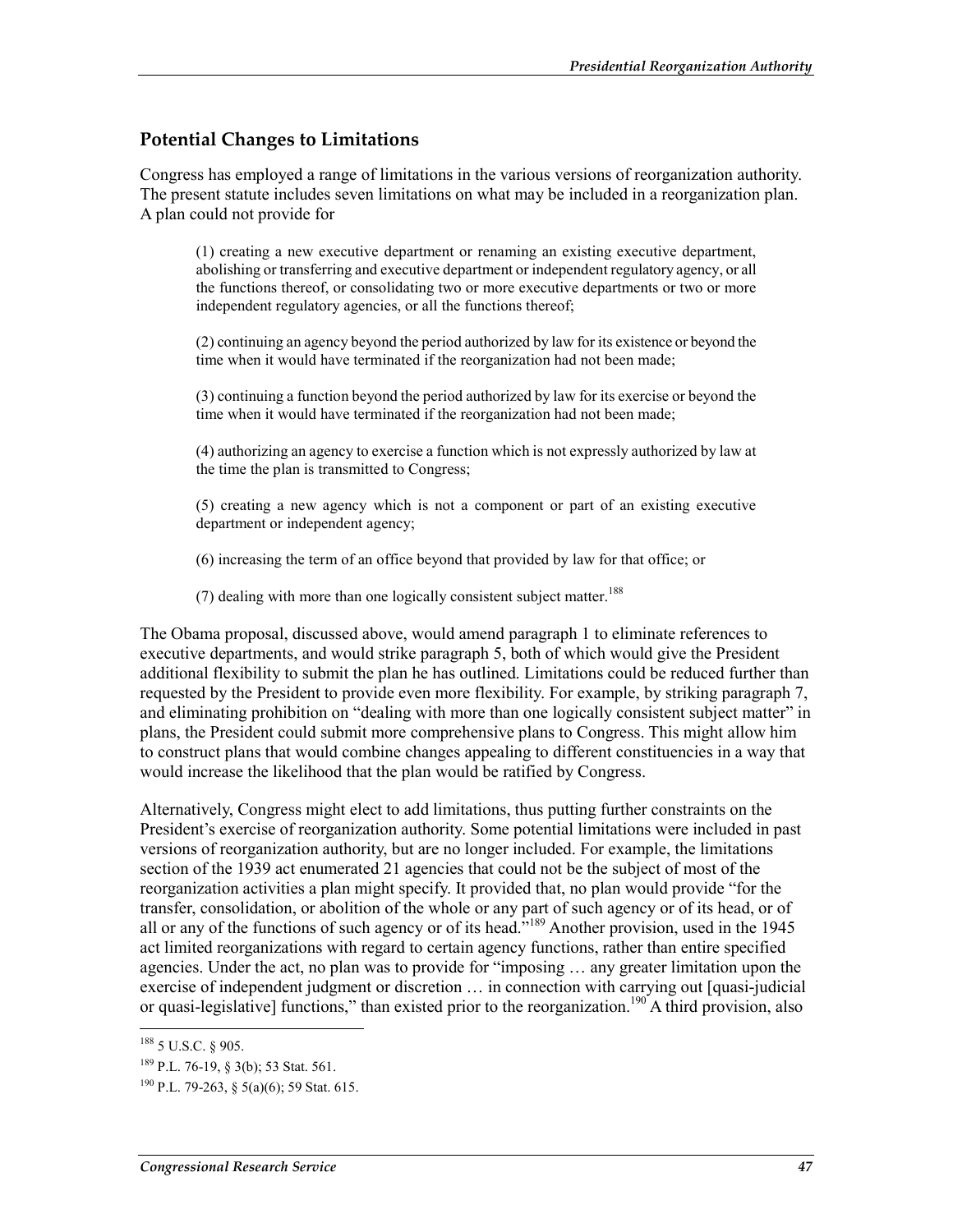## Potential Changes to Limitations

Congress has employed a range of limitations in the various versions of reorganization authority. The present statute includes seven limitations on what may be included in a reorganization plan. A plan could not provide for

> (1) creating a new executive department or renaming an existing executive department, abolishing or transferring and executive department or independent regulatory agency, or all the functions thereof, or consolidating two or more executive departments or two or more independent regulatory agencies, or all the functions thereof;
>
> (2) continuing an agency beyond the period authorized by law for its existence or beyond the time when it would have terminated if the reorganization had not been made;
>
> (3) continuing a function beyond the period authorized by law for its exercise or beyond the time when it would have terminated if the reorganization had not been made;
>
> (4) authorizing an agency to exercise a function which is not expressly authorized by law at the time the plan is transmitted to Congress;
>
> (5) creating a new agency which is not a component or part of an existing executive department or independent agency;
>
> (6) increasing the term of an office beyond that provided by law for that office; or
>
> (7) dealing with more than one logically consistent subject matter.[188]

The Obama proposal, discussed above, would amend paragraph 1 to eliminate references to executive departments, and would strike paragraph 5, both of which would give the President additional flexibility to submit the plan he has outlined. Limitations could be reduced further than requested by the President to provide even more flexibility. For example, by striking paragraph 7, and eliminating prohibition on "dealing with more than one logically consistent subject matter" in plans, the President could submit more comprehensive plans to Congress. This might allow him to construct plans that would combine changes appealing to different constituencies in a way that would increase the likelihood that the plan would be ratified by Congress.

Alternatively, Congress might elect to add limitations, thus putting further constraints on the President's exercise of reorganization authority. Some potential limitations were included in past versions of reorganization authority, but are no longer included. For example, the limitations section of the 1939 act enumerated 21 agencies that could not be the subject of most of the reorganization activities a plan might specify. It provided that, no plan would provide "for the transfer, consolidation, or abolition of the whole or any part of such agency or of its head, or of all or any of the functions of such agency or of its head."[189] Another provision, used in the 1945 act limited reorganizations with regard to certain agency functions, rather than entire specified agencies. Under the act, no plan was to provide for "imposing … any greater limitation upon the exercise of independent judgment or discretion … in connection with carrying out [quasi-judicial or quasi-legislative] functions," than existed prior to the reorganization.[190] A third provision, also

---

[188] 5 U.S.C. § 905.

[189] P.L. 76-19, § 3(b); 53 Stat. 561.

[190] P.L. 79-263, § 5(a)(6); 59 Stat. 615.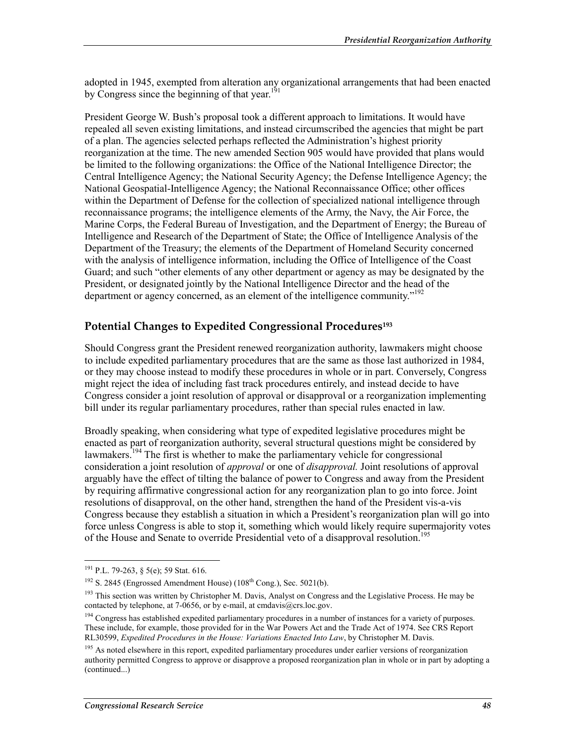adopted in 1945, exempted from alteration any organizational arrangements that had been enacted by Congress since the beginning of that year.[191]

President George W. Bush's proposal took a different approach to limitations. It would have repealed all seven existing limitations, and instead circumscribed the agencies that might be part of a plan. The agencies selected perhaps reflected the Administration's highest priority reorganization at the time. The new amended Section 905 would have provided that plans would be limited to the following organizations: the Office of the National Intelligence Director; the Central Intelligence Agency; the National Security Agency; the Defense Intelligence Agency; the National Geospatial-Intelligence Agency; the National Reconnaissance Office; other offices within the Department of Defense for the collection of specialized national intelligence through reconnaissance programs; the intelligence elements of the Army, the Navy, the Air Force, the Marine Corps, the Federal Bureau of Investigation, and the Department of Energy; the Bureau of Intelligence and Research of the Department of State; the Office of Intelligence Analysis of the Department of the Treasury; the elements of the Department of Homeland Security concerned with the analysis of intelligence information, including the Office of Intelligence of the Coast Guard; and such "other elements of any other department or agency as may be designated by the President, or designated jointly by the National Intelligence Director and the head of the department or agency concerned, as an element of the intelligence community."[192]

## Potential Changes to Expedited Congressional Procedures[193]

Should Congress grant the President renewed reorganization authority, lawmakers might choose to include expedited parliamentary procedures that are the same as those last authorized in 1984, or they may choose instead to modify these procedures in whole or in part. Conversely, Congress might reject the idea of including fast track procedures entirely, and instead decide to have Congress consider a joint resolution of approval or disapproval or a reorganization implementing bill under its regular parliamentary procedures, rather than special rules enacted in law.

Broadly speaking, when considering what type of expedited legislative procedures might be enacted as part of reorganization authority, several structural questions might be considered by lawmakers.[194] The first is whether to make the parliamentary vehicle for congressional consideration a joint resolution of *approval* or one of *disapproval.* Joint resolutions of approval arguably have the effect of tilting the balance of power to Congress and away from the President by requiring affirmative congressional action for any reorganization plan to go into force. Joint resolutions of disapproval, on the other hand, strengthen the hand of the President vis-a-vis Congress because they establish a situation in which a President's reorganization plan will go into force unless Congress is able to stop it, something which would likely require supermajority votes of the House and Senate to override Presidential veto of a disapproval resolution.[195]

---

[191] P.L. 79-263, § 5(e); 59 Stat. 616.

[192] S. 2845 (Engrossed Amendment House) (108th Cong.), Sec. 5021(b).

[193] This section was written by Christopher M. Davis, Analyst on Congress and the Legislative Process. He may be contacted by telephone, at 7-0656, or by e-mail, at cmdavis@crs.loc.gov.

[194] Congress has established expedited parliamentary procedures in a number of instances for a variety of purposes. These include, for example, those provided for in the War Powers Act and the Trade Act of 1974. See CRS Report RL30599, *Expedited Procedures in the House: Variations Enacted Into Law*, by Christopher M. Davis.

[195] As noted elsewhere in this report, expedited parliamentary procedures under earlier versions of reorganization authority permitted Congress to approve or disapprove a proposed reorganization plan in whole or in part by adopting a (continued...)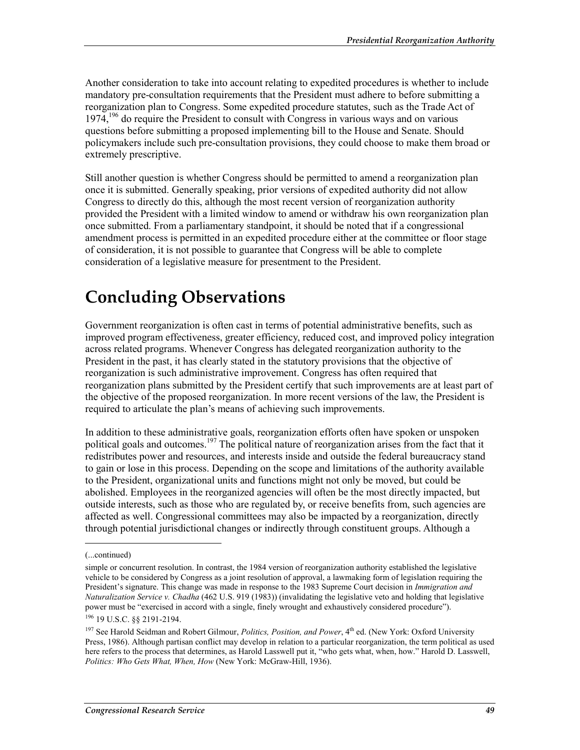Another consideration to take into account relating to expedited procedures is whether to include mandatory pre-consultation requirements that the President must adhere to before submitting a reorganization plan to Congress. Some expedited procedure statutes, such as the Trade Act of 1974,[196] do require the President to consult with Congress in various ways and on various questions before submitting a proposed implementing bill to the House and Senate. Should policymakers include such pre-consultation provisions, they could choose to make them broad or extremely prescriptive.

Still another question is whether Congress should be permitted to amend a reorganization plan once it is submitted. Generally speaking, prior versions of expedited authority did not allow Congress to directly do this, although the most recent version of reorganization authority provided the President with a limited window to amend or withdraw his own reorganization plan once submitted. From a parliamentary standpoint, it should be noted that if a congressional amendment process is permitted in an expedited procedure either at the committee or floor stage of consideration, it is not possible to guarantee that Congress will be able to complete consideration of a legislative measure for presentment to the President.

# Concluding Observations

Government reorganization is often cast in terms of potential administrative benefits, such as improved program effectiveness, greater efficiency, reduced cost, and improved policy integration across related programs. Whenever Congress has delegated reorganization authority to the President in the past, it has clearly stated in the statutory provisions that the objective of reorganization is such administrative improvement. Congress has often required that reorganization plans submitted by the President certify that such improvements are at least part of the objective of the proposed reorganization. In more recent versions of the law, the President is required to articulate the plan's means of achieving such improvements.

In addition to these administrative goals, reorganization efforts often have spoken or unspoken political goals and outcomes.[197] The political nature of reorganization arises from the fact that it redistributes power and resources, and interests inside and outside the federal bureaucracy stand to gain or lose in this process. Depending on the scope and limitations of the authority available to the President, organizational units and functions might not only be moved, but could be abolished. Employees in the reorganized agencies will often be the most directly impacted, but outside interests, such as those who are regulated by, or receive benefits from, such agencies are affected as well. Congressional committees may also be impacted by a reorganization, directly through potential jurisdictional changes or indirectly through constituent groups. Although a

---

(...continued)

simple or concurrent resolution. In contrast, the 1984 version of reorganization authority established the legislative vehicle to be considered by Congress as a joint resolution of approval, a lawmaking form of legislation requiring the President's signature. This change was made in response to the 1983 Supreme Court decision in *Immigration and Naturalization Service v. Chadha* (462 U.S. 919 (1983)) (invalidating the legislative veto and holding that legislative power must be "exercised in accord with a single, finely wrought and exhaustively considered procedure").

[196] 19 U.S.C. §§ 2191-2194.

[197] See Harold Seidman and Robert Gilmour, *Politics, Position, and Power*, 4th ed. (New York: Oxford University Press, 1986). Although partisan conflict may develop in relation to a particular reorganization, the term political as used here refers to the process that determines, as Harold Lasswell put it, "who gets what, when, how." Harold D. Lasswell, *Politics: Who Gets What, When, How* (New York: McGraw-Hill, 1936).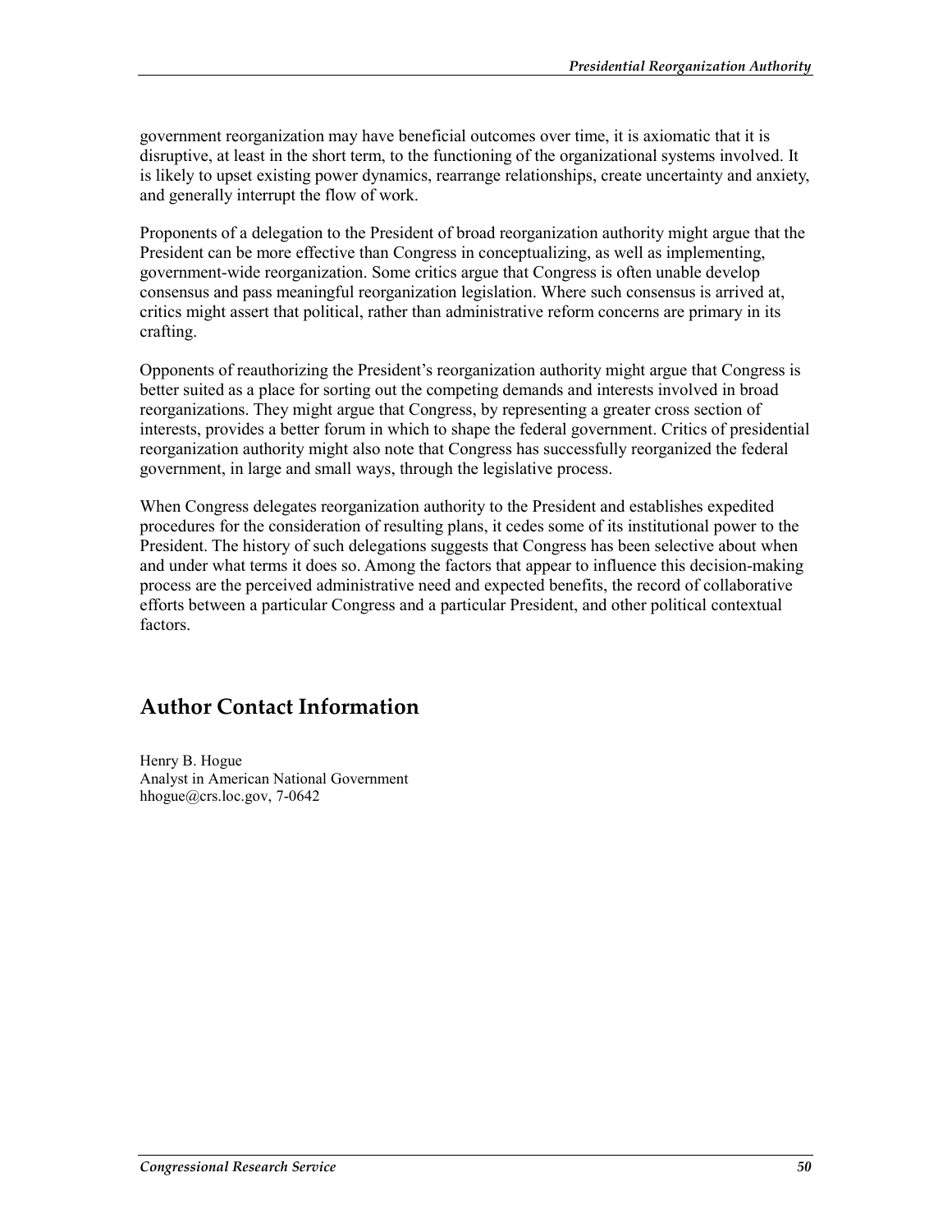government reorganization may have beneficial outcomes over time, it is axiomatic that it is disruptive, at least in the short term, to the functioning of the organizational systems involved. It is likely to upset existing power dynamics, rearrange relationships, create uncertainty and anxiety, and generally interrupt the flow of work.

Proponents of a delegation to the President of broad reorganization authority might argue that the President can be more effective than Congress in conceptualizing, as well as implementing, government-wide reorganization. Some critics argue that Congress is often unable develop consensus and pass meaningful reorganization legislation. Where such consensus is arrived at, critics might assert that political, rather than administrative reform concerns are primary in its crafting.

Opponents of reauthorizing the President's reorganization authority might argue that Congress is better suited as a place for sorting out the competing demands and interests involved in broad reorganizations. They might argue that Congress, by representing a greater cross section of interests, provides a better forum in which to shape the federal government. Critics of presidential reorganization authority might also note that Congress has successfully reorganized the federal government, in large and small ways, through the legislative process.

When Congress delegates reorganization authority to the President and establishes expedited procedures for the consideration of resulting plans, it cedes some of its institutional power to the President. The history of such delegations suggests that Congress has been selective about when and under what terms it does so. Among the factors that appear to influence this decision-making process are the perceived administrative need and expected benefits, the record of collaborative efforts between a particular Congress and a particular President, and other political contextual factors.

## Author Contact Information

Henry B. Hogue
Analyst in American National Government
hhogue@crs.loc.gov, 7-0642